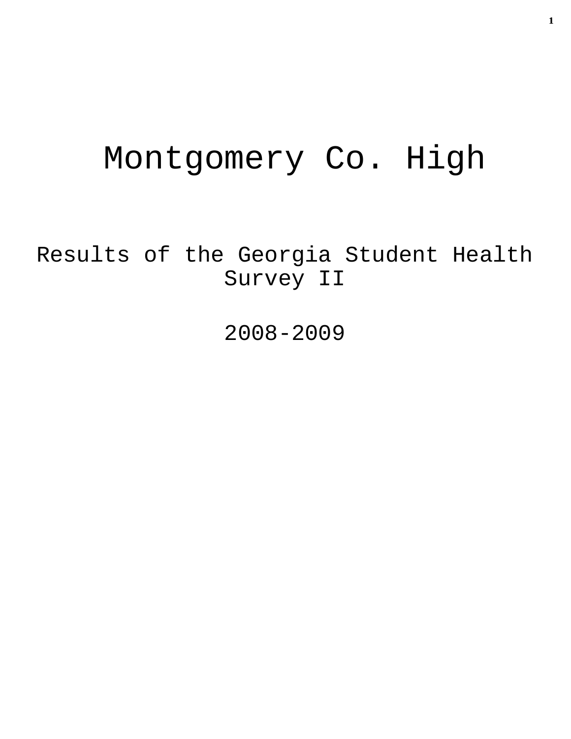# Montgomery Co. High

## Results of the Georgia Student Health Survey II

## 2008-2009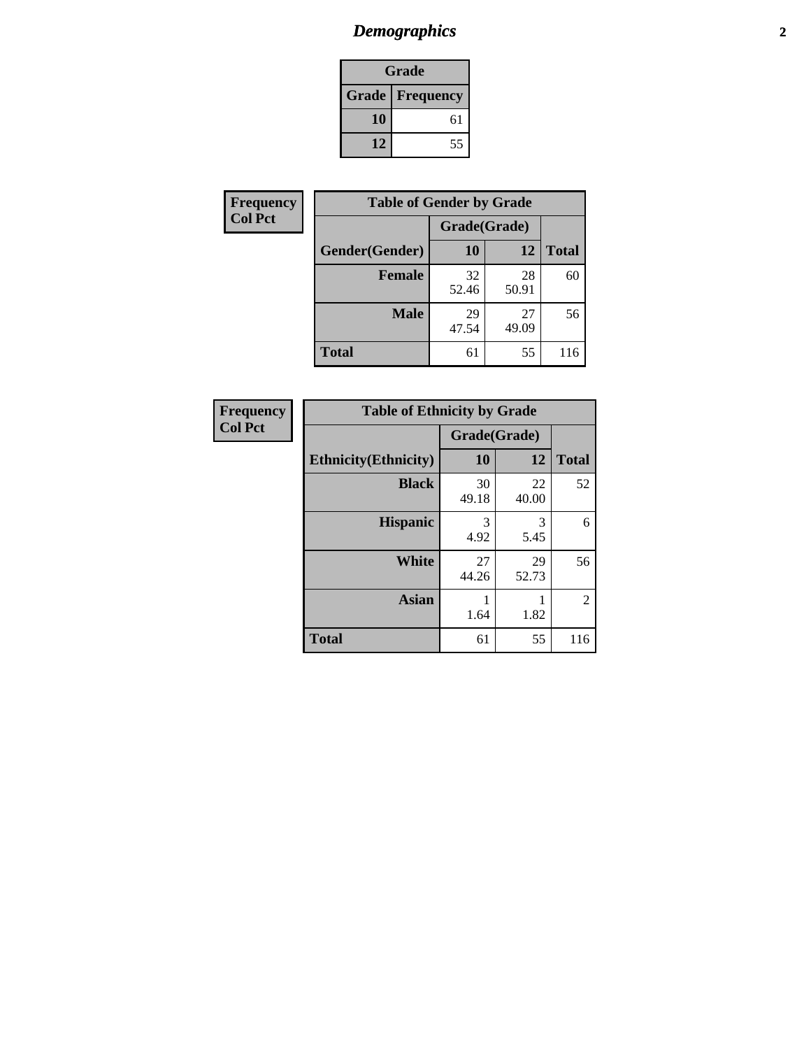## Demographics

| Grade | |
|---|---|
| **Grade** | **Frequency** |
| **10** | 61 |
| **12** | 55 |

**Frequency**
**Col Pct**

| Table of Gender by Grade | | | |
|---|---|---|---|
| | Grade(Grade) | | |
| **Gender(Gender)** | **10** | **12** | **Total** |
| **Female** | 32<br>52.46 | 28<br>50.91 | 60 |
| **Male** | 29<br>47.54 | 27<br>49.09 | 56 |
| **Total** | 61 | 55 | 116 |

**Frequency**
**Col Pct**

| Table of Ethnicity by Grade | | | |
|---|---|---|---|
| | Grade(Grade) | | |
| **Ethnicity(Ethnicity)** | **10** | **12** | **Total** |
| **Black** | 30<br>49.18 | 22<br>40.00 | 52 |
| **Hispanic** | 3<br>4.92 | 3<br>5.45 | 6 |
| **White** | 27<br>44.26 | 29<br>52.73 | 56 |
| **Asian** | 1<br>1.64 | 1<br>1.82 | 2 |
| **Total** | 61 | 55 | 116 |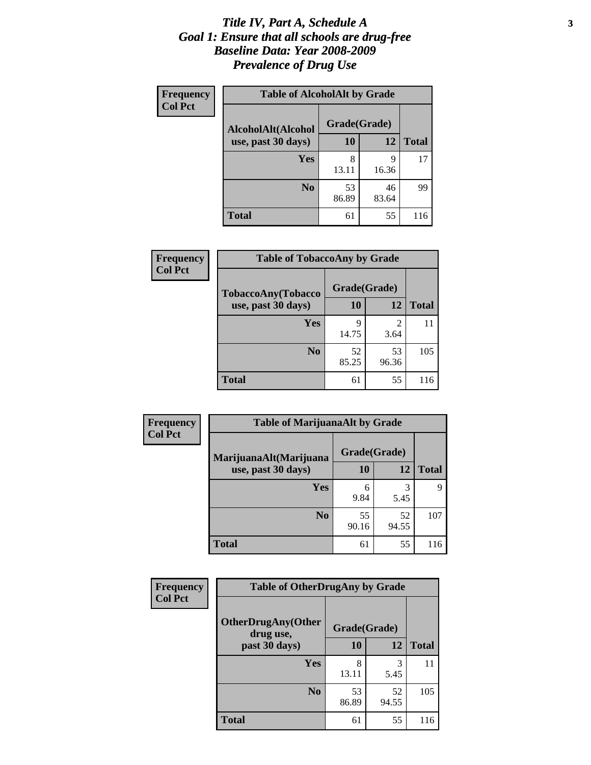# *Title IV, Part A, Schedule A*
# *Goal 1: Ensure that all schools are drug-free*
# *Baseline Data: Year 2008-2009*
# *Prevalence of Drug Use*

**Frequency**
**Col Pct**

| Table of AlcoholAlt by Grade | | | |
|---|---|---|---|
| **AlcoholAlt(Alcohol use, past 30 days)** | **Grade(Grade)** | | |
| | **10** | **12** | **Total** |
| **Yes** | 8<br>13.11 | 9<br>16.36 | 17 |
| **No** | 53<br>86.89 | 46<br>83.64 | 99 |
| **Total** | 61 | 55 | 116 |

**Frequency**
**Col Pct**

| Table of TobaccoAny by Grade | | | |
|---|---|---|---|
| **TobaccoAny(Tobacco use, past 30 days)** | **Grade(Grade)** | | |
| | **10** | **12** | **Total** |
| **Yes** | 9<br>14.75 | 2<br>3.64 | 11 |
| **No** | 52<br>85.25 | 53<br>96.36 | 105 |
| **Total** | 61 | 55 | 116 |

**Frequency**
**Col Pct**

| Table of MarijuanaAlt by Grade | | | |
|---|---|---|---|
| **MarijuanaAlt(Marijuana use, past 30 days)** | **Grade(Grade)** | | |
| | **10** | **12** | **Total** |
| **Yes** | 6<br>9.84 | 3<br>5.45 | 9 |
| **No** | 55<br>90.16 | 52<br>94.55 | 107 |
| **Total** | 61 | 55 | 116 |

**Frequency**
**Col Pct**

| Table of OtherDrugAny by Grade | | | |
|---|---|---|---|
| **OtherDrugAny(Other drug use, past 30 days)** | **Grade(Grade)** | | |
| | **10** | **12** | **Total** |
| **Yes** | 8<br>13.11 | 3<br>5.45 | 11 |
| **No** | 53<br>86.89 | 52<br>94.55 | 105 |
| **Total** | 61 | 55 | 116 |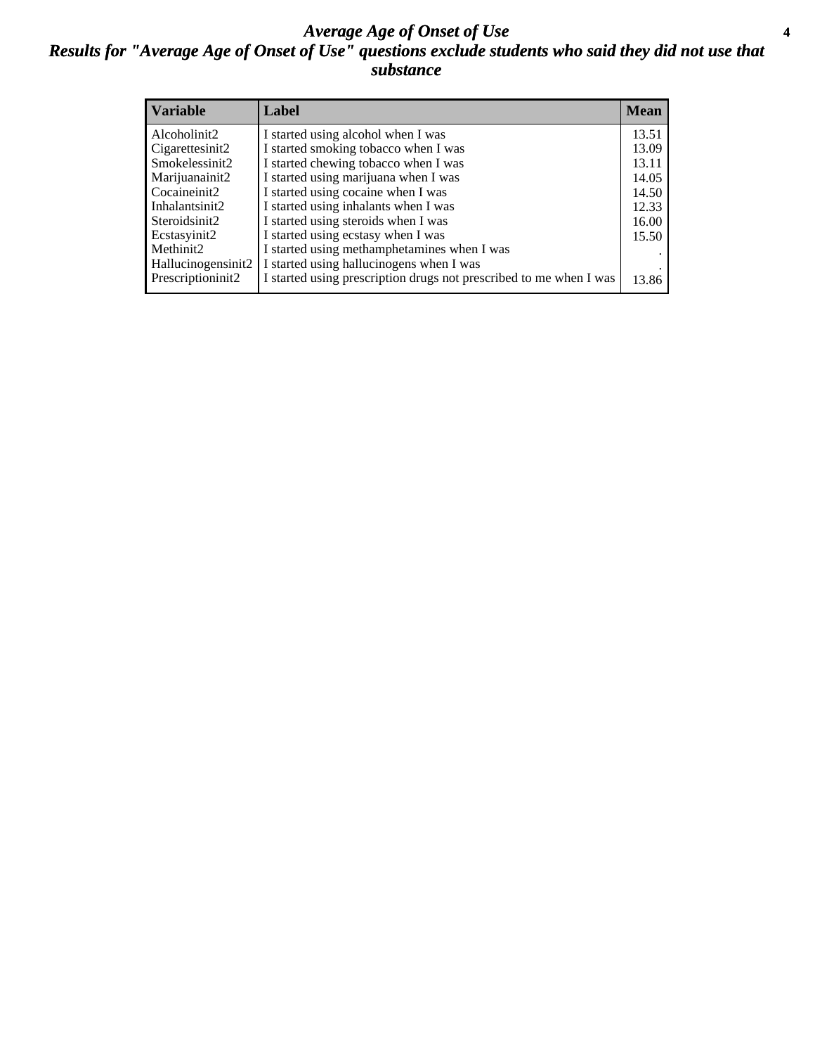# *Average Age of Onset of Use*

## *Results for "Average Age of Onset of Use" questions exclude students who said they did not use that substance*

| Variable | Label | Mean |
| --- | --- | --- |
| Alcoholinit2 | I started using alcohol when I was | 13.51 |
| Cigarettesinit2 | I started smoking tobacco when I was | 13.09 |
| Smokelessinit2 | I started chewing tobacco when I was | 13.11 |
| Marijuanainit2 | I started using marijuana when I was | 14.05 |
| Cocaineinit2 | I started using cocaine when I was | 14.50 |
| Inhalantsinit2 | I started using inhalants when I was | 12.33 |
| Steroidsinit2 | I started using steroids when I was | 16.00 |
| Ecstasyinit2 | I started using ecstasy when I was | 15.50 |
| Methinit2 | I started using methamphetamines when I was | . |
| Hallucinogensinit2 | I started using hallucinogens when I was | . |
| Prescriptioninit2 | I started using prescription drugs not prescribed to me when I was | 13.86 |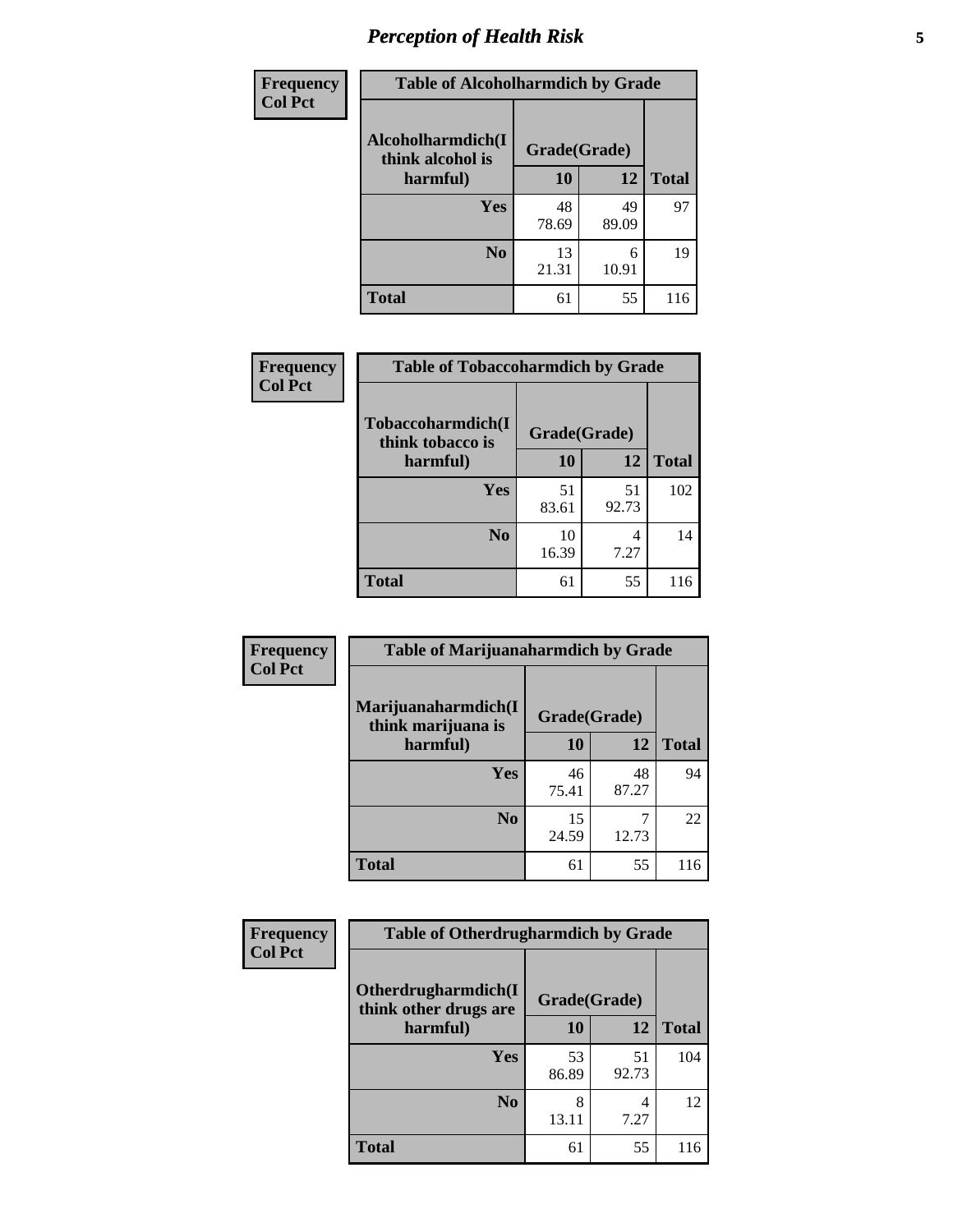| Frequency Col Pct | Table of Alcoholharmdich by Grade | | |
|---|---|---|---|
| Alcoholharmdich(I think alcohol is harmful) | Grade(Grade) | | |
| | 10 | 12 | Total |
| Yes | 48<br>78.69 | 49<br>89.09 | 97 |
| No | 13<br>21.31 | 6<br>10.91 | 19 |
| Total | 61 | 55 | 116 |

| Frequency Col Pct | Table of Tobaccoharmdich by Grade | | |
|---|---|---|---|
| Tobaccoharmdich(I think tobacco is harmful) | Grade(Grade) | | |
| | 10 | 12 | Total |
| Yes | 51<br>83.61 | 51<br>92.73 | 102 |
| No | 10<br>16.39 | 4<br>7.27 | 14 |
| Total | 61 | 55 | 116 |

| Frequency Col Pct | Table of Marijuanaharmdich by Grade | | |
|---|---|---|---|
| Marijuanaharmdich(I think marijuana is harmful) | Grade(Grade) | | |
| | 10 | 12 | Total |
| Yes | 46<br>75.41 | 48<br>87.27 | 94 |
| No | 15<br>24.59 | 7<br>12.73 | 22 |
| Total | 61 | 55 | 116 |

| Frequency Col Pct | Table of Otherdrugharmdich by Grade | | |
|---|---|---|---|
| Otherdrugharmdich(I think other drugs are harmful) | Grade(Grade) | | |
| | 10 | 12 | Total |
| Yes | 53<br>86.89 | 51<br>92.73 | 104 |
| No | 8<br>13.11 | 4<br>7.27 | 12 |
| Total | 61 | 55 | 116 |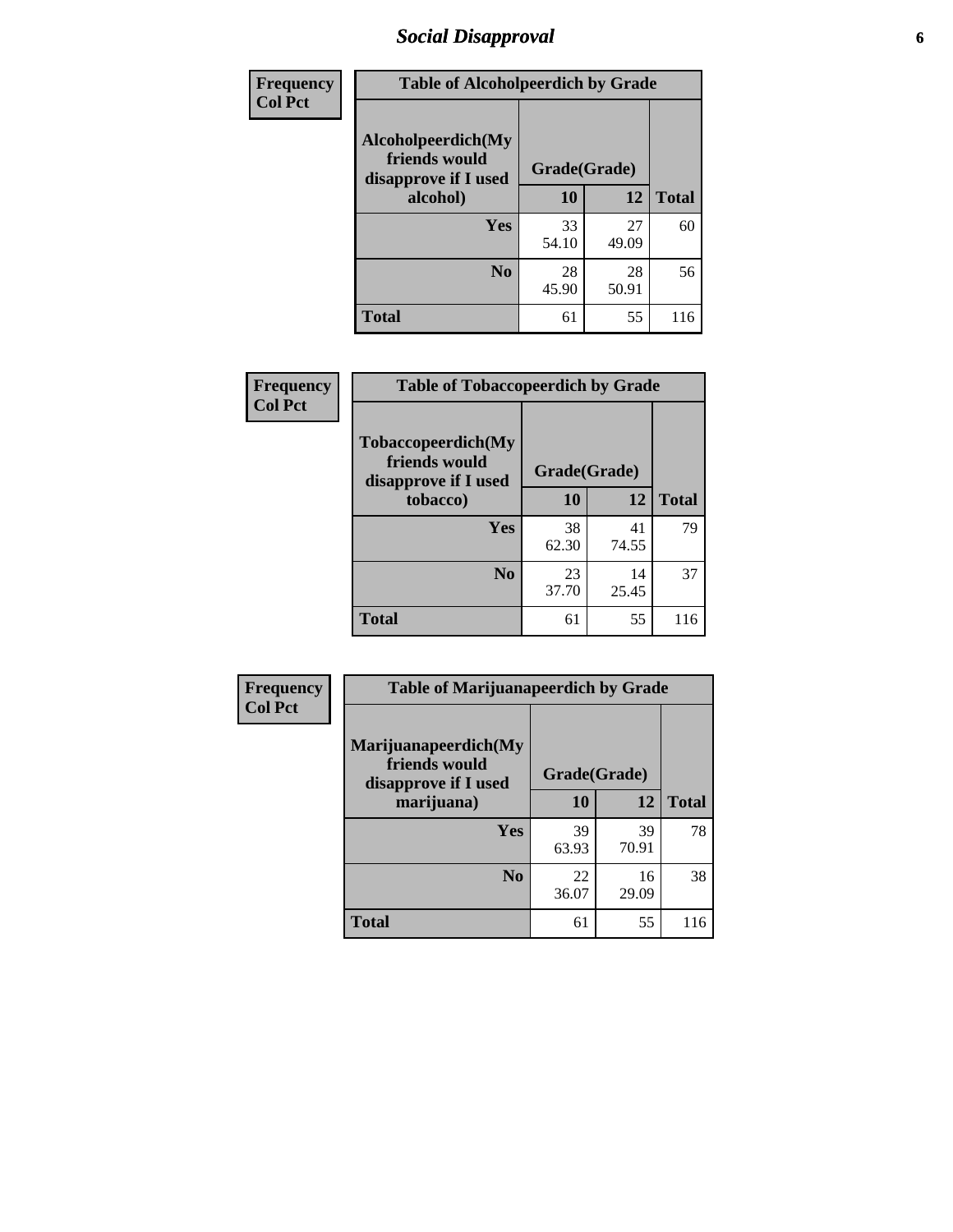# Social Disapproval

| Frequency<br>Col Pct | | | |
|---|---|---|---|

**Table of Alcoholpeerdich by Grade**

| Alcoholpeerdich(My friends would disapprove if I used alcohol) | Grade(Grade) 10 | 12 | Total |
|---|---|---|---|
| Yes | 33<br>54.10 | 27<br>49.09 | 60 |
| No | 28<br>45.90 | 28<br>50.91 | 56 |
| Total | 61 | 55 | 116 |

**Table of Tobaccopeerdich by Grade**

| Tobaccopeerdich(My friends would disapprove if I used tobacco) | Grade(Grade) 10 | 12 | Total |
|---|---|---|---|
| Yes | 38<br>62.30 | 41<br>74.55 | 79 |
| No | 23<br>37.70 | 14<br>25.45 | 37 |
| Total | 61 | 55 | 116 |

**Table of Marijuanapeerdich by Grade**

| Marijuanapeerdich(My friends would disapprove if I used marijuana) | Grade(Grade) 10 | 12 | Total |
|---|---|---|---|
| Yes | 39<br>63.93 | 39<br>70.91 | 78 |
| No | 22<br>36.07 | 16<br>29.09 | 38 |
| Total | 61 | 55 | 116 |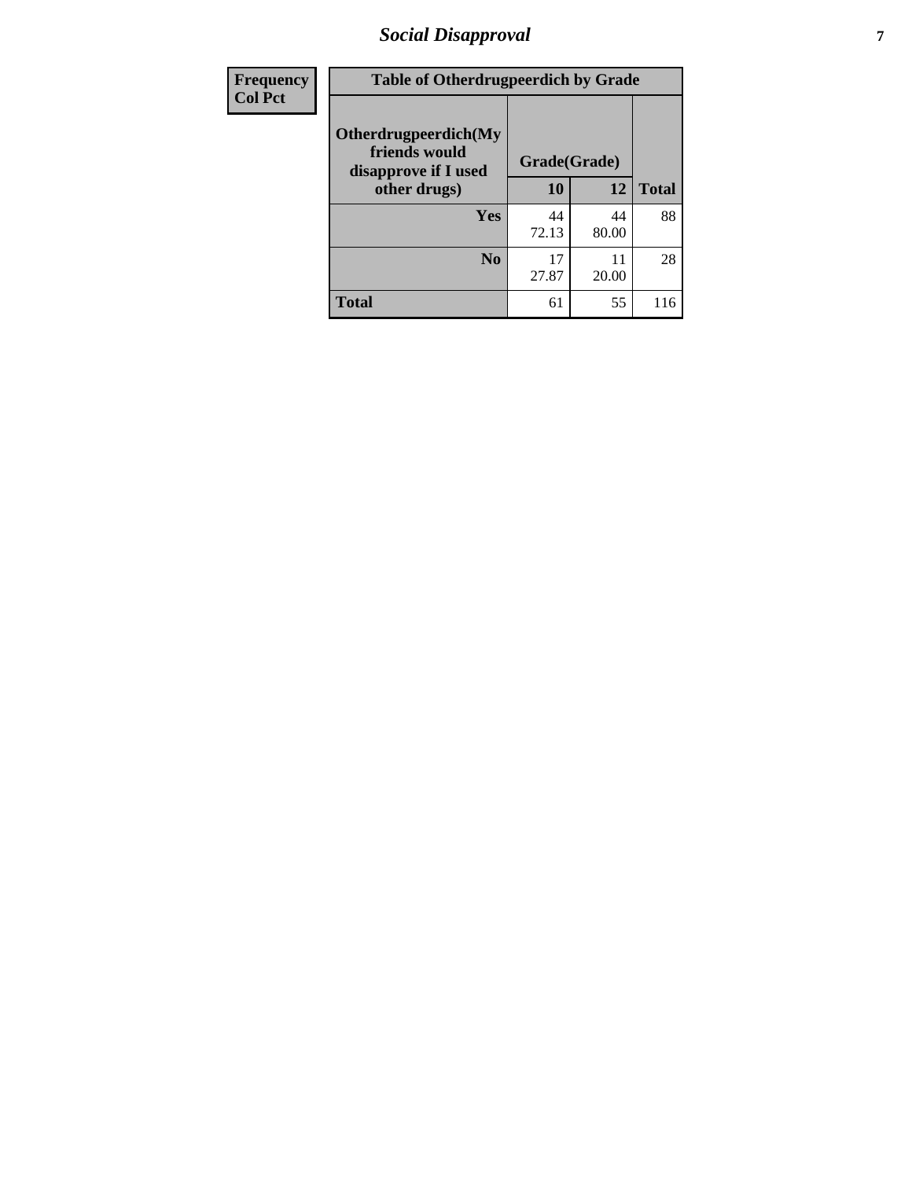| Frequency<br>Col Pct | Table of Otherdrugpeerdich by Grade | | | |
|---|---|---|---|---|
| | Otherdrugpeerdich(My friends would disapprove if I used other drugs) | Grade(Grade) | | |
| | | 10 | 12 | Total |
| | Yes | 44<br>72.13 | 44<br>80.00 | 88 |
| | No | 17<br>27.87 | 11<br>20.00 | 28 |
| | Total | 61 | 55 | 116 |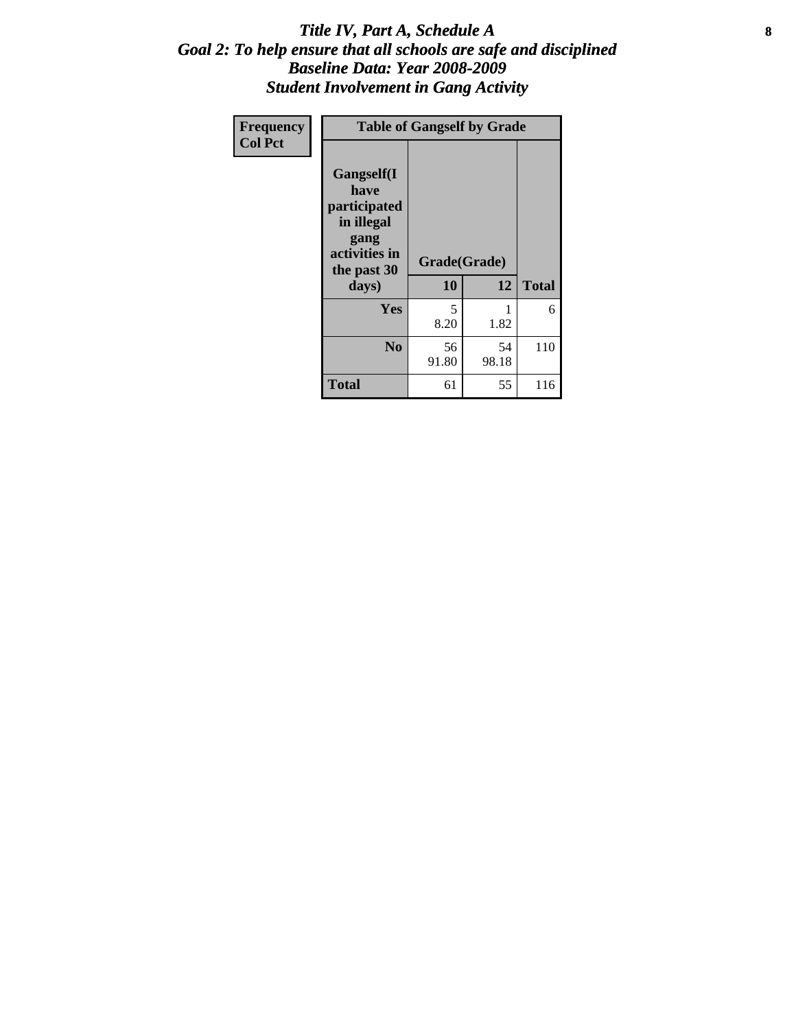# Title IV, Part A, Schedule A
## Goal 2: To help ensure that all schools are safe and disciplined
## Baseline Data: Year 2008-2009
## Student Involvement in Gang Activity

| Frequency<br>Col Pct | Table of Gangself by Grade | | |
|---|---|---|---|
| Gangself(I have participated in illegal gang activities in the past 30 days) | Grade(Grade) | | |
| | 10 | 12 | Total |
| Yes | 5<br>8.20 | 1<br>1.82 | 6 |
| No | 56<br>91.80 | 54<br>98.18 | 110 |
| Total | 61 | 55 | 116 |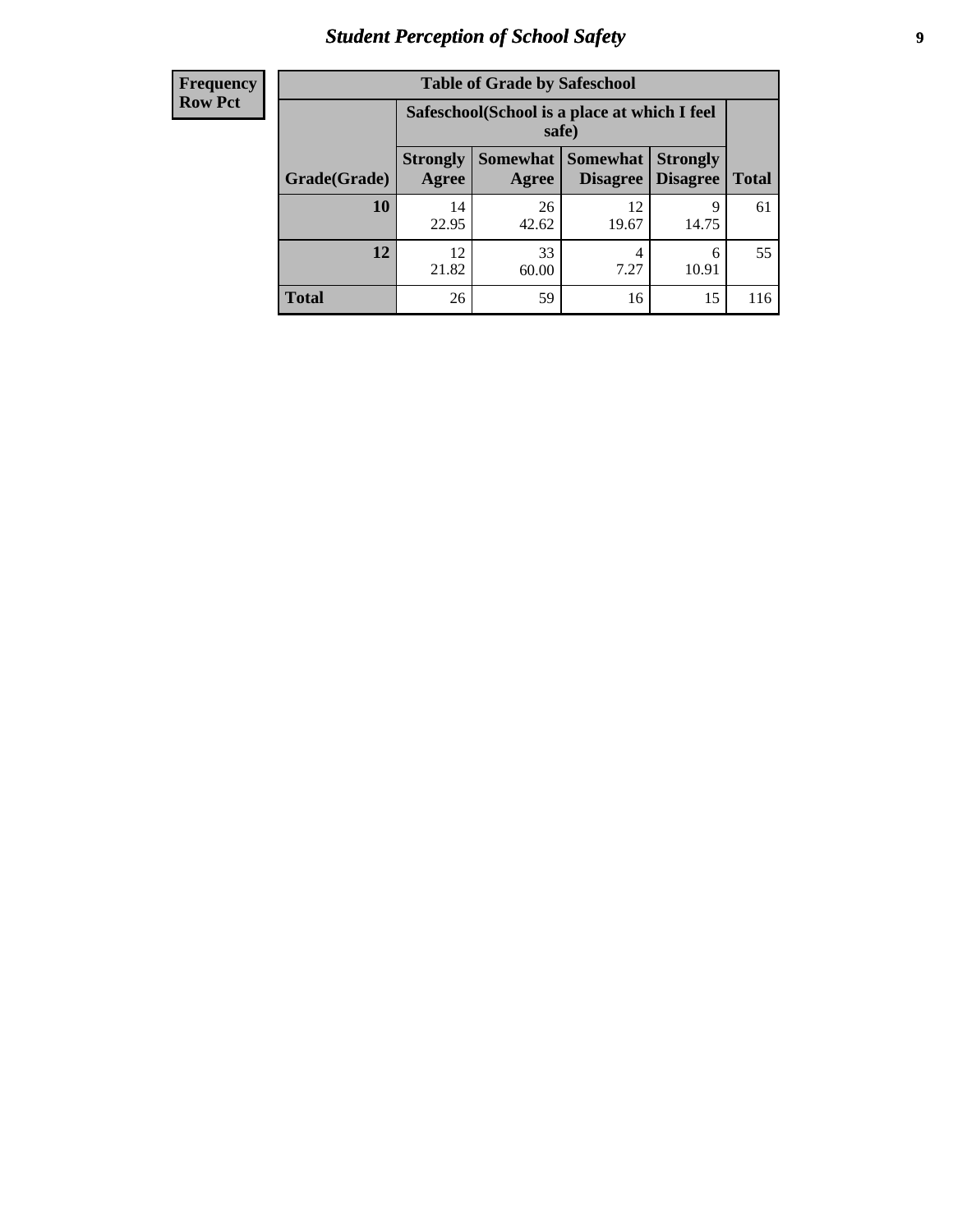| Frequency<br>Row Pct |
|---|

**Table of Grade by Safeschool**

| Grade(Grade) | Safeschool(School is a place at which I feel safe) | | | | Total |
|---|---|---|---|---|---|
| | Strongly Agree | Somewhat Agree | Somewhat Disagree | Strongly Disagree | |
| 10 | 14<br>22.95 | 26<br>42.62 | 12<br>19.67 | 9<br>14.75 | 61 |
| 12 | 12<br>21.82 | 33<br>60.00 | 4<br>7.27 | 6<br>10.91 | 55 |
| Total | 26 | 59 | 16 | 15 | 116 |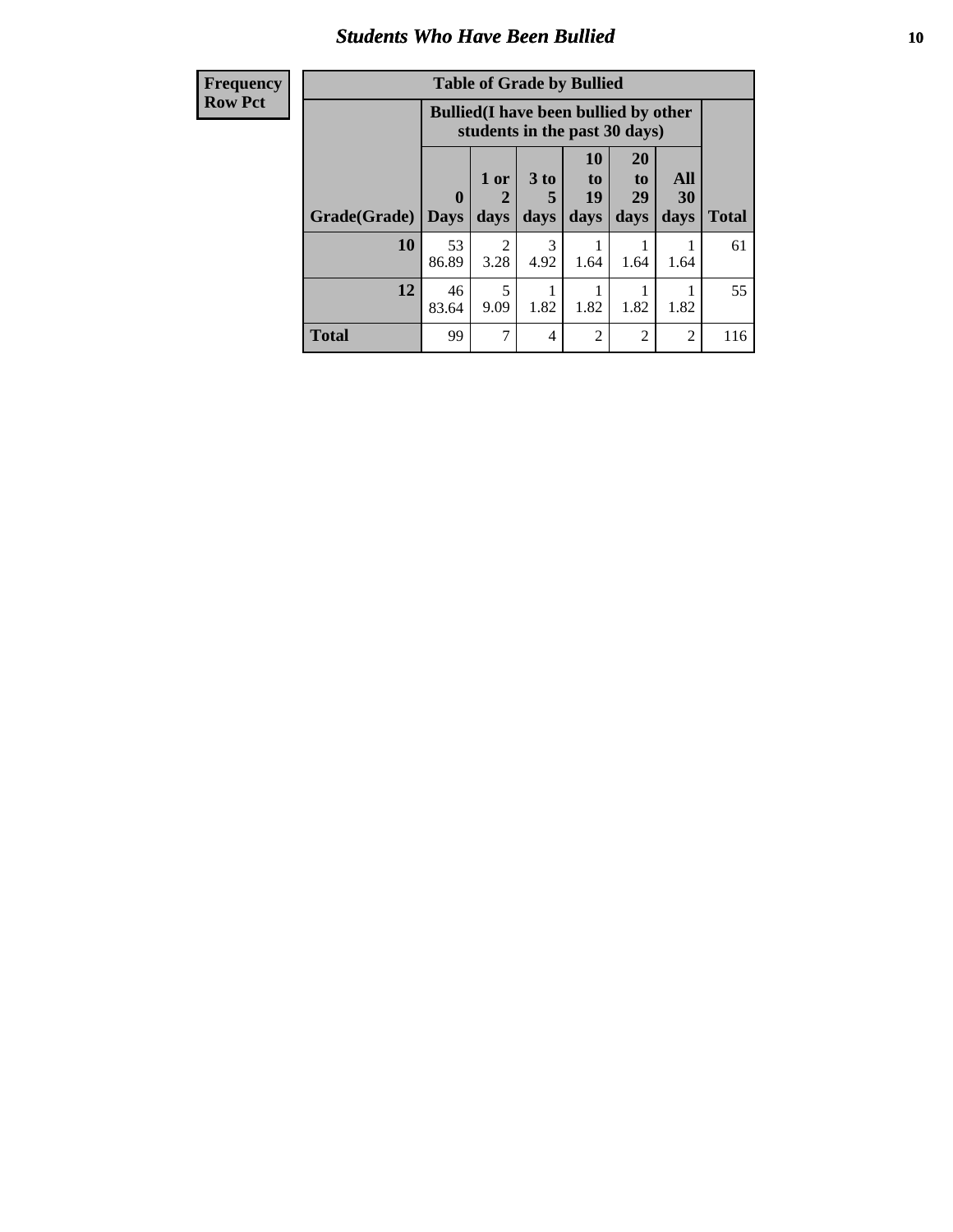## Students Who Have Been Bullied

| Frequency Row Pct |
|---|

**Table of Grade by Bullied**

| Grade(Grade) | Bullied(I have been bullied by other students in the past 30 days) | | | | | | Total |
|---|---|---|---|---|---|---|---|
| | 0 Days | 1 or 2 days | 3 to 5 days | 10 to 19 days | 20 to 29 days | All 30 days | |
| **10** | 53<br>86.89 | 2<br>3.28 | 3<br>4.92 | 1<br>1.64 | 1<br>1.64 | 1<br>1.64 | 61 |
| **12** | 46<br>83.64 | 5<br>9.09 | 1<br>1.82 | 1<br>1.82 | 1<br>1.82 | 1<br>1.82 | 55 |
| **Total** | 99 | 7 | 4 | 2 | 2 | 2 | 116 |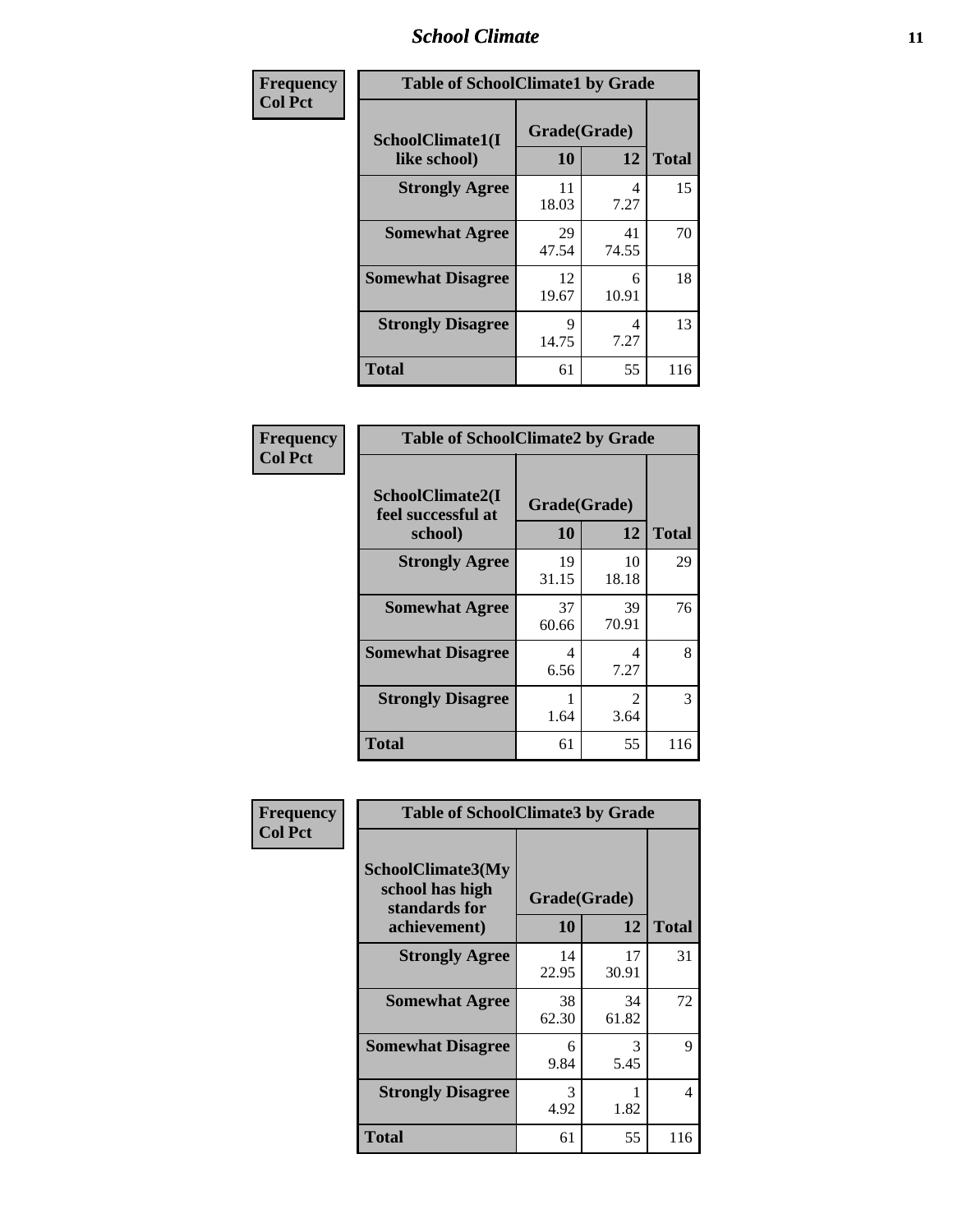| Frequency<br>Col Pct | Table of SchoolClimate1 by Grade | | |
|---|---|---|---|
| SchoolClimate1(I like school) | Grade(Grade) | | |
| | 10 | 12 | Total |
| Strongly Agree | 11<br>18.03 | 4<br>7.27 | 15 |
| Somewhat Agree | 29<br>47.54 | 41<br>74.55 | 70 |
| Somewhat Disagree | 12<br>19.67 | 6<br>10.91 | 18 |
| Strongly Disagree | 9<br>14.75 | 4<br>7.27 | 13 |
| Total | 61 | 55 | 116 |

| Frequency<br>Col Pct | Table of SchoolClimate2 by Grade | | |
|---|---|---|---|
| SchoolClimate2(I feel successful at school) | Grade(Grade) | | |
| | 10 | 12 | Total |
| Strongly Agree | 19<br>31.15 | 10<br>18.18 | 29 |
| Somewhat Agree | 37<br>60.66 | 39<br>70.91 | 76 |
| Somewhat Disagree | 4<br>6.56 | 4<br>7.27 | 8 |
| Strongly Disagree | 1<br>1.64 | 2<br>3.64 | 3 |
| Total | 61 | 55 | 116 |

| Frequency<br>Col Pct | Table of SchoolClimate3 by Grade | | |
|---|---|---|---|
| SchoolClimate3(My school has high standards for achievement) | Grade(Grade) | | |
| | 10 | 12 | Total |
| Strongly Agree | 14<br>22.95 | 17<br>30.91 | 31 |
| Somewhat Agree | 38<br>62.30 | 34<br>61.82 | 72 |
| Somewhat Disagree | 6<br>9.84 | 3<br>5.45 | 9 |
| Strongly Disagree | 3<br>4.92 | 1<br>1.82 | 4 |
| Total | 61 | 55 | 116 |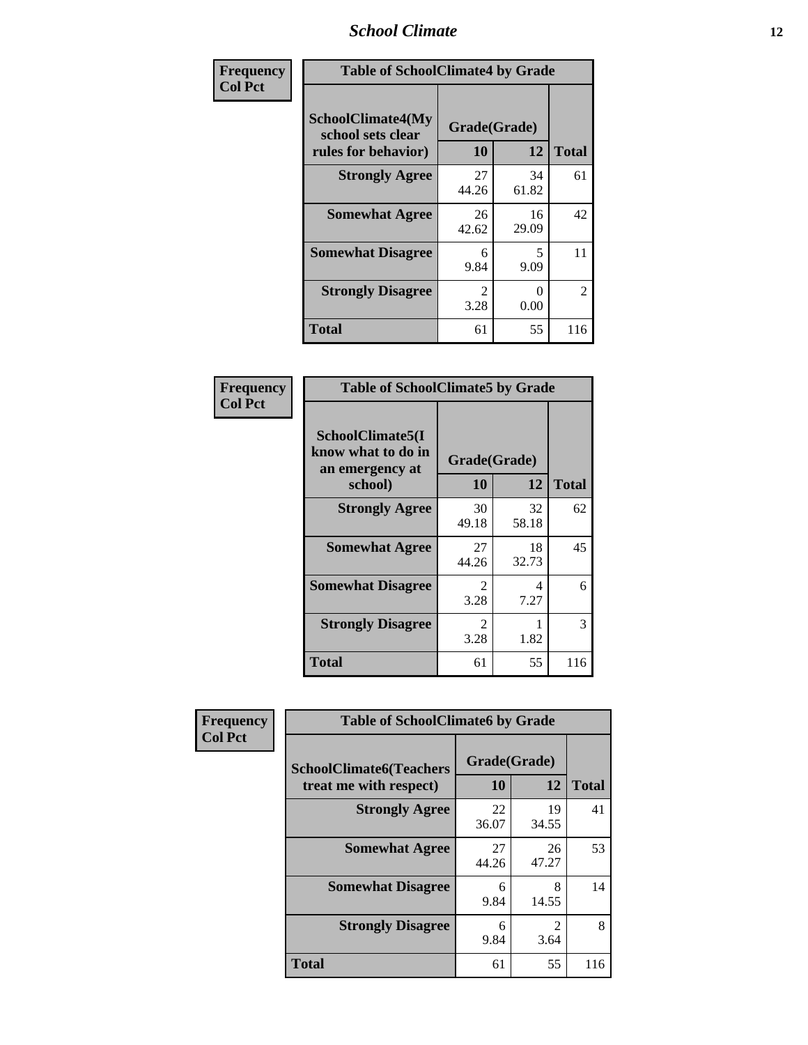| Frequency<br>Col Pct | Table of SchoolClimate4 by Grade | | |
|---|---|---|---|
| SchoolClimate4(My school sets clear rules for behavior) | Grade(Grade) | | |
| | 10 | 12 | Total |
| Strongly Agree | 27<br>44.26 | 34<br>61.82 | 61 |
| Somewhat Agree | 26<br>42.62 | 16<br>29.09 | 42 |
| Somewhat Disagree | 6<br>9.84 | 5<br>9.09 | 11 |
| Strongly Disagree | 2<br>3.28 | 0<br>0.00 | 2 |
| Total | 61 | 55 | 116 |

| Frequency<br>Col Pct | Table of SchoolClimate5 by Grade | | |
|---|---|---|---|
| SchoolClimate5(I know what to do in an emergency at school) | Grade(Grade) | | |
| | 10 | 12 | Total |
| Strongly Agree | 30<br>49.18 | 32<br>58.18 | 62 |
| Somewhat Agree | 27<br>44.26 | 18<br>32.73 | 45 |
| Somewhat Disagree | 2<br>3.28 | 4<br>7.27 | 6 |
| Strongly Disagree | 2<br>3.28 | 1<br>1.82 | 3 |
| Total | 61 | 55 | 116 |

| Frequency<br>Col Pct | Table of SchoolClimate6 by Grade | | |
|---|---|---|---|
| SchoolClimate6(Teachers treat me with respect) | Grade(Grade) | | |
| | 10 | 12 | Total |
| Strongly Agree | 22<br>36.07 | 19<br>34.55 | 41 |
| Somewhat Agree | 27<br>44.26 | 26<br>47.27 | 53 |
| Somewhat Disagree | 6<br>9.84 | 8<br>14.55 | 14 |
| Strongly Disagree | 6<br>9.84 | 2<br>3.64 | 8 |
| Total | 61 | 55 | 116 |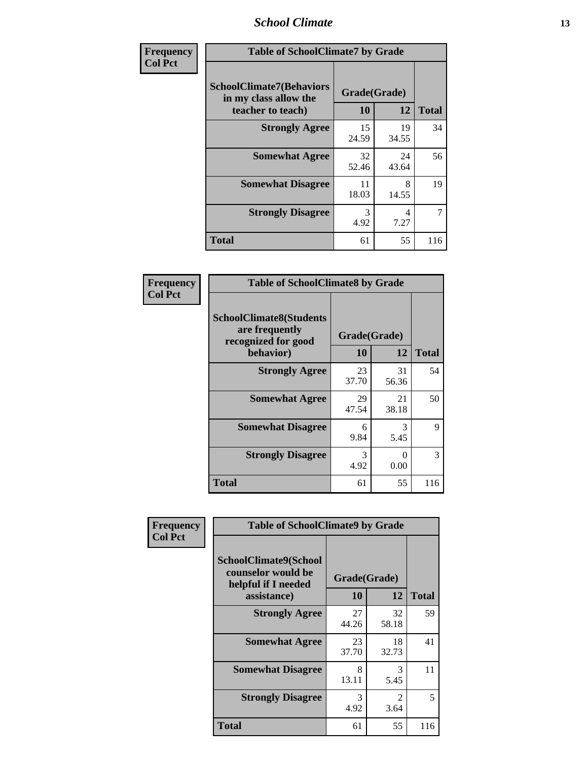| Frequency<br>Col Pct | | | |
|---|---|---|---|

**Table of SchoolClimate7 by Grade**

| SchoolClimate7(Behaviors in my class allow the teacher to teach) | Grade(Grade) | | |
|---|---|---|---|
| | 10 | 12 | Total |
| **Strongly Agree** | 15<br>24.59 | 19<br>34.55 | 34 |
| **Somewhat Agree** | 32<br>52.46 | 24<br>43.64 | 56 |
| **Somewhat Disagree** | 11<br>18.03 | 8<br>14.55 | 19 |
| **Strongly Disagree** | 3<br>4.92 | 4<br>7.27 | 7 |
| **Total** | 61 | 55 | 116 |

| Frequency<br>Col Pct | | | |
|---|---|---|---|

**Table of SchoolClimate8 by Grade**

| SchoolClimate8(Students are frequently recognized for good behavior) | Grade(Grade) | | |
|---|---|---|---|
| | 10 | 12 | Total |
| **Strongly Agree** | 23<br>37.70 | 31<br>56.36 | 54 |
| **Somewhat Agree** | 29<br>47.54 | 21<br>38.18 | 50 |
| **Somewhat Disagree** | 6<br>9.84 | 3<br>5.45 | 9 |
| **Strongly Disagree** | 3<br>4.92 | 0<br>0.00 | 3 |
| **Total** | 61 | 55 | 116 |

| Frequency<br>Col Pct | | | |
|---|---|---|---|

**Table of SchoolClimate9 by Grade**

| SchoolClimate9(School counselor would be helpful if I needed assistance) | Grade(Grade) | | |
|---|---|---|---|
| | 10 | 12 | Total |
| **Strongly Agree** | 27<br>44.26 | 32<br>58.18 | 59 |
| **Somewhat Agree** | 23<br>37.70 | 18<br>32.73 | 41 |
| **Somewhat Disagree** | 8<br>13.11 | 3<br>5.45 | 11 |
| **Strongly Disagree** | 3<br>4.92 | 2<br>3.64 | 5 |
| **Total** | 61 | 55 | 116 |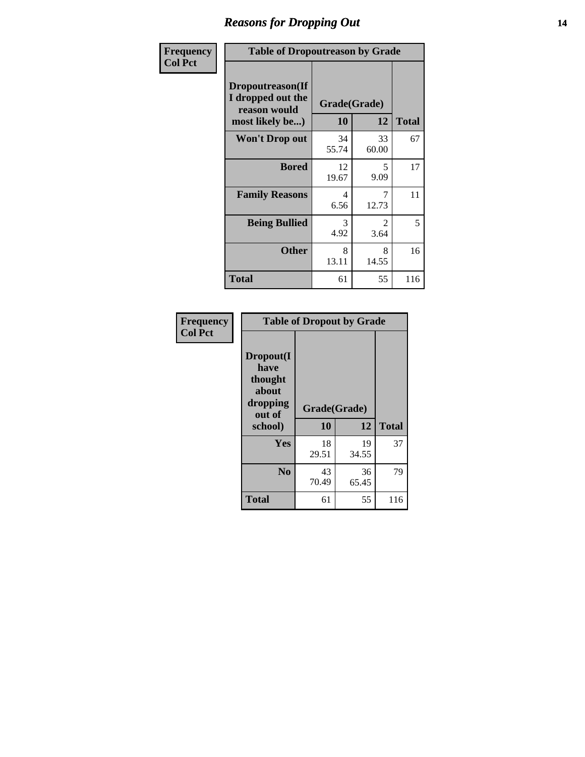## Reasons for Dropping Out

**Frequency**
**Col Pct**

| Table of Dropoutreason by Grade | | | |
|---|---|---|---|
| Dropoutreason(If I dropped out the reason would most likely be...) | Grade(Grade) | | |
| | 10 | 12 | Total |
| **Won't Drop out** | 34<br>55.74 | 33<br>60.00 | 67 |
| **Bored** | 12<br>19.67 | 5<br>9.09 | 17 |
| **Family Reasons** | 4<br>6.56 | 7<br>12.73 | 11 |
| **Being Bullied** | 3<br>4.92 | 2<br>3.64 | 5 |
| **Other** | 8<br>13.11 | 8<br>14.55 | 16 |
| **Total** | 61 | 55 | 116 |

**Frequency**
**Col Pct**

| Table of Dropout by Grade | | | |
|---|---|---|---|
| Dropout(I have thought about dropping out of school) | Grade(Grade) | | |
| | 10 | 12 | Total |
| **Yes** | 18<br>29.51 | 19<br>34.55 | 37 |
| **No** | 43<br>70.49 | 36<br>65.45 | 79 |
| **Total** | 61 | 55 | 116 |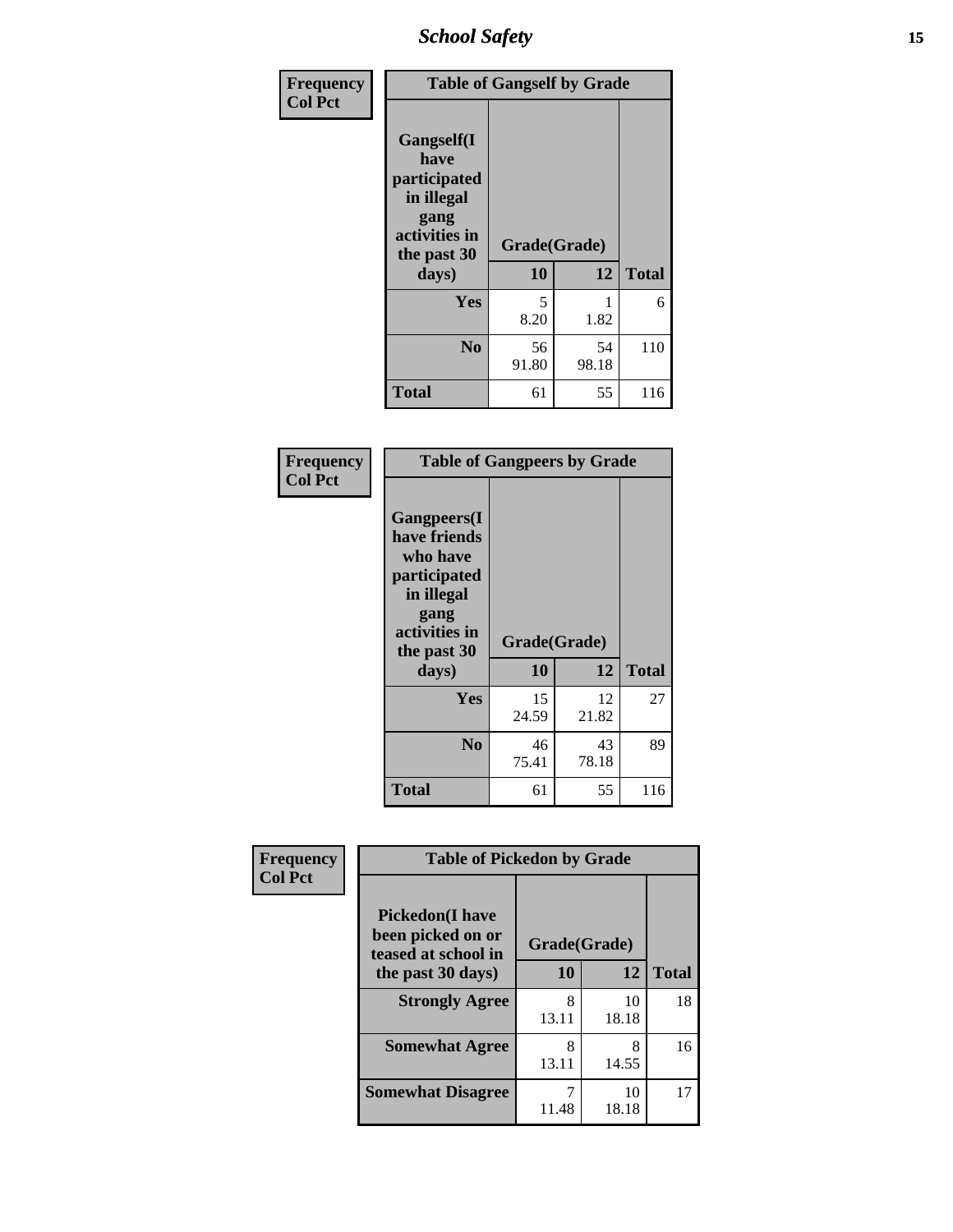| Frequency<br>Col Pct | Table of Gangself by Grade | | |
|---|---|---|---|
| Gangself(I have participated in illegal gang activities in the past 30 days) | Grade(Grade) | | |
| | 10 | 12 | Total |
| Yes | 5<br>8.20 | 1<br>1.82 | 6 |
| No | 56<br>91.80 | 54<br>98.18 | 110 |
| Total | 61 | 55 | 116 |

| Frequency<br>Col Pct | Table of Gangpeers by Grade | | |
|---|---|---|---|
| Gangpeers(I have friends who have participated in illegal gang activities in the past 30 days) | Grade(Grade) | | |
| | 10 | 12 | Total |
| Yes | 15<br>24.59 | 12<br>21.82 | 27 |
| No | 46<br>75.41 | 43<br>78.18 | 89 |
| Total | 61 | 55 | 116 |

| Frequency<br>Col Pct | Table of Pickedon by Grade | | |
|---|---|---|---|
| Pickedon(I have been picked on or teased at school in the past 30 days) | Grade(Grade) | | |
| | 10 | 12 | Total |
| Strongly Agree | 8<br>13.11 | 10<br>18.18 | 18 |
| Somewhat Agree | 8<br>13.11 | 8<br>14.55 | 16 |
| Somewhat Disagree | 7<br>11.48 | 10<br>18.18 | 17 |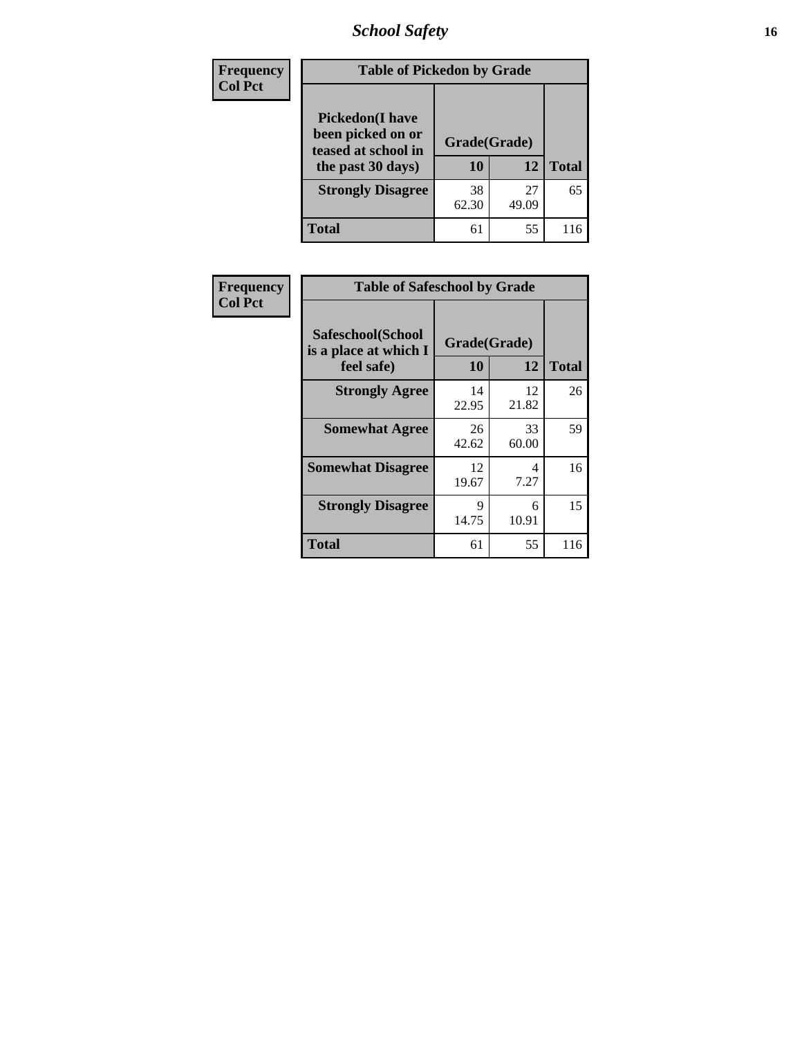| Frequency<br>Col Pct | Table of Pickedon by Grade | | |
|---|---|---|---|
| Pickedon(I have been picked on or teased at school in the past 30 days) | Grade(Grade) | | |
| | 10 | 12 | Total |
| Strongly Disagree | 38<br>62.30 | 27<br>49.09 | 65 |
| Total | 61 | 55 | 116 |

| Frequency<br>Col Pct | Table of Safeschool by Grade | | |
|---|---|---|---|
| Safeschool(School is a place at which I feel safe) | Grade(Grade) | | |
| | 10 | 12 | Total |
| Strongly Agree | 14<br>22.95 | 12<br>21.82 | 26 |
| Somewhat Agree | 26<br>42.62 | 33<br>60.00 | 59 |
| Somewhat Disagree | 12<br>19.67 | 4<br>7.27 | 16 |
| Strongly Disagree | 9<br>14.75 | 6<br>10.91 | 15 |
| Total | 61 | 55 | 116 |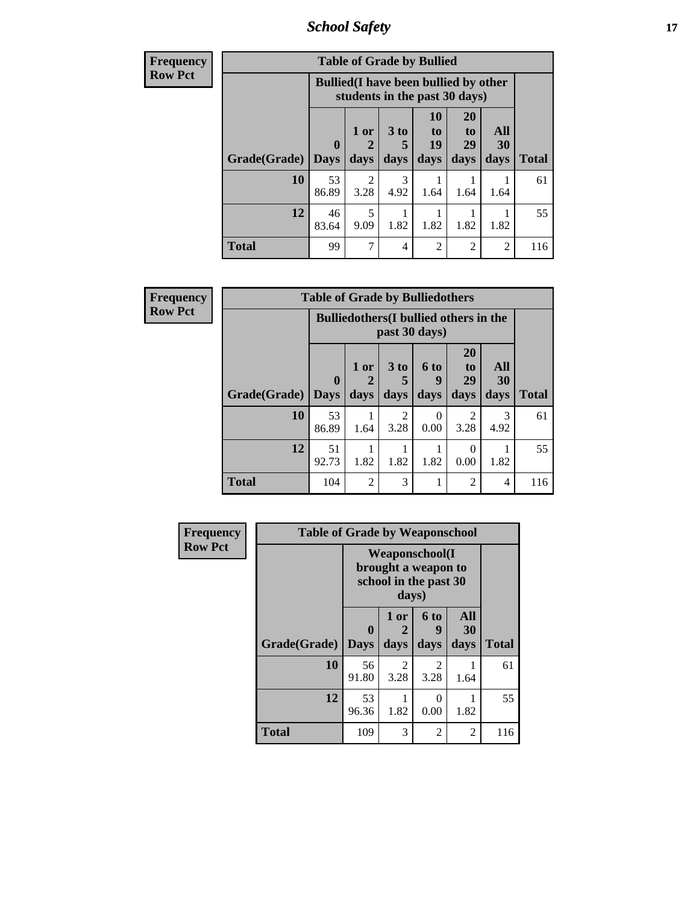| Frequency<br>Row Pct | Table of Grade by Bullied | | | | | | |
|---|---|---|---|---|---|---|---|
| | Bullied(I have been bullied by other students in the past 30 days) | | | | | | |
| Grade(Grade) | 0 Days | 1 or 2 days | 3 to 5 days | 10 to 19 days | 20 to 29 days | All 30 days | Total |
| 10 | 53<br>86.89 | 2<br>3.28 | 3<br>4.92 | 1<br>1.64 | 1<br>1.64 | 1<br>1.64 | 61 |
| 12 | 46<br>83.64 | 5<br>9.09 | 1<br>1.82 | 1<br>1.82 | 1<br>1.82 | 1<br>1.82 | 55 |
| Total | 99 | 7 | 4 | 2 | 2 | 2 | 116 |

| Frequency<br>Row Pct | Table of Grade by Bulliedothers | | | | | | |
|---|---|---|---|---|---|---|---|
| | Bulliedothers(I bullied others in the past 30 days) | | | | | | |
| Grade(Grade) | 0 Days | 1 or 2 days | 3 to 5 days | 6 to 9 days | 20 to 29 days | All 30 days | Total |
| 10 | 53<br>86.89 | 1<br>1.64 | 2<br>3.28 | 0<br>0.00 | 2<br>3.28 | 3<br>4.92 | 61 |
| 12 | 51<br>92.73 | 1<br>1.82 | 1<br>1.82 | 1<br>1.82 | 0<br>0.00 | 1<br>1.82 | 55 |
| Total | 104 | 2 | 3 | 1 | 2 | 4 | 116 |

| Frequency<br>Row Pct | Table of Grade by Weaponschool | | | | |
|---|---|---|---|---|---|
| | Weaponschool(I brought a weapon to school in the past 30 days) | | | | |
| Grade(Grade) | 0 Days | 1 or 2 days | 6 to 9 days | All 30 days | Total |
| 10 | 56<br>91.80 | 2<br>3.28 | 2<br>3.28 | 1<br>1.64 | 61 |
| 12 | 53<br>96.36 | 1<br>1.82 | 0<br>0.00 | 1<br>1.82 | 55 |
| Total | 109 | 3 | 2 | 2 | 116 |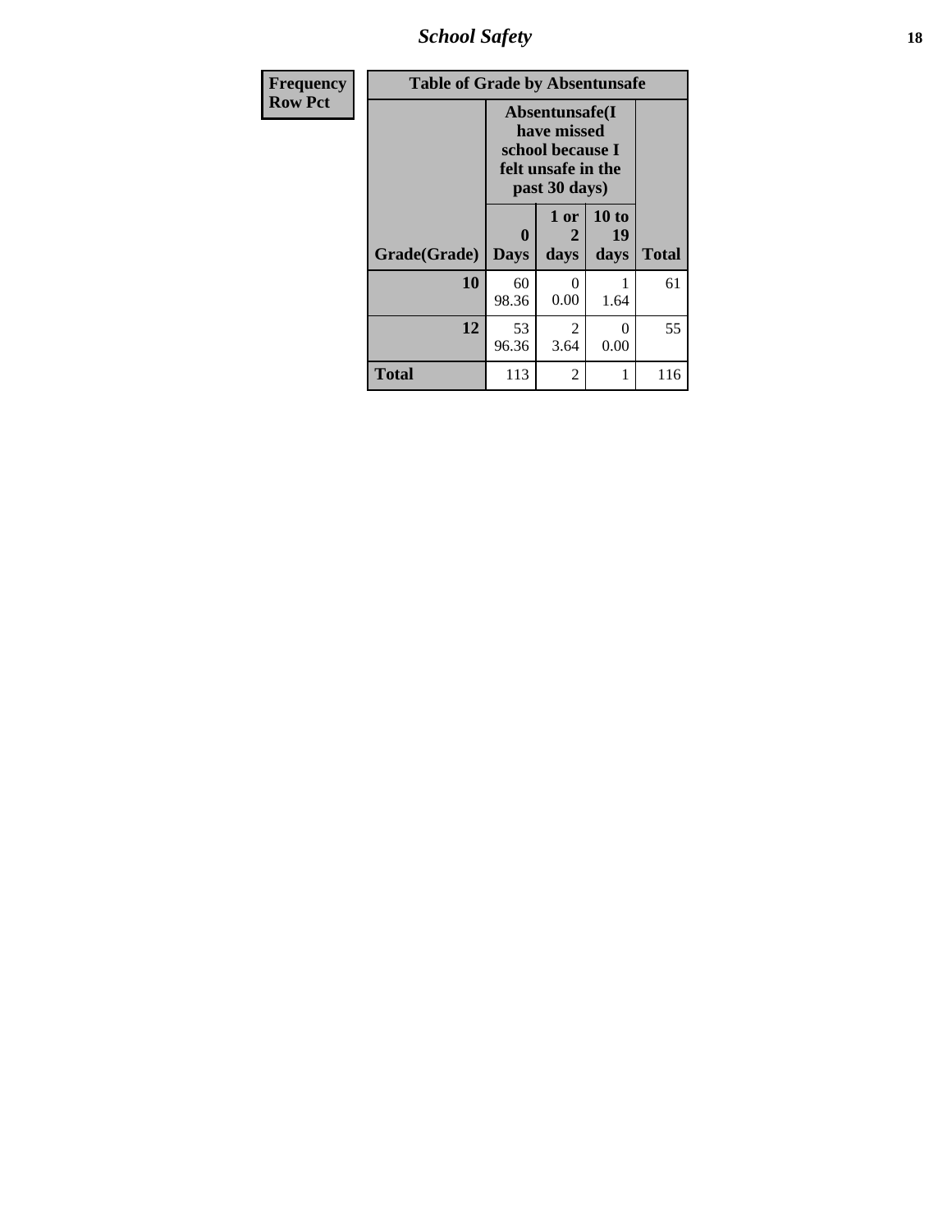| Frequency<br>Row Pct |
|---|

| Table of Grade by Absentunsafe | | | | |
|---|---|---|---|---|
| | Absentunsafe(I have missed school because I felt unsafe in the past 30 days) | | | |
| Grade(Grade) | 0 Days | 1 or 2 days | 10 to 19 days | Total |
| 10 | 60<br>98.36 | 0<br>0.00 | 1<br>1.64 | 61 |
| 12 | 53<br>96.36 | 2<br>3.64 | 0<br>0.00 | 55 |
| Total | 113 | 2 | 1 | 116 |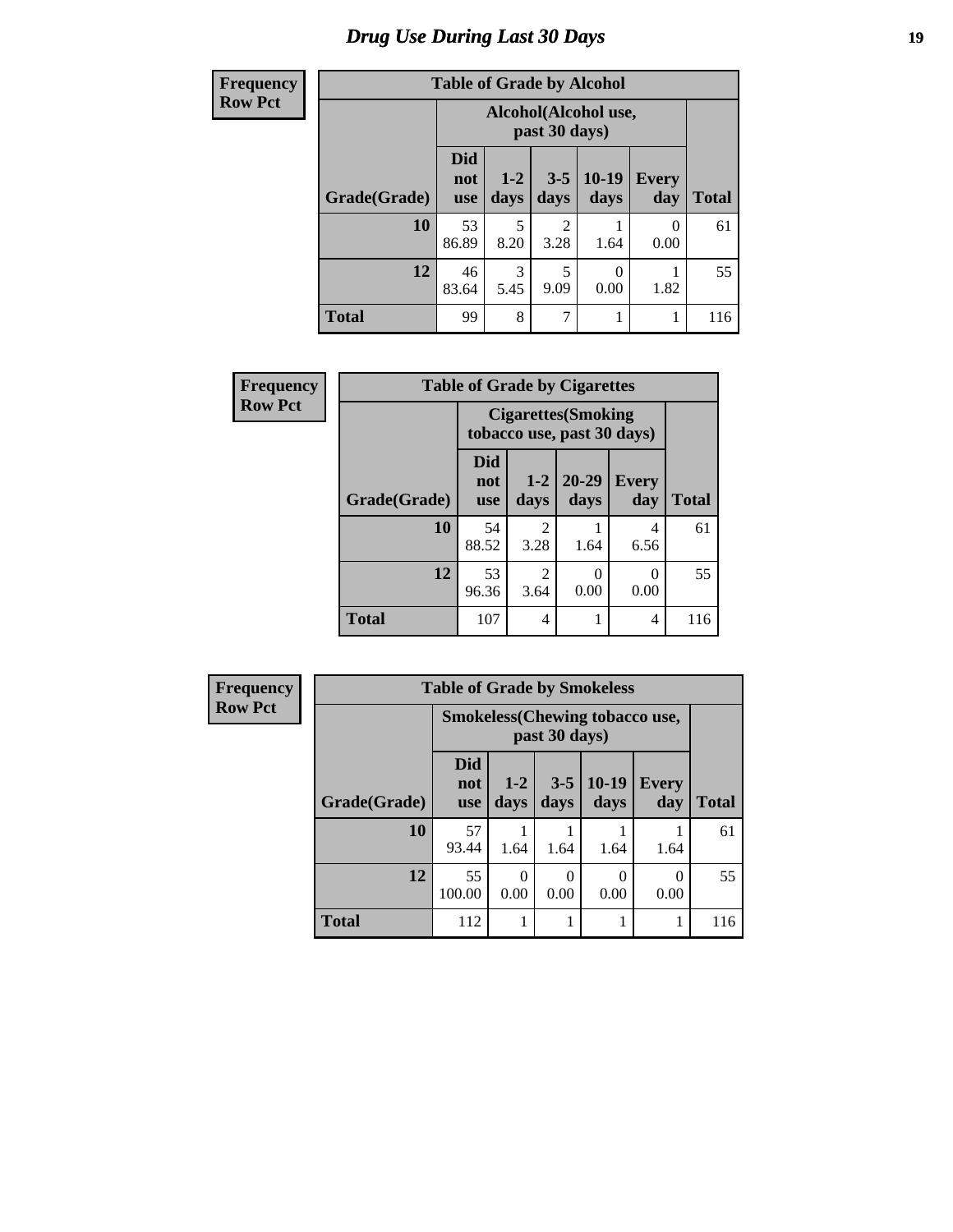# Drug Use During Last 30 Days

Frequency
Row Pct

| Table of Grade by Alcohol | | | | | | |
|---|---|---|---|---|---|---|
| | Alcohol(Alcohol use, past 30 days) | | | | | |
| Grade(Grade) | Did not use | 1-2 days | 3-5 days | 10-19 days | Every day | Total |
| **10** | 53<br>86.89 | 5<br>8.20 | 2<br>3.28 | 1<br>1.64 | 0<br>0.00 | 61 |
| **12** | 46<br>83.64 | 3<br>5.45 | 5<br>9.09 | 0<br>0.00 | 1<br>1.82 | 55 |
| **Total** | 99 | 8 | 7 | 1 | 1 | 116 |

Frequency
Row Pct

| Table of Grade by Cigarettes | | | | | |
|---|---|---|---|---|---|
| | Cigarettes(Smoking tobacco use, past 30 days) | | | | |
| Grade(Grade) | Did not use | 1-2 days | 20-29 days | Every day | Total |
| **10** | 54<br>88.52 | 2<br>3.28 | 1<br>1.64 | 4<br>6.56 | 61 |
| **12** | 53<br>96.36 | 2<br>3.64 | 0<br>0.00 | 0<br>0.00 | 55 |
| **Total** | 107 | 4 | 1 | 4 | 116 |

Frequency
Row Pct

| Table of Grade by Smokeless | | | | | | |
|---|---|---|---|---|---|---|
| | Smokeless(Chewing tobacco use, past 30 days) | | | | | |
| Grade(Grade) | Did not use | 1-2 days | 3-5 days | 10-19 days | Every day | Total |
| **10** | 57<br>93.44 | 1<br>1.64 | 1<br>1.64 | 1<br>1.64 | 1<br>1.64 | 61 |
| **12** | 55<br>100.00 | 0<br>0.00 | 0<br>0.00 | 0<br>0.00 | 0<br>0.00 | 55 |
| **Total** | 112 | 1 | 1 | 1 | 1 | 116 |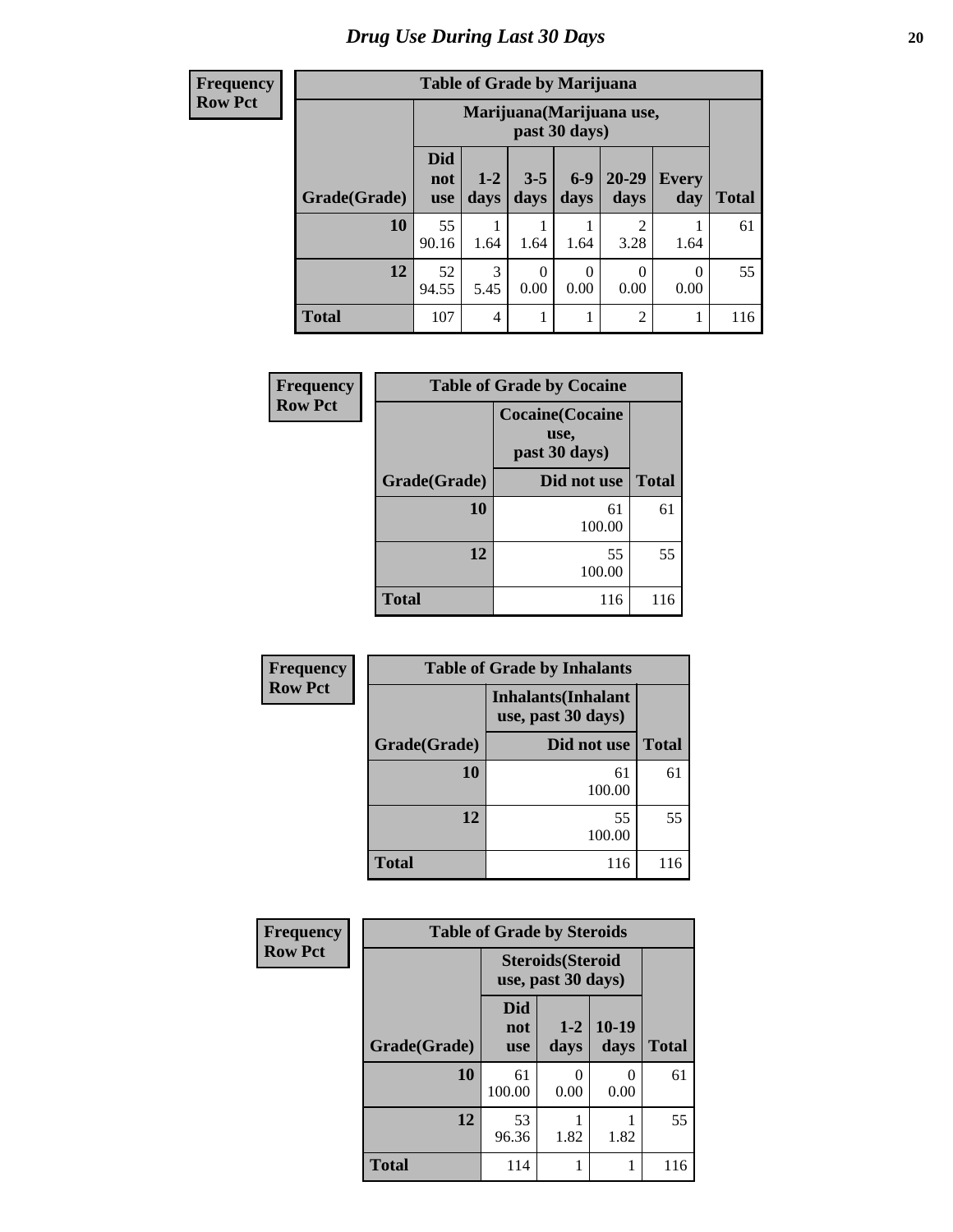# Drug Use During Last 30 Days

**Frequency**
**Row Pct**

| Table of Grade by Marijuana | | | | | | | |
|---|---|---|---|---|---|---|---|
| | Marijuana(Marijuana use, past 30 days) | | | | | | |
| Grade(Grade) | Did not use | 1-2 days | 3-5 days | 6-9 days | 20-29 days | Every day | Total |
| 10 | 55<br>90.16 | 1<br>1.64 | 1<br>1.64 | 1<br>1.64 | 2<br>3.28 | 1<br>1.64 | 61 |
| 12 | 52<br>94.55 | 3<br>5.45 | 0<br>0.00 | 0<br>0.00 | 0<br>0.00 | 0<br>0.00 | 55 |
| Total | 107 | 4 | 1 | 1 | 2 | 1 | 116 |

**Frequency**
**Row Pct**

| Table of Grade by Cocaine | | |
|---|---|---|
| | Cocaine(Cocaine use, past 30 days) | |
| Grade(Grade) | Did not use | Total |
| 10 | 61<br>100.00 | 61 |
| 12 | 55<br>100.00 | 55 |
| Total | 116 | 116 |

**Frequency**
**Row Pct**

| Table of Grade by Inhalants | | |
|---|---|---|
| | Inhalants(Inhalant use, past 30 days) | |
| Grade(Grade) | Did not use | Total |
| 10 | 61<br>100.00 | 61 |
| 12 | 55<br>100.00 | 55 |
| Total | 116 | 116 |

**Frequency**
**Row Pct**

| Table of Grade by Steroids | | | | |
|---|---|---|---|---|
| | Steroids(Steroid use, past 30 days) | | | |
| Grade(Grade) | Did not use | 1-2 days | 10-19 days | Total |
| 10 | 61<br>100.00 | 0<br>0.00 | 0<br>0.00 | 61 |
| 12 | 53<br>96.36 | 1<br>1.82 | 1<br>1.82 | 55 |
| Total | 114 | 1 | 1 | 116 |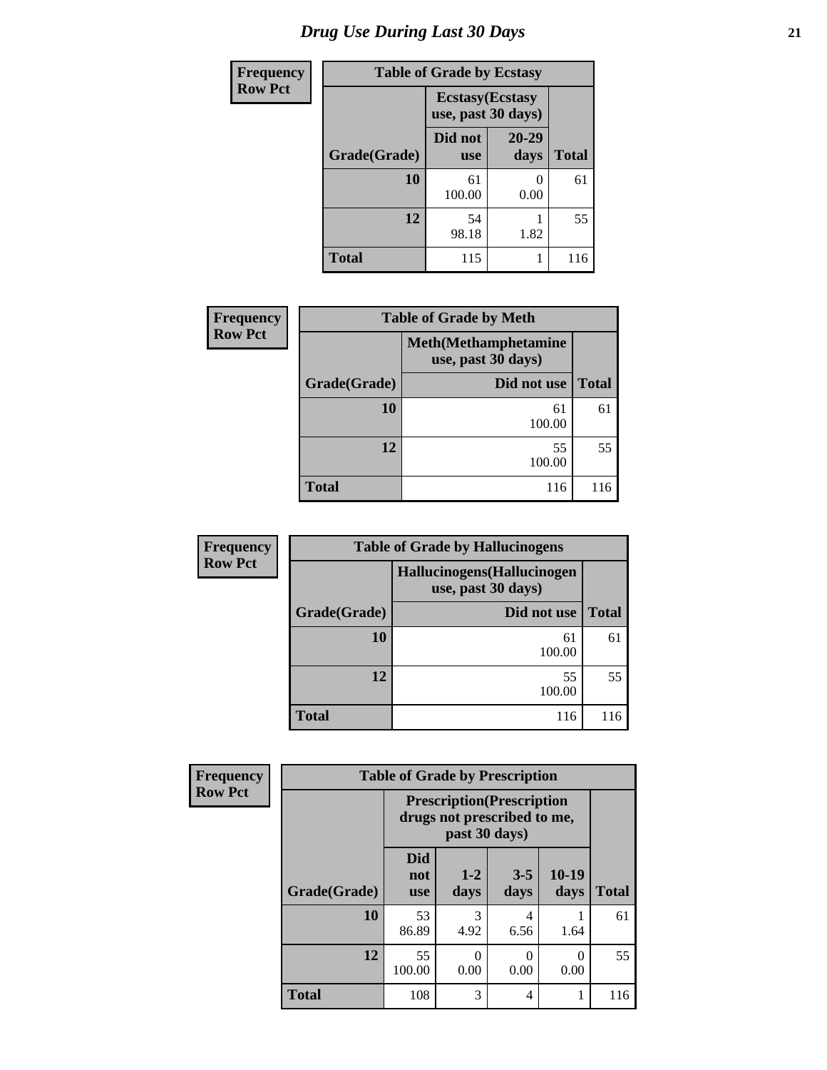# Drug Use During Last 30 Days

| Frequency Row Pct | | | |
|---|---|---|---|
| **Table of Grade by Ecstasy** | | | |
| | **Ecstasy(Ecstasy use, past 30 days)** | | |
| **Grade(Grade)** | **Did not use** | **20-29 days** | **Total** |
| **10** | 61<br>100.00 | 0<br>0.00 | 61 |
| **12** | 54<br>98.18 | 1<br>1.82 | 55 |
| **Total** | 115 | 1 | 116 |

| Frequency Row Pct | | |
|---|---|---|
| **Table of Grade by Meth** | | |
| | **Meth(Methamphetamine use, past 30 days)** | |
| **Grade(Grade)** | **Did not use** | **Total** |
| **10** | 61<br>100.00 | 61 |
| **12** | 55<br>100.00 | 55 |
| **Total** | 116 | 116 |

| Frequency Row Pct | | |
|---|---|---|
| **Table of Grade by Hallucinogens** | | |
| | **Hallucinogens(Hallucinogen use, past 30 days)** | |
| **Grade(Grade)** | **Did not use** | **Total** |
| **10** | 61<br>100.00 | 61 |
| **12** | 55<br>100.00 | 55 |
| **Total** | 116 | 116 |

| Frequency Row Pct | | | | | |
|---|---|---|---|---|---|
| **Table of Grade by Prescription** | | | | | |
| | **Prescription(Prescription drugs not prescribed to me, past 30 days)** | | | | |
| **Grade(Grade)** | **Did not use** | **1-2 days** | **3-5 days** | **10-19 days** | **Total** |
| **10** | 53<br>86.89 | 3<br>4.92 | 4<br>6.56 | 1<br>1.64 | 61 |
| **12** | 55<br>100.00 | 0<br>0.00 | 0<br>0.00 | 0<br>0.00 | 55 |
| **Total** | 108 | 3 | 4 | 1 | 116 |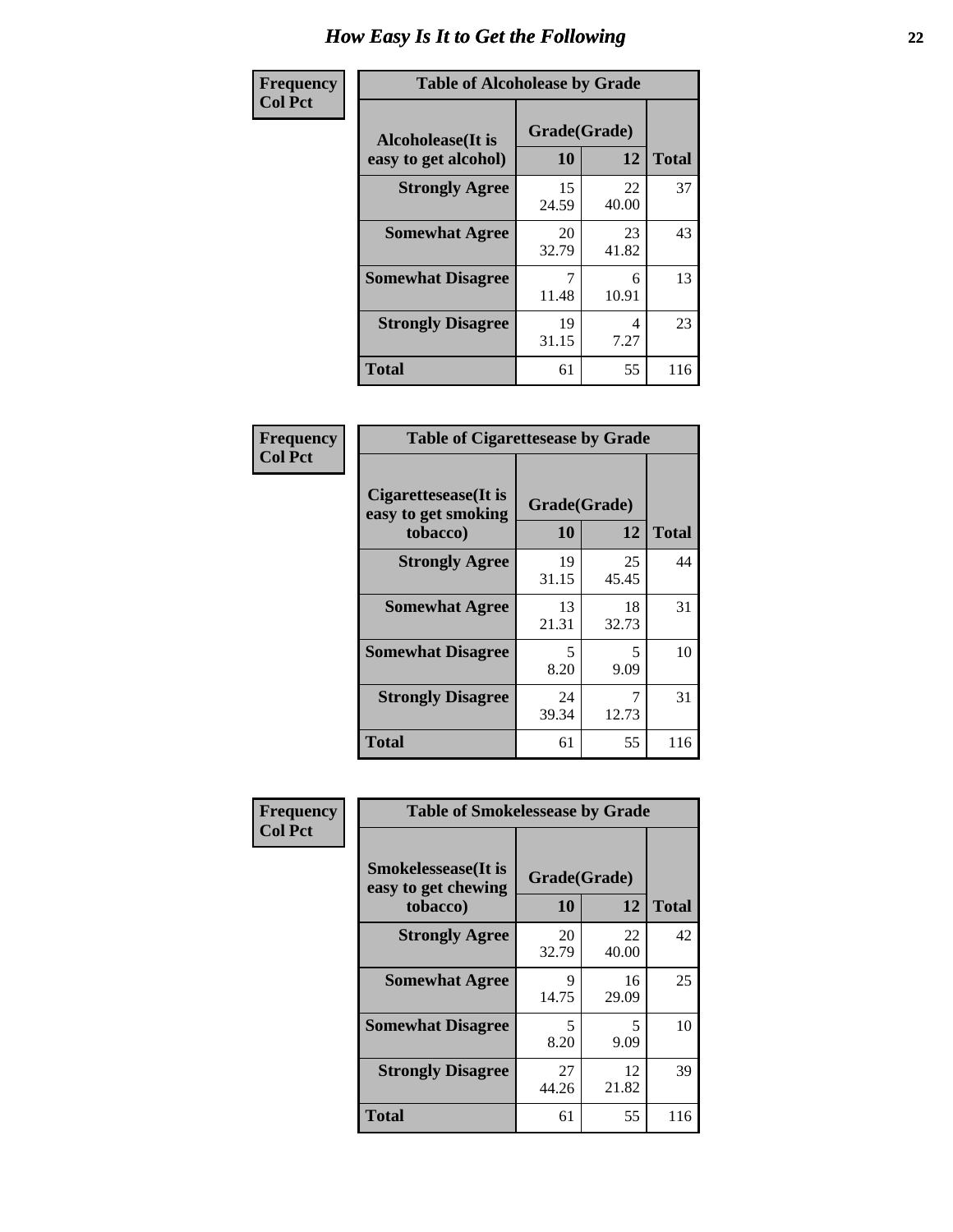# How Easy Is It to Get the Following

**Frequency**
**Col Pct**

**Table of Alcoholease by Grade**

| Alcoholease(It is easy to get alcohol) | Grade(Grade) | | Total |
|---|---|---|---|
| | 10 | 12 | |
| **Strongly Agree** | 15<br>24.59 | 22<br>40.00 | 37 |
| **Somewhat Agree** | 20<br>32.79 | 23<br>41.82 | 43 |
| **Somewhat Disagree** | 7<br>11.48 | 6<br>10.91 | 13 |
| **Strongly Disagree** | 19<br>31.15 | 4<br>7.27 | 23 |
| **Total** | 61 | 55 | 116 |

**Frequency**
**Col Pct**

**Table of Cigarettesease by Grade**

| Cigarettesease(It is easy to get smoking tobacco) | Grade(Grade) | | Total |
|---|---|---|---|
| | 10 | 12 | |
| **Strongly Agree** | 19<br>31.15 | 25<br>45.45 | 44 |
| **Somewhat Agree** | 13<br>21.31 | 18<br>32.73 | 31 |
| **Somewhat Disagree** | 5<br>8.20 | 5<br>9.09 | 10 |
| **Strongly Disagree** | 24<br>39.34 | 7<br>12.73 | 31 |
| **Total** | 61 | 55 | 116 |

**Frequency**
**Col Pct**

**Table of Smokelessease by Grade**

| Smokelessease(It is easy to get chewing tobacco) | Grade(Grade) | | Total |
|---|---|---|---|
| | 10 | 12 | |
| **Strongly Agree** | 20<br>32.79 | 22<br>40.00 | 42 |
| **Somewhat Agree** | 9<br>14.75 | 16<br>29.09 | 25 |
| **Somewhat Disagree** | 5<br>8.20 | 5<br>9.09 | 10 |
| **Strongly Disagree** | 27<br>44.26 | 12<br>21.82 | 39 |
| **Total** | 61 | 55 | 116 |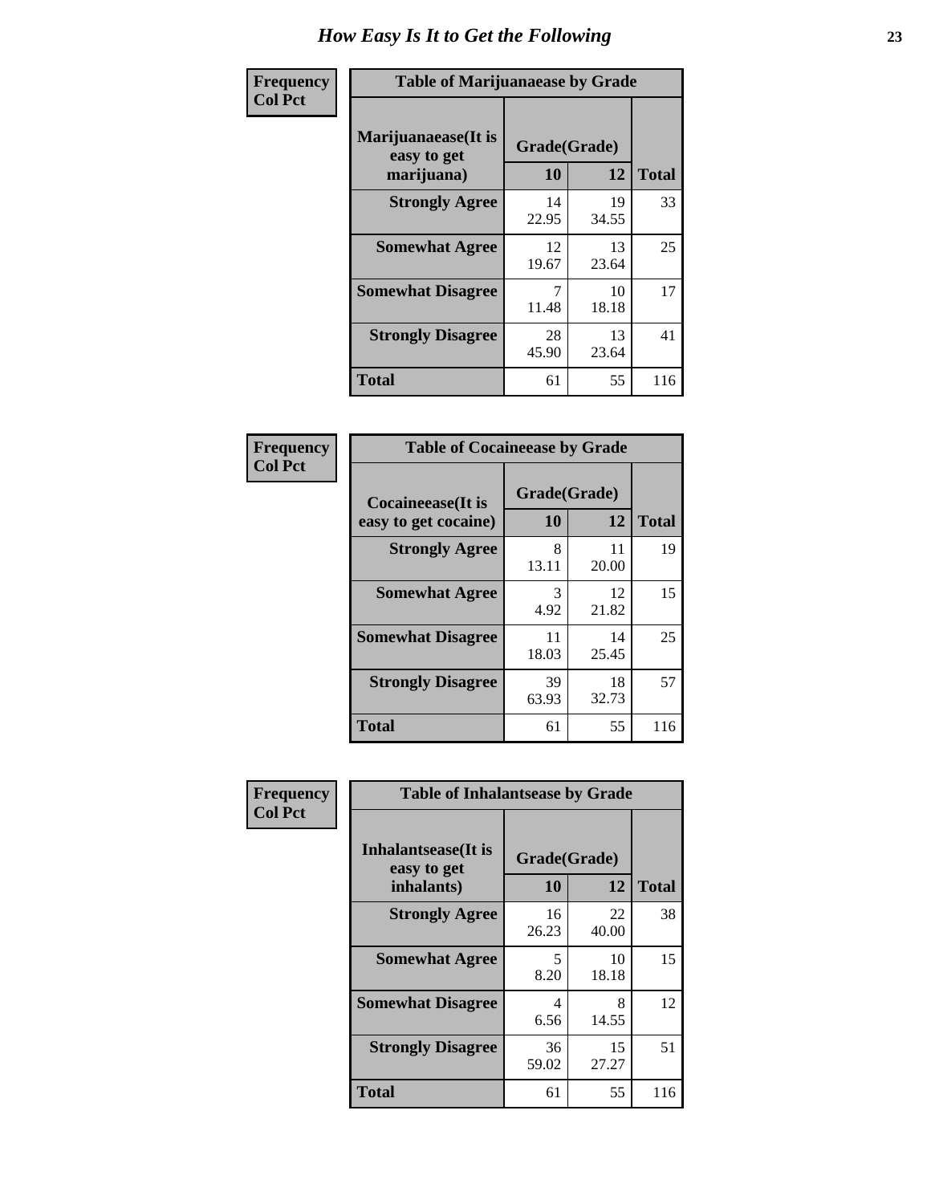# How Easy Is It to Get the Following

Frequency
Col Pct

**Table of Marijuanaease by Grade**

| Marijuanaease(It is easy to get marijuana) | Grade(Grade) | | Total |
|---|---|---|---|
| | 10 | 12 | |
| Strongly Agree | 14<br>22.95 | 19<br>34.55 | 33 |
| Somewhat Agree | 12<br>19.67 | 13<br>23.64 | 25 |
| Somewhat Disagree | 7<br>11.48 | 10<br>18.18 | 17 |
| Strongly Disagree | 28<br>45.90 | 13<br>23.64 | 41 |
| Total | 61 | 55 | 116 |

Frequency
Col Pct

**Table of Cocaineease by Grade**

| Cocaineease(It is easy to get cocaine) | Grade(Grade) | | Total |
|---|---|---|---|
| | 10 | 12 | |
| Strongly Agree | 8<br>13.11 | 11<br>20.00 | 19 |
| Somewhat Agree | 3<br>4.92 | 12<br>21.82 | 15 |
| Somewhat Disagree | 11<br>18.03 | 14<br>25.45 | 25 |
| Strongly Disagree | 39<br>63.93 | 18<br>32.73 | 57 |
| Total | 61 | 55 | 116 |

Frequency
Col Pct

**Table of Inhalantsease by Grade**

| Inhalantsease(It is easy to get inhalants) | Grade(Grade) | | Total |
|---|---|---|---|
| | 10 | 12 | |
| Strongly Agree | 16<br>26.23 | 22<br>40.00 | 38 |
| Somewhat Agree | 5<br>8.20 | 10<br>18.18 | 15 |
| Somewhat Disagree | 4<br>6.56 | 8<br>14.55 | 12 |
| Strongly Disagree | 36<br>59.02 | 15<br>27.27 | 51 |
| Total | 61 | 55 | 116 |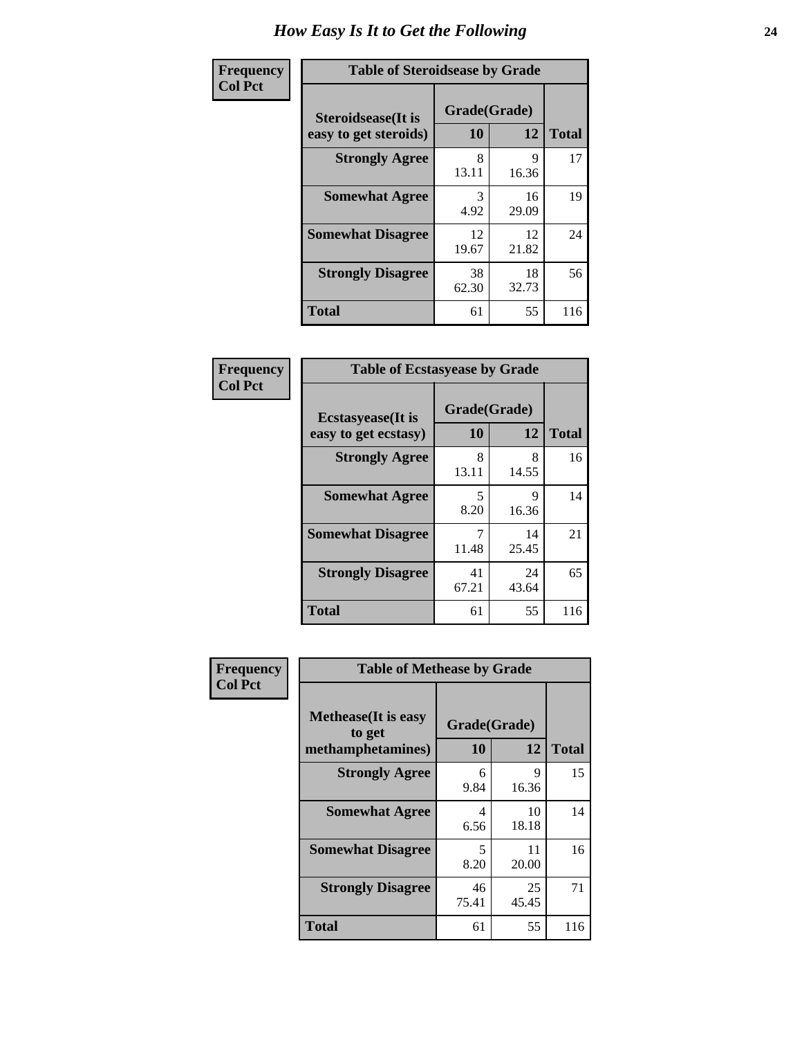# How Easy Is It to Get the Following

**Frequency**
**Col Pct**

**Table of Steroidsease by Grade**

| Steroidsease(It is easy to get steroids) | Grade(Grade) | | Total |
|---|---|---|---|
| | 10 | 12 | |
| Strongly Agree | 8<br>13.11 | 9<br>16.36 | 17 |
| Somewhat Agree | 3<br>4.92 | 16<br>29.09 | 19 |
| Somewhat Disagree | 12<br>19.67 | 12<br>21.82 | 24 |
| Strongly Disagree | 38<br>62.30 | 18<br>32.73 | 56 |
| Total | 61 | 55 | 116 |

**Frequency**
**Col Pct**

**Table of Ecstasyease by Grade**

| Ecstasyease(It is easy to get ecstasy) | Grade(Grade) | | Total |
|---|---|---|---|
| | 10 | 12 | |
| Strongly Agree | 8<br>13.11 | 8<br>14.55 | 16 |
| Somewhat Agree | 5<br>8.20 | 9<br>16.36 | 14 |
| Somewhat Disagree | 7<br>11.48 | 14<br>25.45 | 21 |
| Strongly Disagree | 41<br>67.21 | 24<br>43.64 | 65 |
| Total | 61 | 55 | 116 |

**Frequency**
**Col Pct**

**Table of Methease by Grade**

| Methease(It is easy to get methamphetamines) | Grade(Grade) | | Total |
|---|---|---|---|
| | 10 | 12 | |
| Strongly Agree | 6<br>9.84 | 9<br>16.36 | 15 |
| Somewhat Agree | 4<br>6.56 | 10<br>18.18 | 14 |
| Somewhat Disagree | 5<br>8.20 | 11<br>20.00 | 16 |
| Strongly Disagree | 46<br>75.41 | 25<br>45.45 | 71 |
| Total | 61 | 55 | 116 |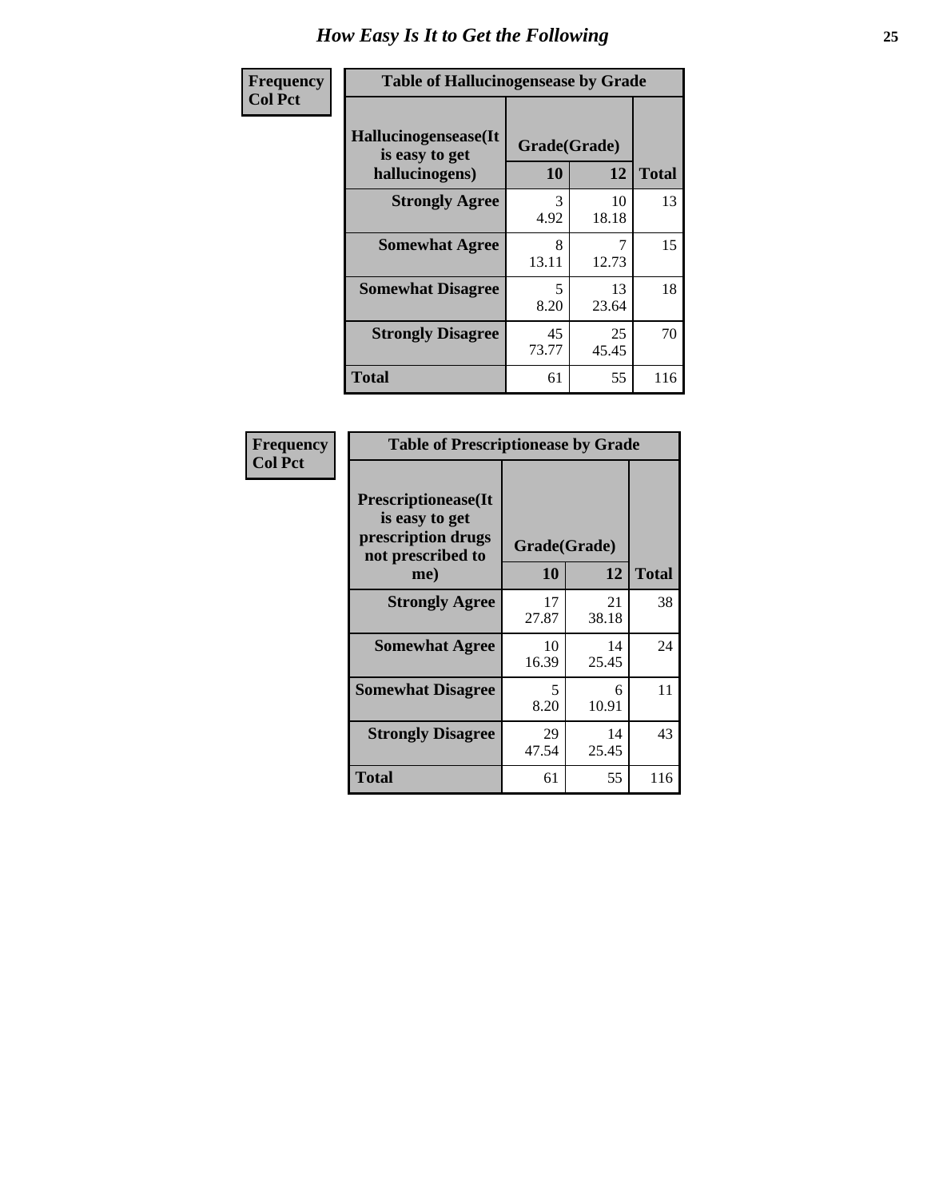# How Easy Is It to Get the Following

| Frequency Col Pct | Table of Hallucinogensease by Grade | | |
|---|---|---|---|
| **Hallucinogensease(It is easy to get hallucinogens)** | **Grade(Grade)** | | |
| | **10** | **12** | **Total** |
| **Strongly Agree** | 3<br>4.92 | 10<br>18.18 | 13 |
| **Somewhat Agree** | 8<br>13.11 | 7<br>12.73 | 15 |
| **Somewhat Disagree** | 5<br>8.20 | 13<br>23.64 | 18 |
| **Strongly Disagree** | 45<br>73.77 | 25<br>45.45 | 70 |
| **Total** | 61 | 55 | 116 |

| Frequency Col Pct | Table of Prescriptionease by Grade | | |
|---|---|---|---|
| **Prescriptionease(It is easy to get prescription drugs not prescribed to me)** | **Grade(Grade)** | | |
| | **10** | **12** | **Total** |
| **Strongly Agree** | 17<br>27.87 | 21<br>38.18 | 38 |
| **Somewhat Agree** | 10<br>16.39 | 14<br>25.45 | 24 |
| **Somewhat Disagree** | 5<br>8.20 | 6<br>10.91 | 11 |
| **Strongly Disagree** | 29<br>47.54 | 14<br>25.45 | 43 |
| **Total** | 61 | 55 | 116 |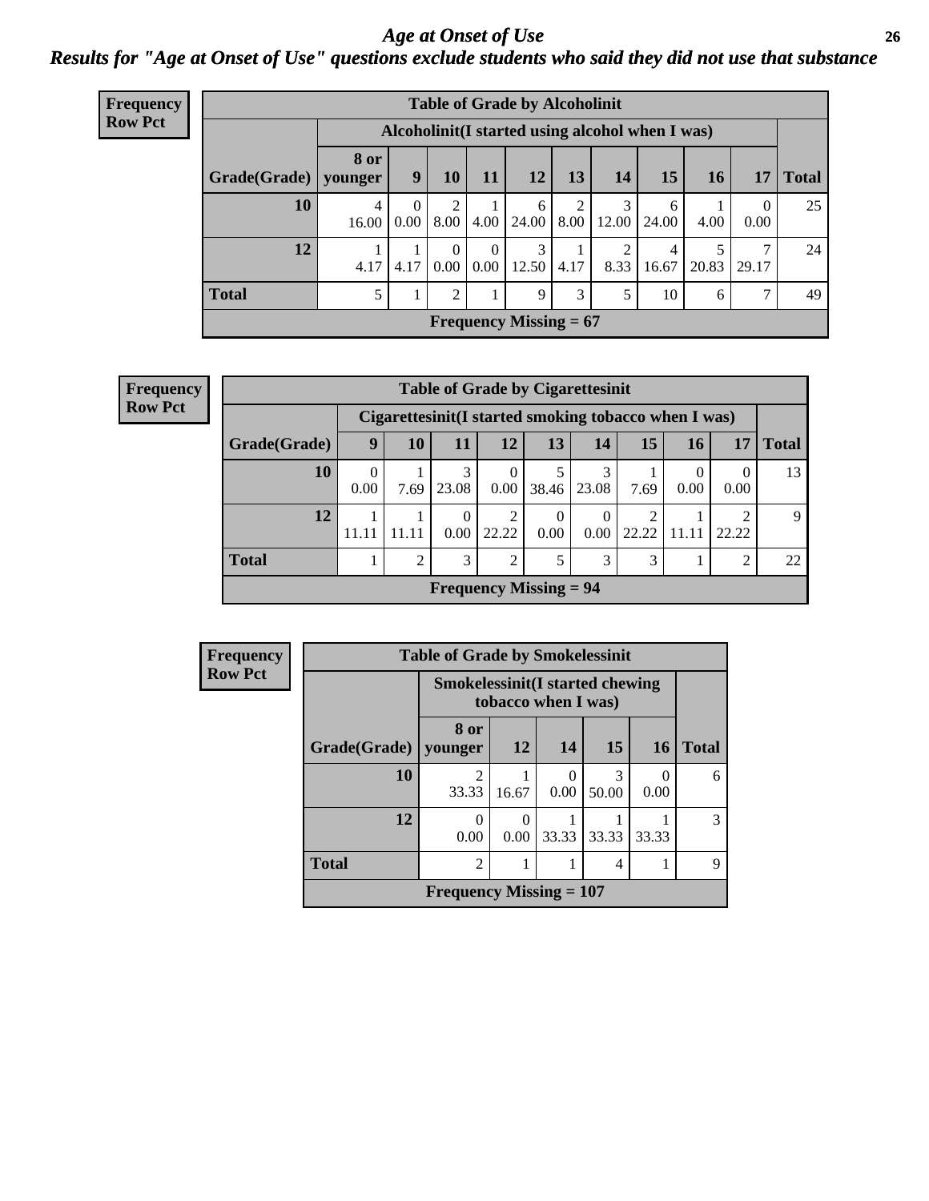# *Age at Onset of Use*

## *Results for "Age at Onset of Use" questions exclude students who said they did not use that substance*

**Frequency**
**Row Pct**

| Table of Grade by Alcoholinit | | | | | | | | | | | |
|---|---|---|---|---|---|---|---|---|---|---|---|
| | Alcoholinit(I started using alcohol when I was) | | | | | | | | | | |
| Grade(Grade) | 8 or younger | 9 | 10 | 11 | 12 | 13 | 14 | 15 | 16 | 17 | Total |
| 10 | 4<br>16.00 | 0<br>0.00 | 2<br>8.00 | 1<br>4.00 | 6<br>24.00 | 2<br>8.00 | 3<br>12.00 | 6<br>24.00 | 1<br>4.00 | 0<br>0.00 | 25 |
| 12 | 1<br>4.17 | 1<br>4.17 | 0<br>0.00 | 0<br>0.00 | 3<br>12.50 | 1<br>4.17 | 2<br>8.33 | 4<br>16.67 | 5<br>20.83 | 7<br>29.17 | 24 |
| Total | 5 | 1 | 2 | 1 | 9 | 3 | 5 | 10 | 6 | 7 | 49 |
| Frequency Missing = 67 | | | | | | | | | | | |

**Frequency**
**Row Pct**

| Table of Grade by Cigarettesinit | | | | | | | | | | |
|---|---|---|---|---|---|---|---|---|---|---|
| | Cigarettesinit(I started smoking tobacco when I was) | | | | | | | | | |
| Grade(Grade) | 9 | 10 | 11 | 12 | 13 | 14 | 15 | 16 | 17 | Total |
| 10 | 0<br>0.00 | 1<br>7.69 | 3<br>23.08 | 0<br>0.00 | 5<br>38.46 | 3<br>23.08 | 1<br>7.69 | 0<br>0.00 | 0<br>0.00 | 13 |
| 12 | 1<br>11.11 | 1<br>11.11 | 0<br>0.00 | 2<br>22.22 | 0<br>0.00 | 0<br>0.00 | 2<br>22.22 | 1<br>11.11 | 2<br>22.22 | 9 |
| Total | 1 | 2 | 3 | 2 | 5 | 3 | 3 | 1 | 2 | 22 |
| Frequency Missing = 94 | | | | | | | | | | |

**Frequency**
**Row Pct**

| Table of Grade by Smokelessinit | | | | | | |
|---|---|---|---|---|---|---|
| | Smokelessinit(I started chewing tobacco when I was) | | | | | |
| Grade(Grade) | 8 or younger | 12 | 14 | 15 | 16 | Total |
| 10 | 2<br>33.33 | 1<br>16.67 | 0<br>0.00 | 3<br>50.00 | 0<br>0.00 | 6 |
| 12 | 0<br>0.00 | 0<br>0.00 | 1<br>33.33 | 1<br>33.33 | 1<br>33.33 | 3 |
| Total | 2 | 1 | 1 | 4 | 1 | 9 |
| Frequency Missing = 107 | | | | | | |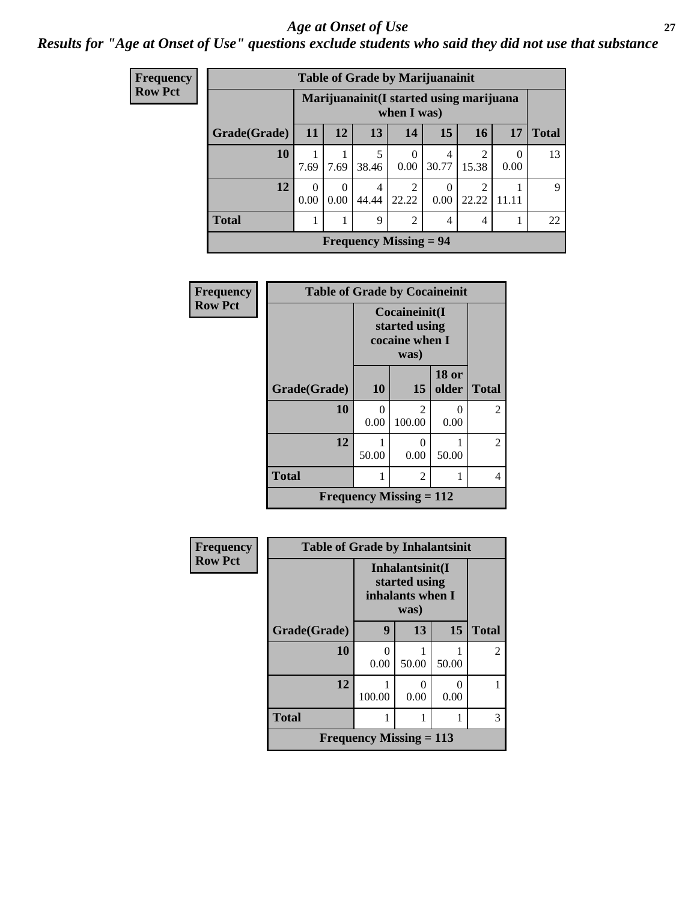# *Age at Onset of Use*

***Results for "Age at Onset of Use" questions exclude students who said they did not use that substance***

**Frequency**
**Row Pct**

| Table of Grade by Marijuanainit | | | | | | | | |
|---|---|---|---|---|---|---|---|---|
| | Marijuanainit(I started using marijuana when I was) | | | | | | | |
| Grade(Grade) | 11 | 12 | 13 | 14 | 15 | 16 | 17 | Total |
| 10 | 1<br>7.69 | 1<br>7.69 | 5<br>38.46 | 0<br>0.00 | 4<br>30.77 | 2<br>15.38 | 0<br>0.00 | 13 |
| 12 | 0<br>0.00 | 0<br>0.00 | 4<br>44.44 | 2<br>22.22 | 0<br>0.00 | 2<br>22.22 | 1<br>11.11 | 9 |
| Total | 1 | 1 | 9 | 2 | 4 | 4 | 1 | 22 |
| Frequency Missing = 94 | | | | | | | | |

**Frequency**
**Row Pct**

| Table of Grade by Cocaineinit | | | | |
|---|---|---|---|---|
| | Cocaineinit(I started using cocaine when I was) | | | |
| Grade(Grade) | 10 | 15 | 18 or older | Total |
| 10 | 0<br>0.00 | 2<br>100.00 | 0<br>0.00 | 2 |
| 12 | 1<br>50.00 | 0<br>0.00 | 1<br>50.00 | 2 |
| Total | 1 | 2 | 1 | 4 |
| Frequency Missing = 112 | | | | |

**Frequency**
**Row Pct**

| Table of Grade by Inhalantsinit | | | | |
|---|---|---|---|---|
| | Inhalantsinit(I started using inhalants when I was) | | | |
| Grade(Grade) | 9 | 13 | 15 | Total |
| 10 | 0<br>0.00 | 1<br>50.00 | 1<br>50.00 | 2 |
| 12 | 1<br>100.00 | 0<br>0.00 | 0<br>0.00 | 1 |
| Total | 1 | 1 | 1 | 3 |
| Frequency Missing = 113 | | | | |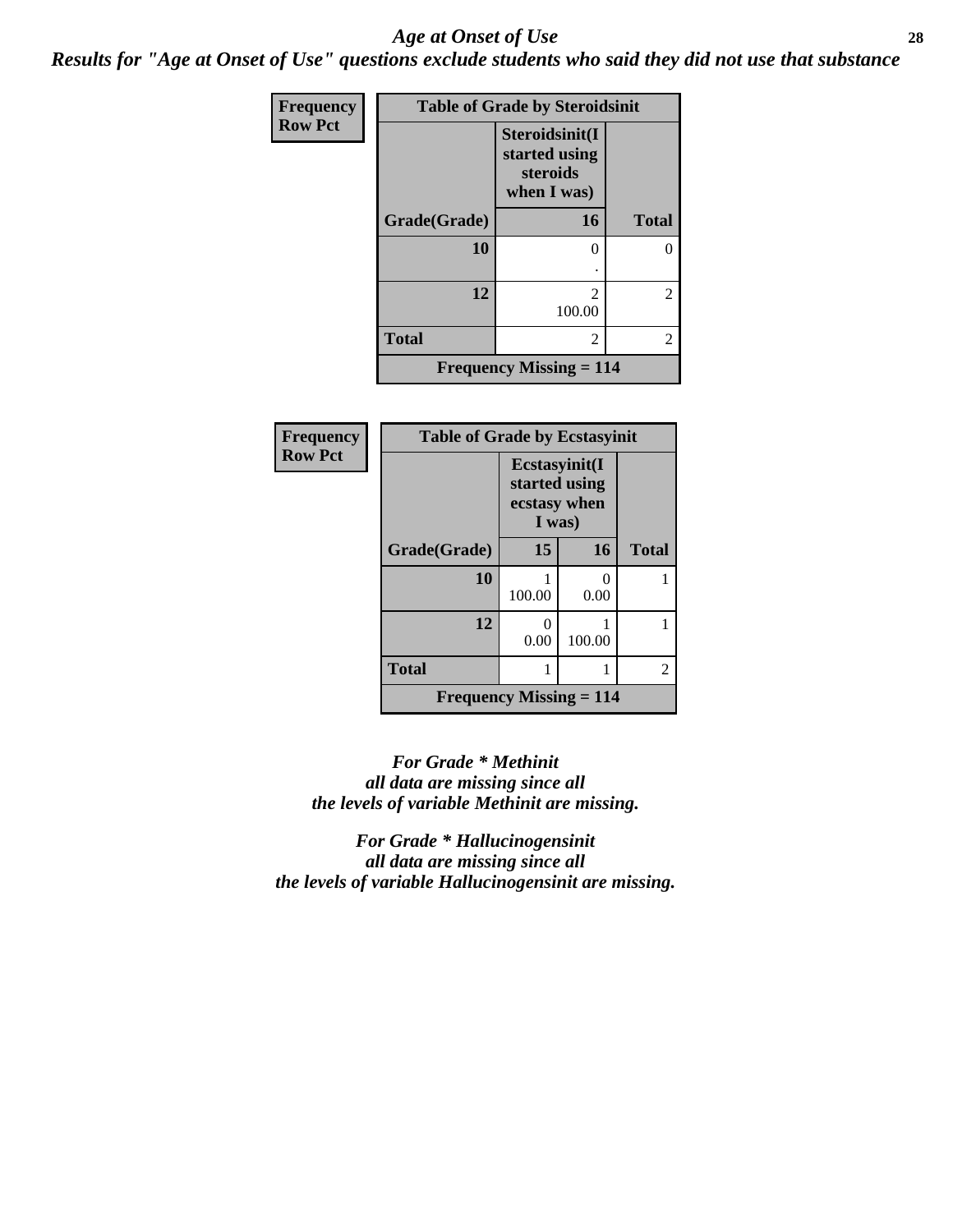# Age at Onset of Use

*Results for "Age at Onset of Use" questions exclude students who said they did not use that substance*

**Table of Grade by Steroidsinit**

Frequency / Row Pct

| Grade(Grade) | Steroidsinit(I started using steroids when I was) 16 | Total |
|---|---|---|
| 10 | 0<br>. | 0 |
| 12 | 2<br>100.00 | 2 |
| Total | 2 | 2 |

Frequency Missing = 114

**Table of Grade by Ecstasyinit**

Frequency / Row Pct

| Grade(Grade) | Ecstasyinit(I started using ecstasy when I was) 15 | 16 | Total |
|---|---|---|---|
| 10 | 1<br>100.00 | 0<br>0.00 | 1 |
| 12 | 0<br>0.00 | 1<br>100.00 | 1 |
| Total | 1 | 1 | 2 |

Frequency Missing = 114

*For Grade * Methinit all data are missing since all the levels of variable Methinit are missing.*

*For Grade * Hallucinogensinit all data are missing since all the levels of variable Hallucinogensinit are missing.*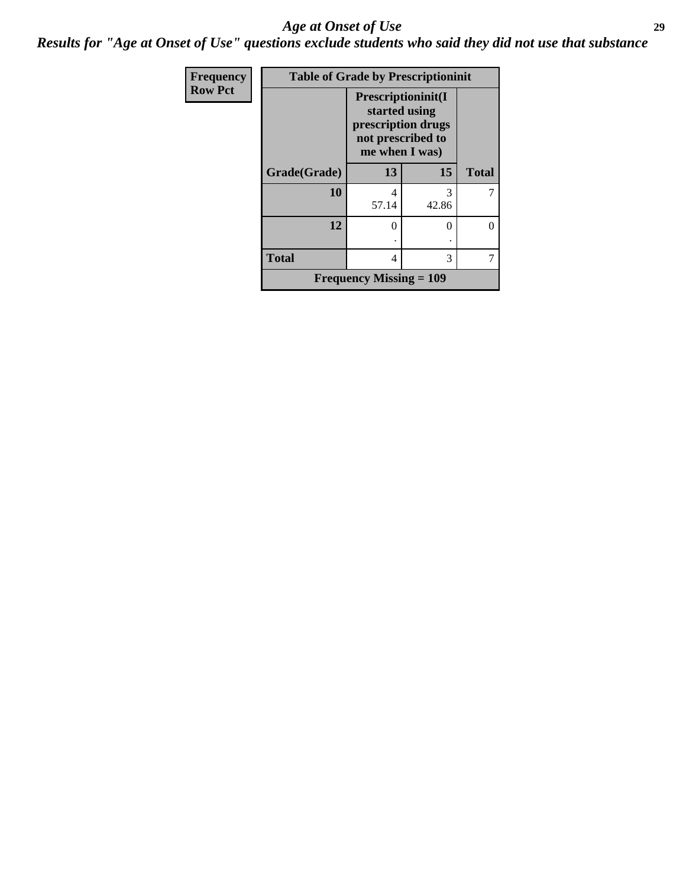# Age at Onset of Use

## Results for "Age at Onset of Use" questions exclude students who said they did not use that substance

| Frequency Row Pct | | | |
|---|---|---|---|

**Table of Grade by Prescriptioninit**

| | Prescriptioninit(I started using prescription drugs not prescribed to me when I was) | | |
|---|---|---|---|
| Grade(Grade) | 13 | 15 | Total |
| 10 | 4<br>57.14 | 3<br>42.86 | 7 |
| 12 | 0<br>. | 0<br>. | 0 |
| Total | 4 | 3 | 7 |
| Frequency Missing = 109 | | | |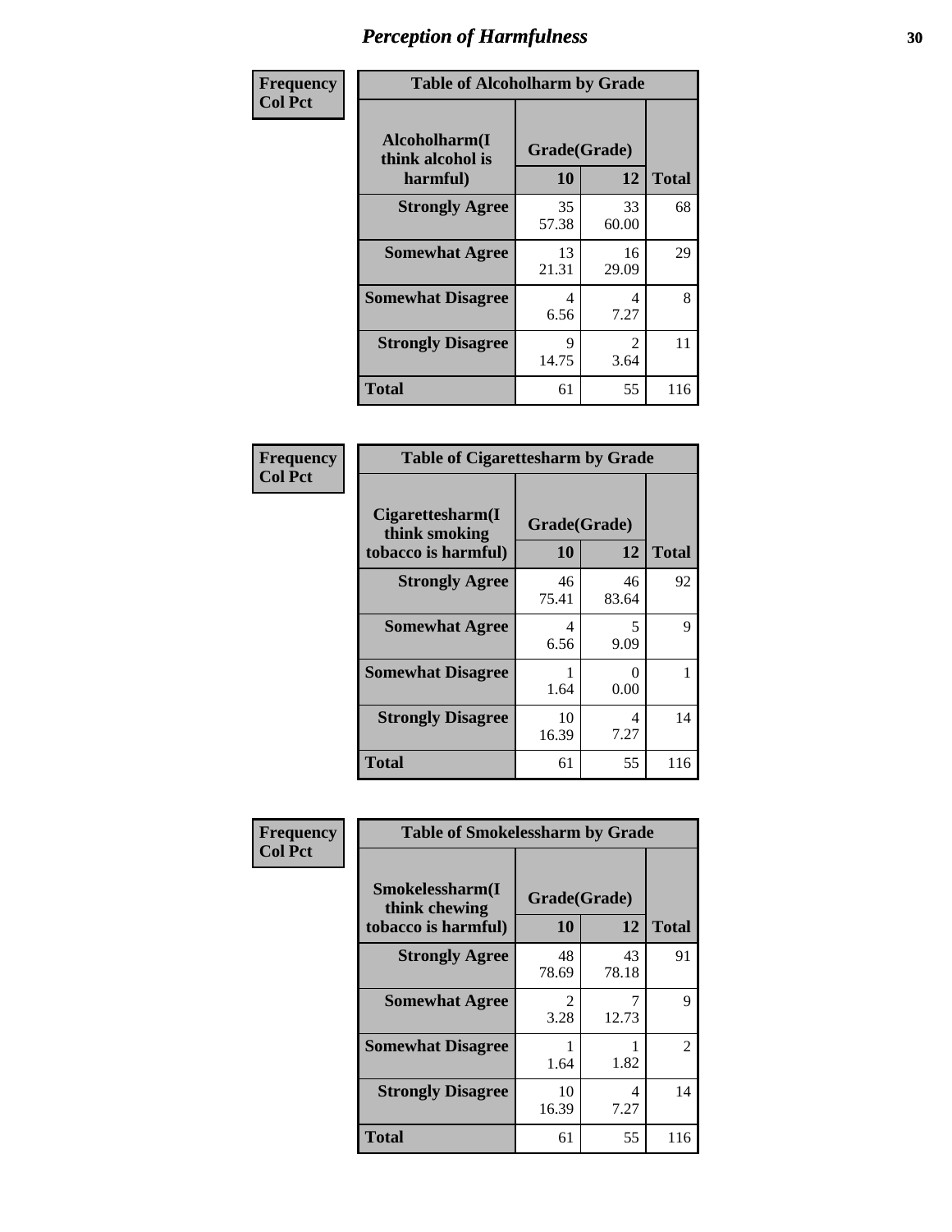## Perception of Harmfulness

| Frequency Col Pct | | | |
|---|---|---|---|
| **Table of Alcoholharm by Grade** | | | |
| **Alcoholharm(I think alcohol is harmful)** | **Grade(Grade)** | | **Total** |
| | **10** | **12** | |
| **Strongly Agree** | 35<br>57.38 | 33<br>60.00 | 68 |
| **Somewhat Agree** | 13<br>21.31 | 16<br>29.09 | 29 |
| **Somewhat Disagree** | 4<br>6.56 | 4<br>7.27 | 8 |
| **Strongly Disagree** | 9<br>14.75 | 2<br>3.64 | 11 |
| **Total** | 61 | 55 | 116 |

| Frequency Col Pct | | | |
|---|---|---|---|
| **Table of Cigarettesharm by Grade** | | | |
| **Cigarettesharm(I think smoking tobacco is harmful)** | **Grade(Grade)** | | **Total** |
| | **10** | **12** | |
| **Strongly Agree** | 46<br>75.41 | 46<br>83.64 | 92 |
| **Somewhat Agree** | 4<br>6.56 | 5<br>9.09 | 9 |
| **Somewhat Disagree** | 1<br>1.64 | 0<br>0.00 | 1 |
| **Strongly Disagree** | 10<br>16.39 | 4<br>7.27 | 14 |
| **Total** | 61 | 55 | 116 |

| Frequency Col Pct | | | |
|---|---|---|---|
| **Table of Smokelessharm by Grade** | | | |
| **Smokelessharm(I think chewing tobacco is harmful)** | **Grade(Grade)** | | **Total** |
| | **10** | **12** | |
| **Strongly Agree** | 48<br>78.69 | 43<br>78.18 | 91 |
| **Somewhat Agree** | 2<br>3.28 | 7<br>12.73 | 9 |
| **Somewhat Disagree** | 1<br>1.64 | 1<br>1.82 | 2 |
| **Strongly Disagree** | 10<br>16.39 | 4<br>7.27 | 14 |
| **Total** | 61 | 55 | 116 |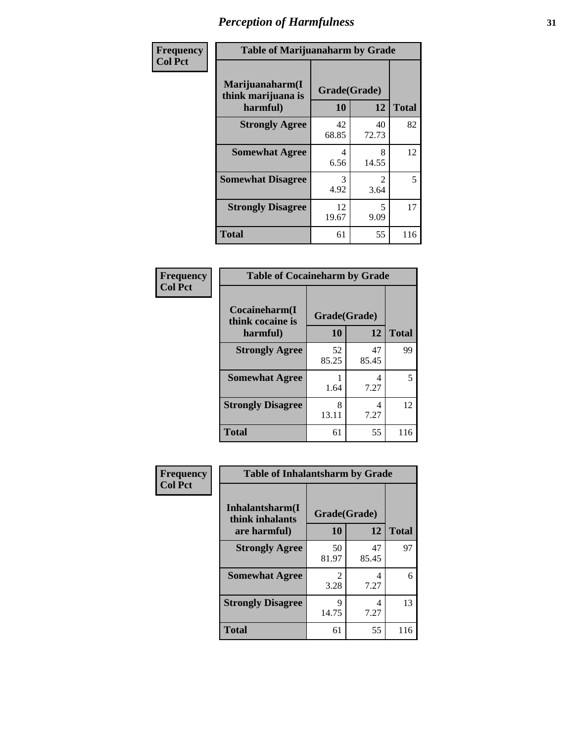# Perception of Harmfulness

**Frequency**
**Col Pct**

**Table of Marijuanaharm by Grade**

| Marijuanaharm(I think marijuana is harmful) | Grade(Grade) | | Total |
|---|---|---|---|
| | 10 | 12 | |
| **Strongly Agree** | 42<br>68.85 | 40<br>72.73 | 82 |
| **Somewhat Agree** | 4<br>6.56 | 8<br>14.55 | 12 |
| **Somewhat Disagree** | 3<br>4.92 | 2<br>3.64 | 5 |
| **Strongly Disagree** | 12<br>19.67 | 5<br>9.09 | 17 |
| **Total** | 61 | 55 | 116 |

**Frequency**
**Col Pct**

**Table of Cocaineharm by Grade**

| Cocaineharm(I think cocaine is harmful) | Grade(Grade) | | Total |
|---|---|---|---|
| | 10 | 12 | |
| **Strongly Agree** | 52<br>85.25 | 47<br>85.45 | 99 |
| **Somewhat Agree** | 1<br>1.64 | 4<br>7.27 | 5 |
| **Strongly Disagree** | 8<br>13.11 | 4<br>7.27 | 12 |
| **Total** | 61 | 55 | 116 |

**Frequency**
**Col Pct**

**Table of Inhalantsharm by Grade**

| Inhalantsharm(I think inhalants are harmful) | Grade(Grade) | | Total |
|---|---|---|---|
| | 10 | 12 | |
| **Strongly Agree** | 50<br>81.97 | 47<br>85.45 | 97 |
| **Somewhat Agree** | 2<br>3.28 | 4<br>7.27 | 6 |
| **Strongly Disagree** | 9<br>14.75 | 4<br>7.27 | 13 |
| **Total** | 61 | 55 | 116 |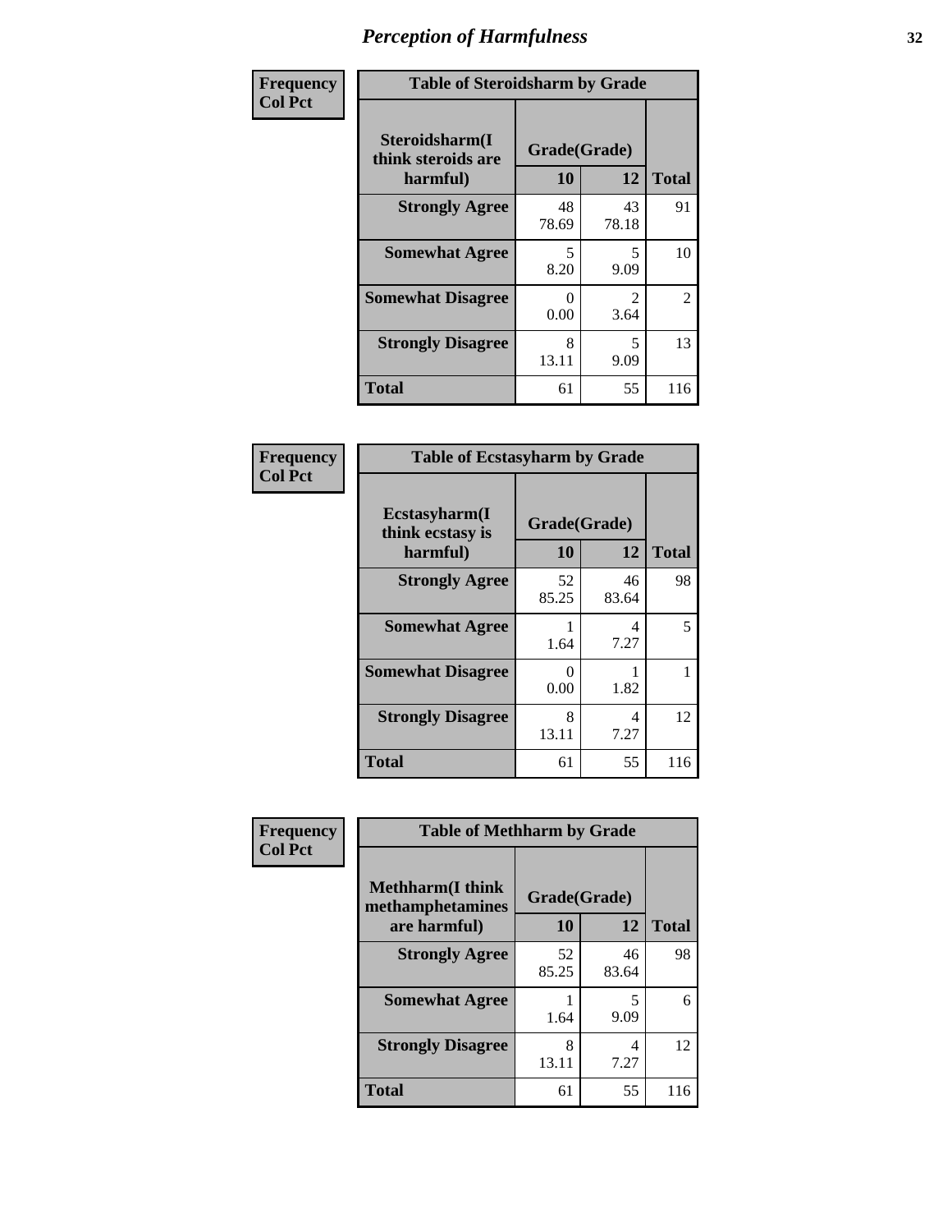# Perception of Harmfulness

**Frequency**
**Col Pct**

| Table of Steroidsharm by Grade | | | |
|---|---|---|---|
| **Steroidsharm(I think steroids are harmful)** | **Grade(Grade)** | | |
| | **10** | **12** | **Total** |
| **Strongly Agree** | 48<br>78.69 | 43<br>78.18 | 91 |
| **Somewhat Agree** | 5<br>8.20 | 5<br>9.09 | 10 |
| **Somewhat Disagree** | 0<br>0.00 | 2<br>3.64 | 2 |
| **Strongly Disagree** | 8<br>13.11 | 5<br>9.09 | 13 |
| **Total** | 61 | 55 | 116 |

**Frequency**
**Col Pct**

| Table of Ecstasyharm by Grade | | | |
|---|---|---|---|
| **Ecstasyharm(I think ecstasy is harmful)** | **Grade(Grade)** | | |
| | **10** | **12** | **Total** |
| **Strongly Agree** | 52<br>85.25 | 46<br>83.64 | 98 |
| **Somewhat Agree** | 1<br>1.64 | 4<br>7.27 | 5 |
| **Somewhat Disagree** | 0<br>0.00 | 1<br>1.82 | 1 |
| **Strongly Disagree** | 8<br>13.11 | 4<br>7.27 | 12 |
| **Total** | 61 | 55 | 116 |

**Frequency**
**Col Pct**

| Table of Methharm by Grade | | | |
|---|---|---|---|
| **Methharm(I think methamphetamines are harmful)** | **Grade(Grade)** | | |
| | **10** | **12** | **Total** |
| **Strongly Agree** | 52<br>85.25 | 46<br>83.64 | 98 |
| **Somewhat Agree** | 1<br>1.64 | 5<br>9.09 | 6 |
| **Strongly Disagree** | 8<br>13.11 | 4<br>7.27 | 12 |
| **Total** | 61 | 55 | 116 |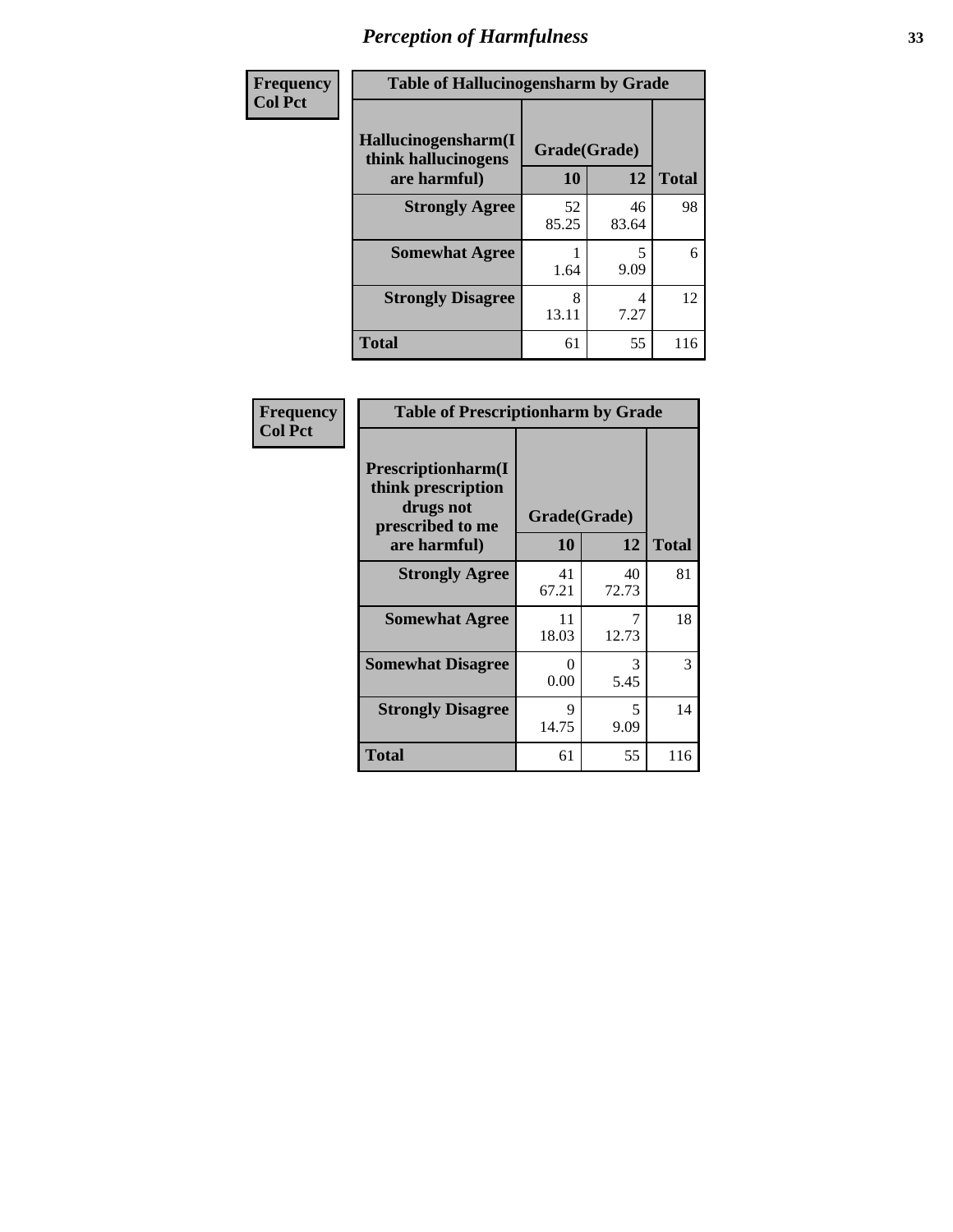# *Perception of Harmfulness*

**Frequency**
**Col Pct**

**Table of Hallucinogensharm by Grade**

| Hallucinogensharm(I think hallucinogens are harmful) | Grade(Grade) 10 | 12 | Total |
|---|---|---|---|
| **Strongly Agree** | 52<br>85.25 | 46<br>83.64 | 98 |
| **Somewhat Agree** | 1<br>1.64 | 5<br>9.09 | 6 |
| **Strongly Disagree** | 8<br>13.11 | 4<br>7.27 | 12 |
| **Total** | 61 | 55 | 116 |

**Frequency**
**Col Pct**

**Table of Prescriptionharm by Grade**

| Prescriptionharm(I think prescription drugs not prescribed to me are harmful) | Grade(Grade) 10 | 12 | Total |
|---|---|---|---|
| **Strongly Agree** | 41<br>67.21 | 40<br>72.73 | 81 |
| **Somewhat Agree** | 11<br>18.03 | 7<br>12.73 | 18 |
| **Somewhat Disagree** | 0<br>0.00 | 3<br>5.45 | 3 |
| **Strongly Disagree** | 9<br>14.75 | 5<br>9.09 | 14 |
| **Total** | 61 | 55 | 116 |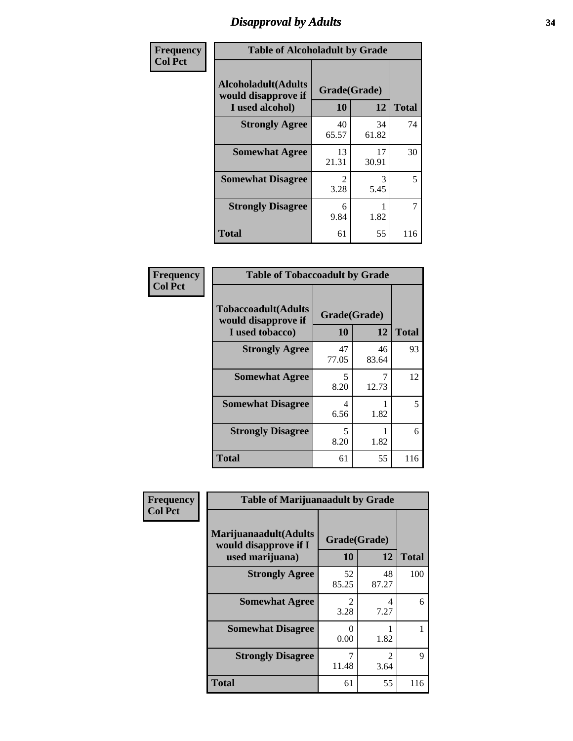# Disapproval by Adults

**Frequency**
**Col Pct**

| Table of Alcoholadult by Grade | | | |
|---|---|---|---|
| **Alcoholadult(Adults would disapprove if I used alcohol)** | **Grade(Grade)** | | |
| | **10** | **12** | **Total** |
| **Strongly Agree** | 40<br>65.57 | 34<br>61.82 | 74 |
| **Somewhat Agree** | 13<br>21.31 | 17<br>30.91 | 30 |
| **Somewhat Disagree** | 2<br>3.28 | 3<br>5.45 | 5 |
| **Strongly Disagree** | 6<br>9.84 | 1<br>1.82 | 7 |
| **Total** | 61 | 55 | 116 |

**Frequency**
**Col Pct**

| Table of Tobaccoadult by Grade | | | |
|---|---|---|---|
| **Tobaccoadult(Adults would disapprove if I used tobacco)** | **Grade(Grade)** | | |
| | **10** | **12** | **Total** |
| **Strongly Agree** | 47<br>77.05 | 46<br>83.64 | 93 |
| **Somewhat Agree** | 5<br>8.20 | 7<br>12.73 | 12 |
| **Somewhat Disagree** | 4<br>6.56 | 1<br>1.82 | 5 |
| **Strongly Disagree** | 5<br>8.20 | 1<br>1.82 | 6 |
| **Total** | 61 | 55 | 116 |

**Frequency**
**Col Pct**

| Table of Marijuanaadult by Grade | | | |
|---|---|---|---|
| **Marijuanaadult(Adults would disapprove if I used marijuana)** | **Grade(Grade)** | | |
| | **10** | **12** | **Total** |
| **Strongly Agree** | 52<br>85.25 | 48<br>87.27 | 100 |
| **Somewhat Agree** | 2<br>3.28 | 4<br>7.27 | 6 |
| **Somewhat Disagree** | 0<br>0.00 | 1<br>1.82 | 1 |
| **Strongly Disagree** | 7<br>11.48 | 2<br>3.64 | 9 |
| **Total** | 61 | 55 | 116 |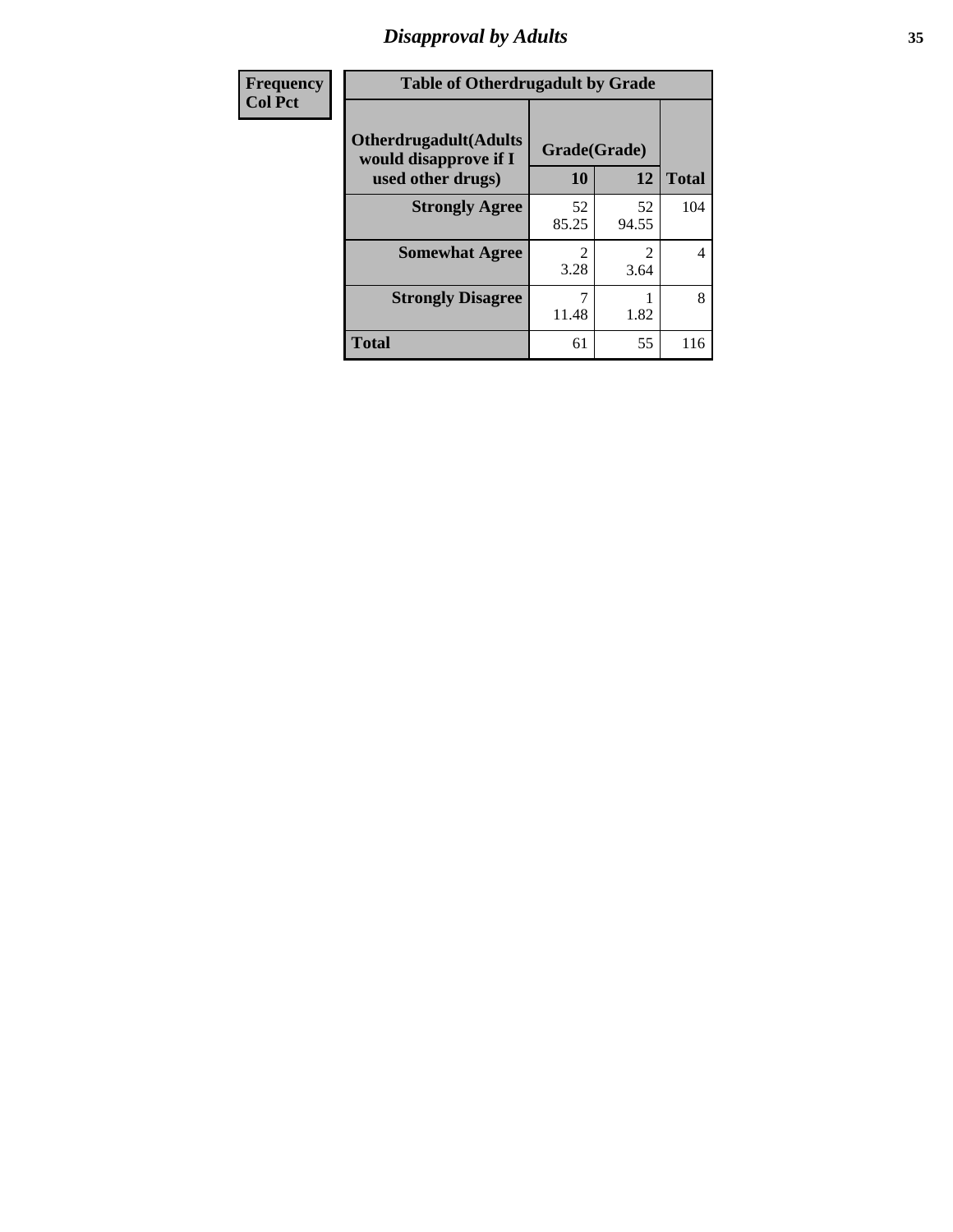# Disapproval by Adults

| Frequency Col Pct | Table of Otherdrugadult by Grade | | | |
|---|---|---|---|---|
| | Otherdrugadult(Adults would disapprove if I used other drugs) | Grade(Grade) | | |
| | | 10 | 12 | Total |
| | Strongly Agree | 52<br>85.25 | 52<br>94.55 | 104 |
| | Somewhat Agree | 2<br>3.28 | 2<br>3.64 | 4 |
| | Strongly Disagree | 7<br>11.48 | 1<br>1.82 | 8 |
| | Total | 61 | 55 | 116 |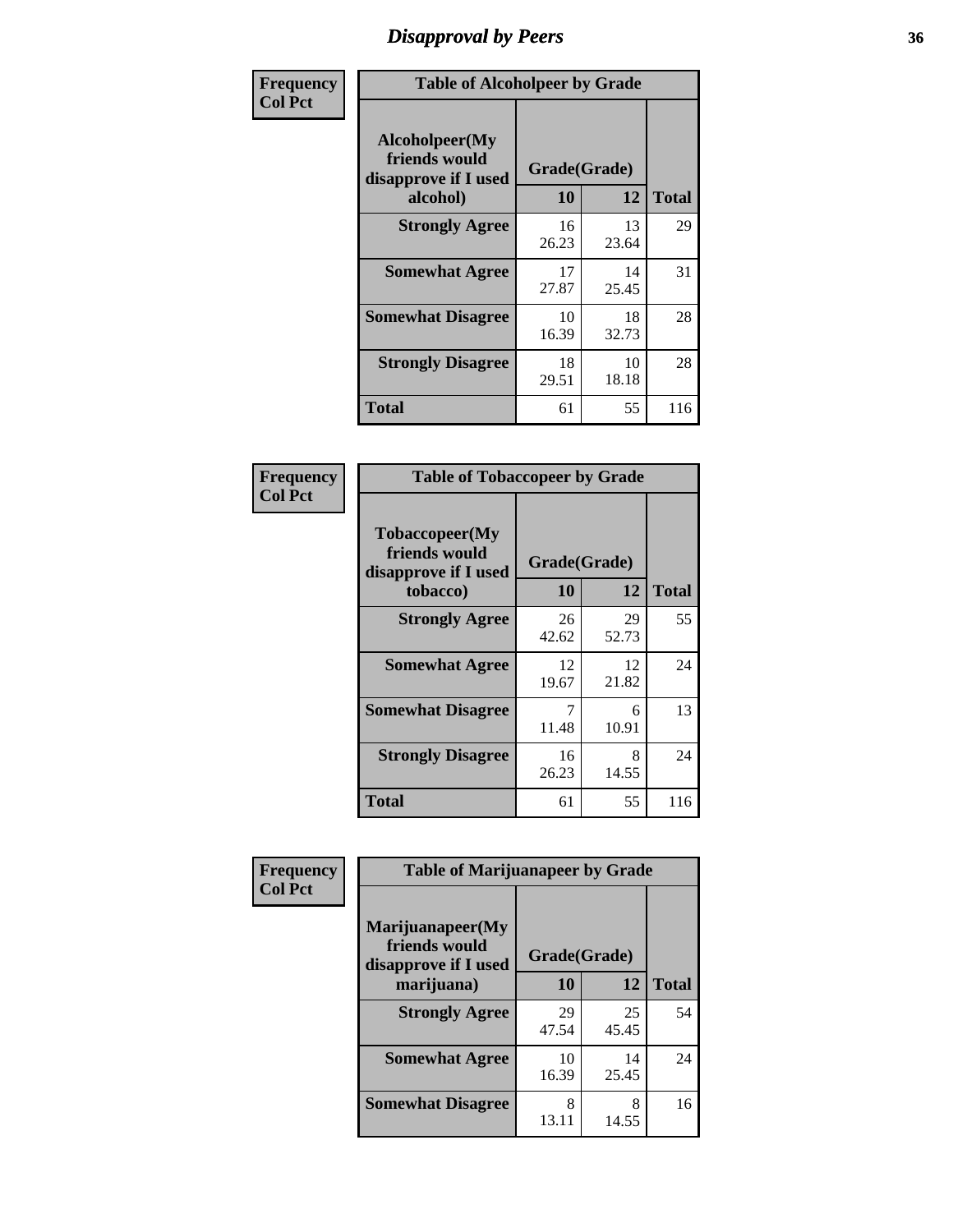# Disapproval by Peers

**Frequency**
**Col Pct**

| Table of Alcoholpeer by Grade | | | |
|---|---|---|---|
| Alcoholpeer(My friends would disapprove if I used alcohol) | Grade(Grade) | | Total |
| | 10 | 12 | |
| **Strongly Agree** | 16<br>26.23 | 13<br>23.64 | 29 |
| **Somewhat Agree** | 17<br>27.87 | 14<br>25.45 | 31 |
| **Somewhat Disagree** | 10<br>16.39 | 18<br>32.73 | 28 |
| **Strongly Disagree** | 18<br>29.51 | 10<br>18.18 | 28 |
| **Total** | 61 | 55 | 116 |

**Frequency**
**Col Pct**

| Table of Tobaccopeer by Grade | | | |
|---|---|---|---|
| Tobaccopeer(My friends would disapprove if I used tobacco) | Grade(Grade) | | Total |
| | 10 | 12 | |
| **Strongly Agree** | 26<br>42.62 | 29<br>52.73 | 55 |
| **Somewhat Agree** | 12<br>19.67 | 12<br>21.82 | 24 |
| **Somewhat Disagree** | 7<br>11.48 | 6<br>10.91 | 13 |
| **Strongly Disagree** | 16<br>26.23 | 8<br>14.55 | 24 |
| **Total** | 61 | 55 | 116 |

**Frequency**
**Col Pct**

| Table of Marijuanapeer by Grade | | | |
|---|---|---|---|
| Marijuanapeer(My friends would disapprove if I used marijuana) | Grade(Grade) | | Total |
| | 10 | 12 | |
| **Strongly Agree** | 29<br>47.54 | 25<br>45.45 | 54 |
| **Somewhat Agree** | 10<br>16.39 | 14<br>25.45 | 24 |
| **Somewhat Disagree** | 8<br>13.11 | 8<br>14.55 | 16 |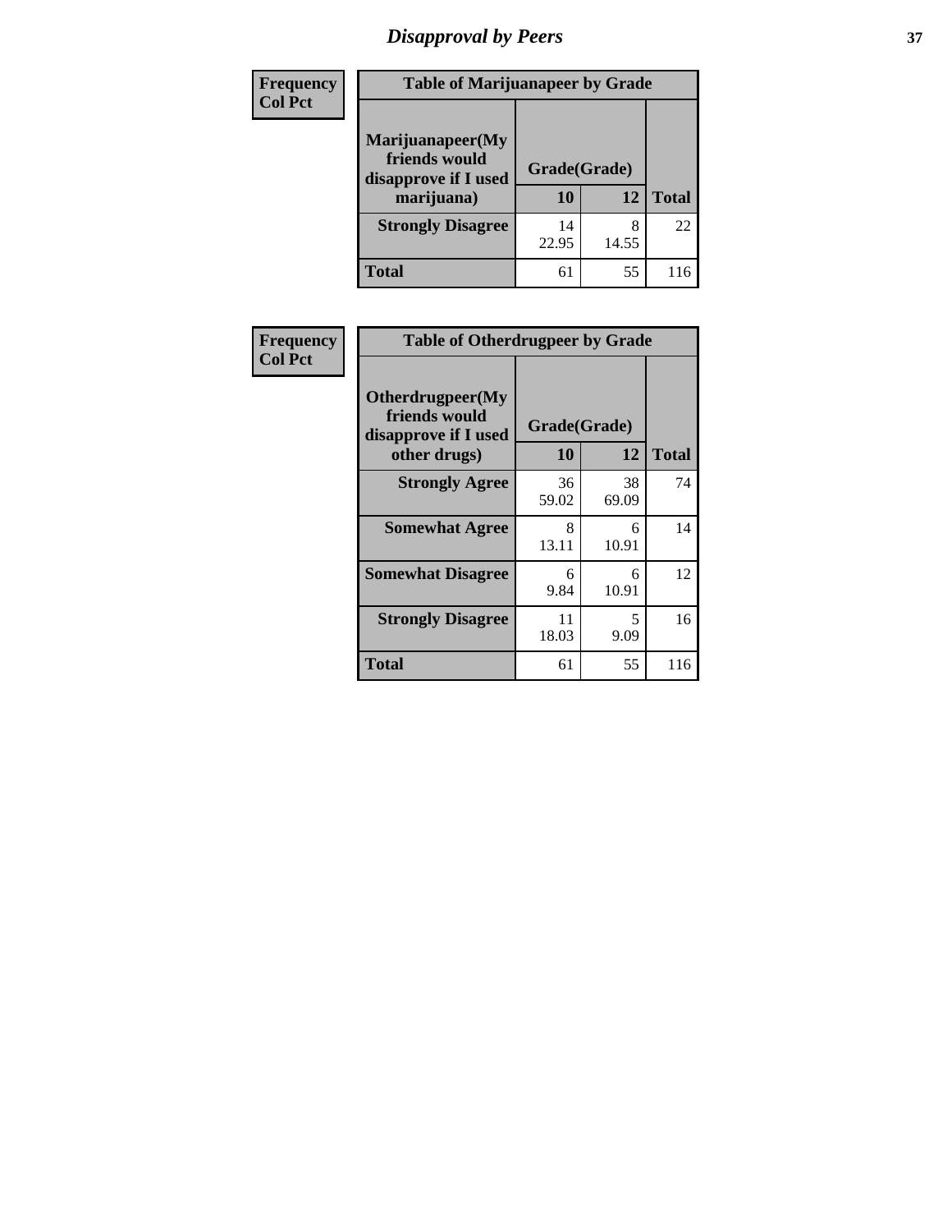| Frequency Col Pct | Table of Marijuanapeer by Grade | | |
|---|---|---|---|
| Marijuanapeer(My friends would disapprove if I used marijuana) | Grade(Grade) | | |
| | 10 | 12 | Total |
| Strongly Disagree | 14<br>22.95 | 8<br>14.55 | 22 |
| Total | 61 | 55 | 116 |

| Frequency Col Pct | Table of Otherdrugpeer by Grade | | |
|---|---|---|---|
| Otherdrugpeer(My friends would disapprove if I used other drugs) | Grade(Grade) | | |
| | 10 | 12 | Total |
| Strongly Agree | 36<br>59.02 | 38<br>69.09 | 74 |
| Somewhat Agree | 8<br>13.11 | 6<br>10.91 | 14 |
| Somewhat Disagree | 6<br>9.84 | 6<br>10.91 | 12 |
| Strongly Disagree | 11<br>18.03 | 5<br>9.09 | 16 |
| Total | 61 | 55 | 116 |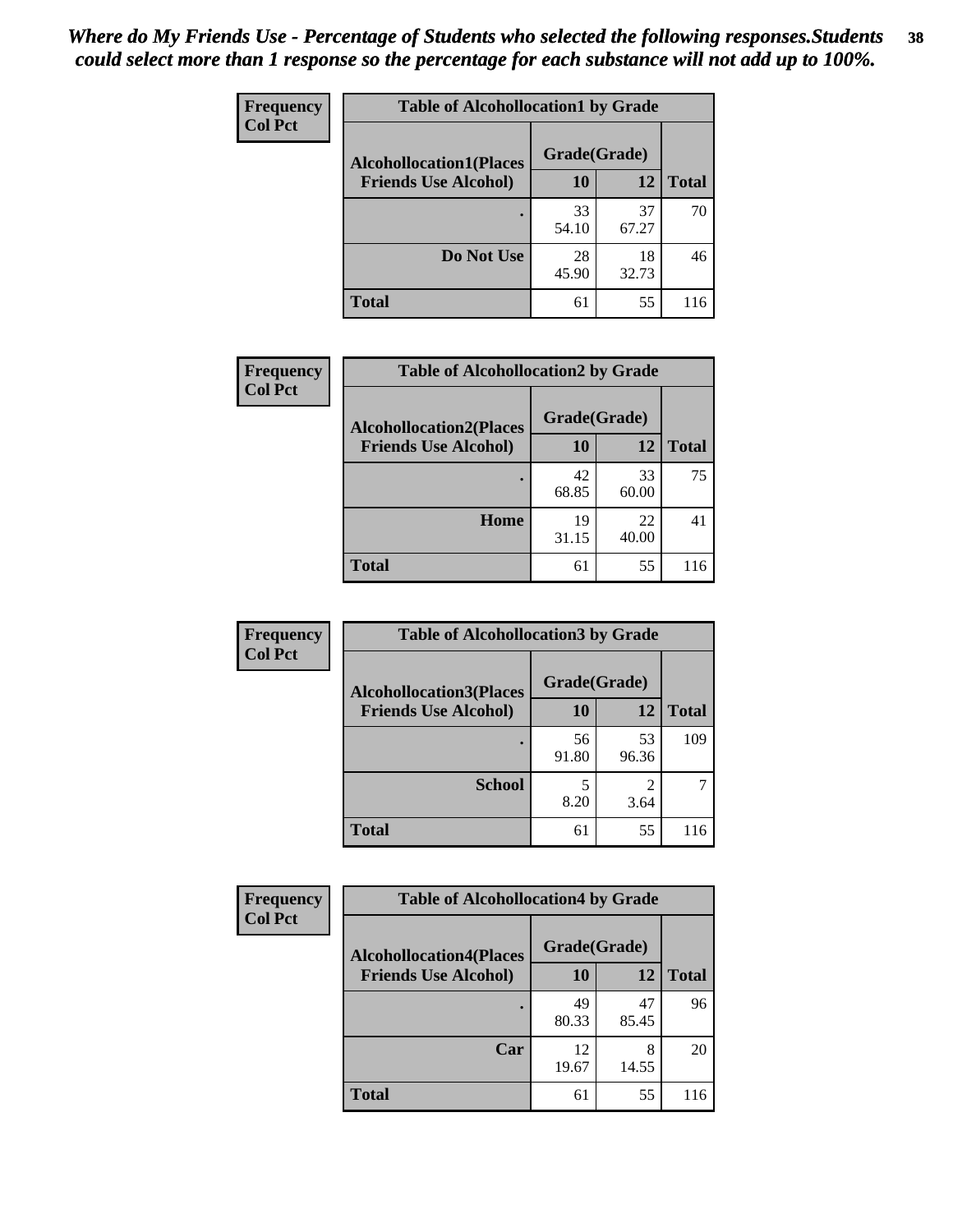*Where do My Friends Use - Percentage of Students who selected the following responses.Students could select more than 1 response so the percentage for each substance will not add up to 100%.*

**Frequency**
**Col Pct**

| Table of Alcohollocation1 by Grade | | | |
|---|---|---|---|
| **Alcohollocation1(Places Friends Use Alcohol)** | **Grade(Grade)** | | **Total** |
| | **10** | **12** | |
| **.** | 33<br>54.10 | 37<br>67.27 | 70 |
| **Do Not Use** | 28<br>45.90 | 18<br>32.73 | 46 |
| **Total** | 61 | 55 | 116 |

**Frequency**
**Col Pct**

| Table of Alcohollocation2 by Grade | | | |
|---|---|---|---|
| **Alcohollocation2(Places Friends Use Alcohol)** | **Grade(Grade)** | | **Total** |
| | **10** | **12** | |
| **.** | 42<br>68.85 | 33<br>60.00 | 75 |
| **Home** | 19<br>31.15 | 22<br>40.00 | 41 |
| **Total** | 61 | 55 | 116 |

**Frequency**
**Col Pct**

| Table of Alcohollocation3 by Grade | | | |
|---|---|---|---|
| **Alcohollocation3(Places Friends Use Alcohol)** | **Grade(Grade)** | | **Total** |
| | **10** | **12** | |
| **.** | 56<br>91.80 | 53<br>96.36 | 109 |
| **School** | 5<br>8.20 | 2<br>3.64 | 7 |
| **Total** | 61 | 55 | 116 |

**Frequency**
**Col Pct**

| Table of Alcohollocation4 by Grade | | | |
|---|---|---|---|
| **Alcohollocation4(Places Friends Use Alcohol)** | **Grade(Grade)** | | **Total** |
| | **10** | **12** | |
| **.** | 49<br>80.33 | 47<br>85.45 | 96 |
| **Car** | 12<br>19.67 | 8<br>14.55 | 20 |
| **Total** | 61 | 55 | 116 |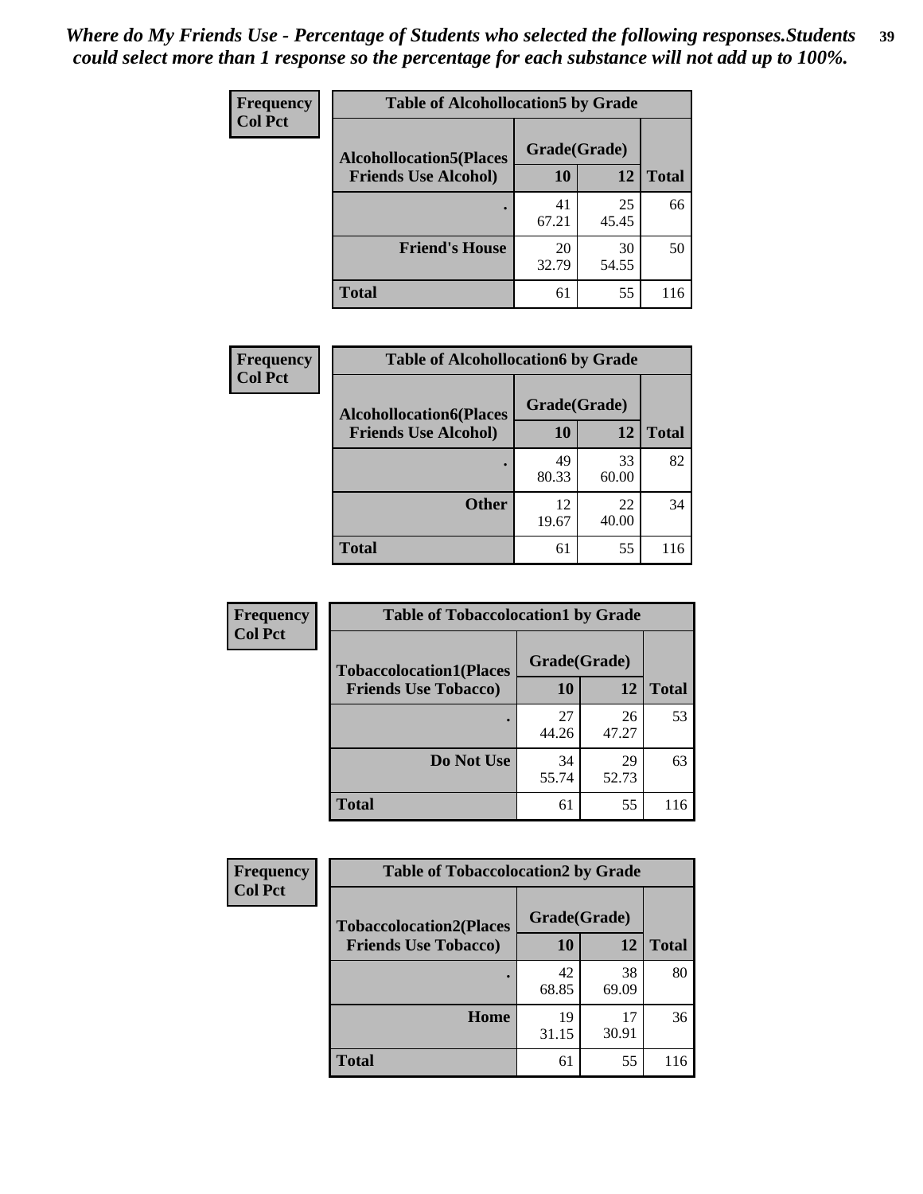*Where do My Friends Use - Percentage of Students who selected the following responses.Students could select more than 1 response so the percentage for each substance will not add up to 100%.*

**Frequency**
**Col Pct**

| Table of Alcohollocation5 by Grade | | | |
|---|---|---|---|
| **Alcohollocation5(Places Friends Use Alcohol)** | **Grade(Grade)** | | **Total** |
| | **10** | **12** | |
| **.** | 41<br>67.21 | 25<br>45.45 | 66 |
| **Friend's House** | 20<br>32.79 | 30<br>54.55 | 50 |
| **Total** | 61 | 55 | 116 |

**Frequency**
**Col Pct**

| Table of Alcohollocation6 by Grade | | | |
|---|---|---|---|
| **Alcohollocation6(Places Friends Use Alcohol)** | **Grade(Grade)** | | **Total** |
| | **10** | **12** | |
| **.** | 49<br>80.33 | 33<br>60.00 | 82 |
| **Other** | 12<br>19.67 | 22<br>40.00 | 34 |
| **Total** | 61 | 55 | 116 |

**Frequency**
**Col Pct**

| Table of Tobaccolocation1 by Grade | | | |
|---|---|---|---|
| **Tobaccolocation1(Places Friends Use Tobacco)** | **Grade(Grade)** | | **Total** |
| | **10** | **12** | |
| **.** | 27<br>44.26 | 26<br>47.27 | 53 |
| **Do Not Use** | 34<br>55.74 | 29<br>52.73 | 63 |
| **Total** | 61 | 55 | 116 |

**Frequency**
**Col Pct**

| Table of Tobaccolocation2 by Grade | | | |
|---|---|---|---|
| **Tobaccolocation2(Places Friends Use Tobacco)** | **Grade(Grade)** | | **Total** |
| | **10** | **12** | |
| **.** | 42<br>68.85 | 38<br>69.09 | 80 |
| **Home** | 19<br>31.15 | 17<br>30.91 | 36 |
| **Total** | 61 | 55 | 116 |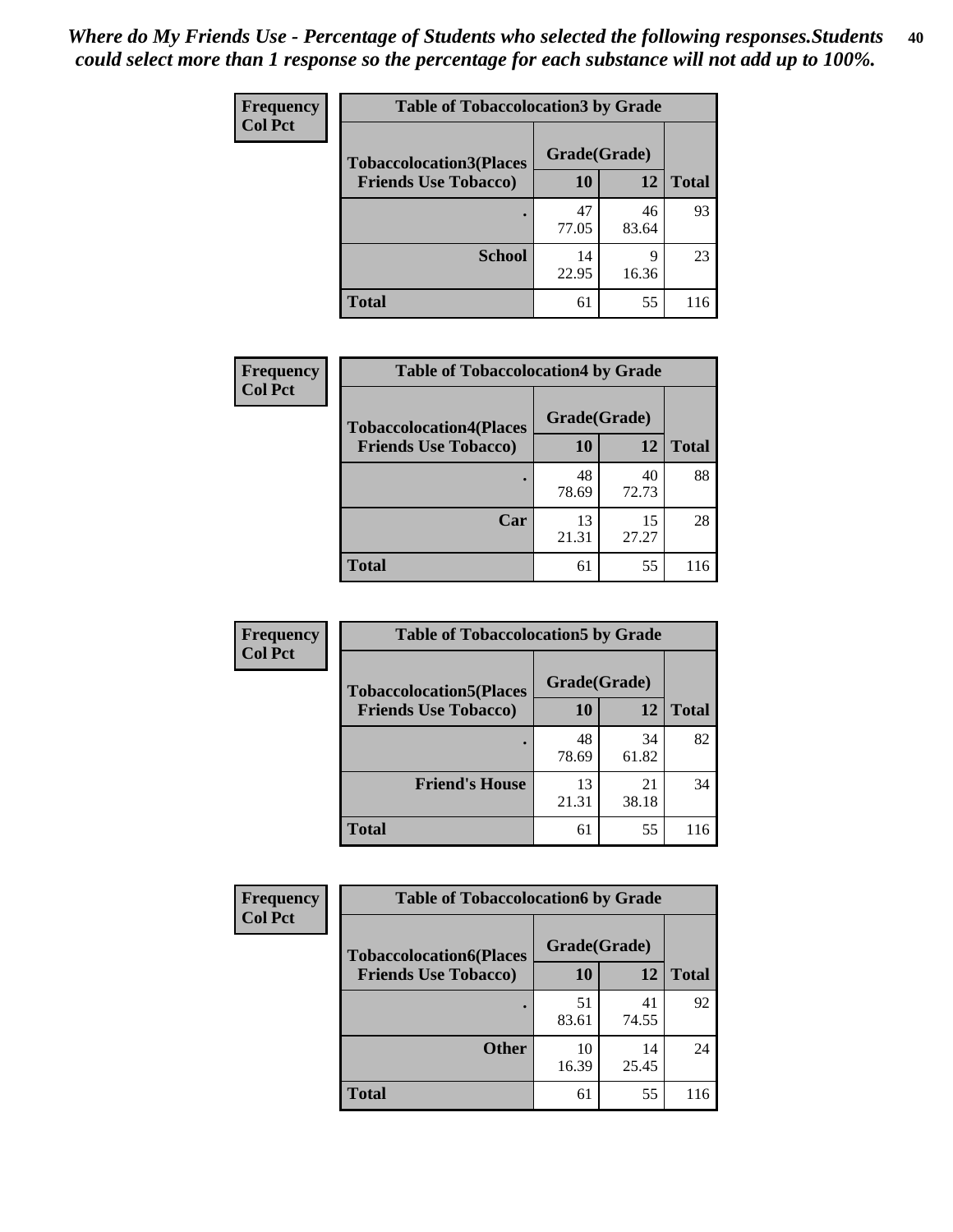*Where do My Friends Use - Percentage of Students who selected the following responses.Students could select more than 1 response so the percentage for each substance will not add up to 100%.*

**Frequency**
**Col Pct**

| Table of Tobaccolocation3 by Grade | | | |
|---|---|---|---|
| **Tobaccolocation3(Places Friends Use Tobacco)** | **Grade(Grade)** | | **Total** |
| | **10** | **12** | |
| **.** | 47<br>77.05 | 46<br>83.64 | 93 |
| **School** | 14<br>22.95 | 9<br>16.36 | 23 |
| **Total** | 61 | 55 | 116 |

**Frequency**
**Col Pct**

| Table of Tobaccolocation4 by Grade | | | |
|---|---|---|---|
| **Tobaccolocation4(Places Friends Use Tobacco)** | **Grade(Grade)** | | **Total** |
| | **10** | **12** | |
| **.** | 48<br>78.69 | 40<br>72.73 | 88 |
| **Car** | 13<br>21.31 | 15<br>27.27 | 28 |
| **Total** | 61 | 55 | 116 |

**Frequency**
**Col Pct**

| Table of Tobaccolocation5 by Grade | | | |
|---|---|---|---|
| **Tobaccolocation5(Places Friends Use Tobacco)** | **Grade(Grade)** | | **Total** |
| | **10** | **12** | |
| **.** | 48<br>78.69 | 34<br>61.82 | 82 |
| **Friend's House** | 13<br>21.31 | 21<br>38.18 | 34 |
| **Total** | 61 | 55 | 116 |

**Frequency**
**Col Pct**

| Table of Tobaccolocation6 by Grade | | | |
|---|---|---|---|
| **Tobaccolocation6(Places Friends Use Tobacco)** | **Grade(Grade)** | | **Total** |
| | **10** | **12** | |
| **.** | 51<br>83.61 | 41<br>74.55 | 92 |
| **Other** | 10<br>16.39 | 14<br>25.45 | 24 |
| **Total** | 61 | 55 | 116 |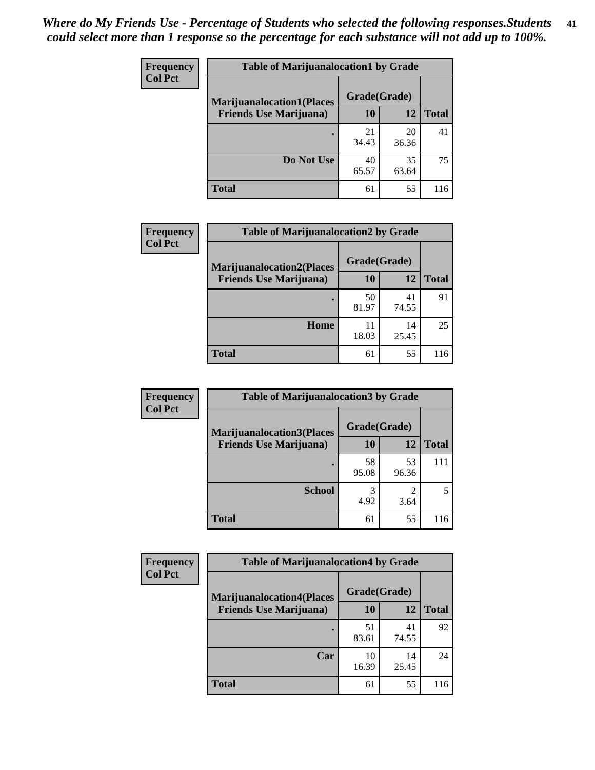*Where do My Friends Use - Percentage of Students who selected the following responses.Students could select more than 1 response so the percentage for each substance will not add up to 100%.*

**Frequency**
**Col Pct**

| Table of Marijuanalocation1 by Grade | | | |
|---|---|---|---|
| **Marijuanalocation1(Places Friends Use Marijuana)** | **Grade(Grade)** | | **Total** |
| | **10** | **12** | |
| . | 21<br>34.43 | 20<br>36.36 | 41 |
| **Do Not Use** | 40<br>65.57 | 35<br>63.64 | 75 |
| **Total** | 61 | 55 | 116 |

**Frequency**
**Col Pct**

| Table of Marijuanalocation2 by Grade | | | |
|---|---|---|---|
| **Marijuanalocation2(Places Friends Use Marijuana)** | **Grade(Grade)** | | **Total** |
| | **10** | **12** | |
| . | 50<br>81.97 | 41<br>74.55 | 91 |
| **Home** | 11<br>18.03 | 14<br>25.45 | 25 |
| **Total** | 61 | 55 | 116 |

**Frequency**
**Col Pct**

| Table of Marijuanalocation3 by Grade | | | |
|---|---|---|---|
| **Marijuanalocation3(Places Friends Use Marijuana)** | **Grade(Grade)** | | **Total** |
| | **10** | **12** | |
| . | 58<br>95.08 | 53<br>96.36 | 111 |
| **School** | 3<br>4.92 | 2<br>3.64 | 5 |
| **Total** | 61 | 55 | 116 |

**Frequency**
**Col Pct**

| Table of Marijuanalocation4 by Grade | | | |
|---|---|---|---|
| **Marijuanalocation4(Places Friends Use Marijuana)** | **Grade(Grade)** | | **Total** |
| | **10** | **12** | |
| . | 51<br>83.61 | 41<br>74.55 | 92 |
| **Car** | 10<br>16.39 | 14<br>25.45 | 24 |
| **Total** | 61 | 55 | 116 |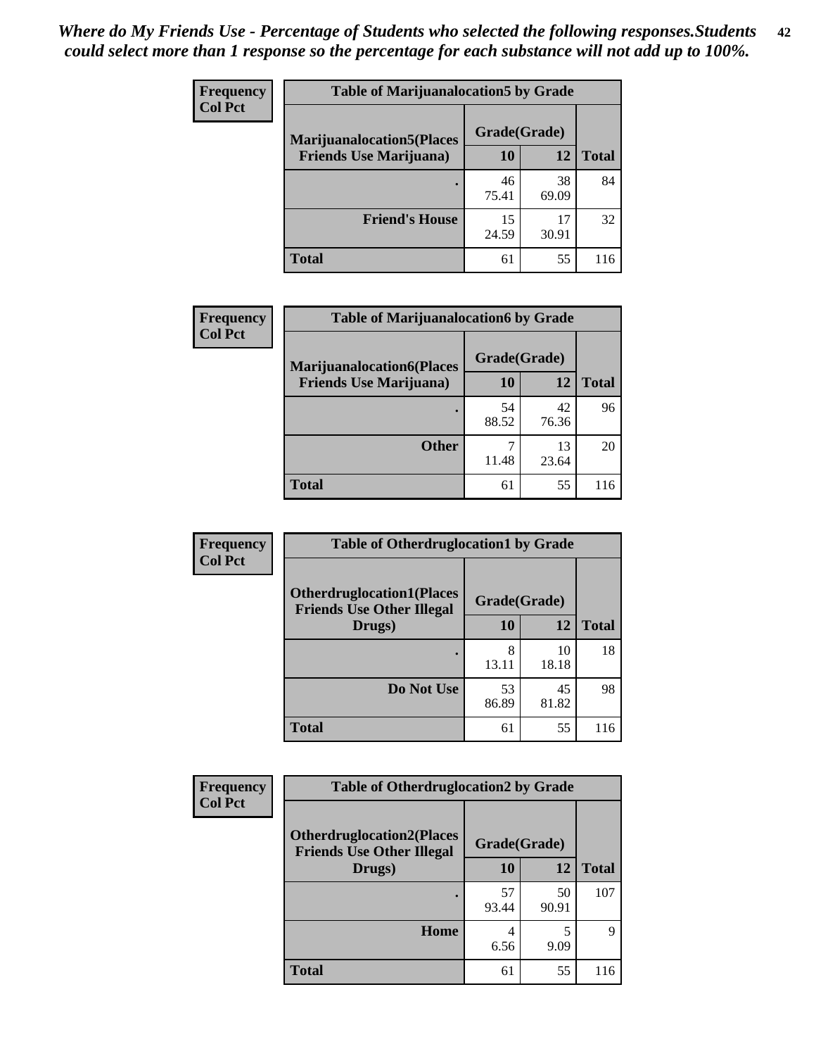*Where do My Friends Use - Percentage of Students who selected the following responses.Students could select more than 1 response so the percentage for each substance will not add up to 100%.*

**Frequency / Col Pct**

**Table of Marijuanalocation5 by Grade**

| Marijuanalocation5(Places Friends Use Marijuana) | Grade(Grade) 10 | 12 | Total |
|---|---|---|---|
| . | 46<br>75.41 | 38<br>69.09 | 84 |
| Friend's House | 15<br>24.59 | 17<br>30.91 | 32 |
| Total | 61 | 55 | 116 |

**Frequency / Col Pct**

**Table of Marijuanalocation6 by Grade**

| Marijuanalocation6(Places Friends Use Marijuana) | Grade(Grade) 10 | 12 | Total |
|---|---|---|---|
| . | 54<br>88.52 | 42<br>76.36 | 96 |
| Other | 7<br>11.48 | 13<br>23.64 | 20 |
| Total | 61 | 55 | 116 |

**Frequency / Col Pct**

**Table of Otherdruglocation1 by Grade**

| Otherdruglocation1(Places Friends Use Other Illegal Drugs) | Grade(Grade) 10 | 12 | Total |
|---|---|---|---|
| . | 8<br>13.11 | 10<br>18.18 | 18 |
| Do Not Use | 53<br>86.89 | 45<br>81.82 | 98 |
| Total | 61 | 55 | 116 |

**Frequency / Col Pct**

**Table of Otherdruglocation2 by Grade**

| Otherdruglocation2(Places Friends Use Other Illegal Drugs) | Grade(Grade) 10 | 12 | Total |
|---|---|---|---|
| . | 57<br>93.44 | 50<br>90.91 | 107 |
| Home | 4<br>6.56 | 5<br>9.09 | 9 |
| Total | 61 | 55 | 116 |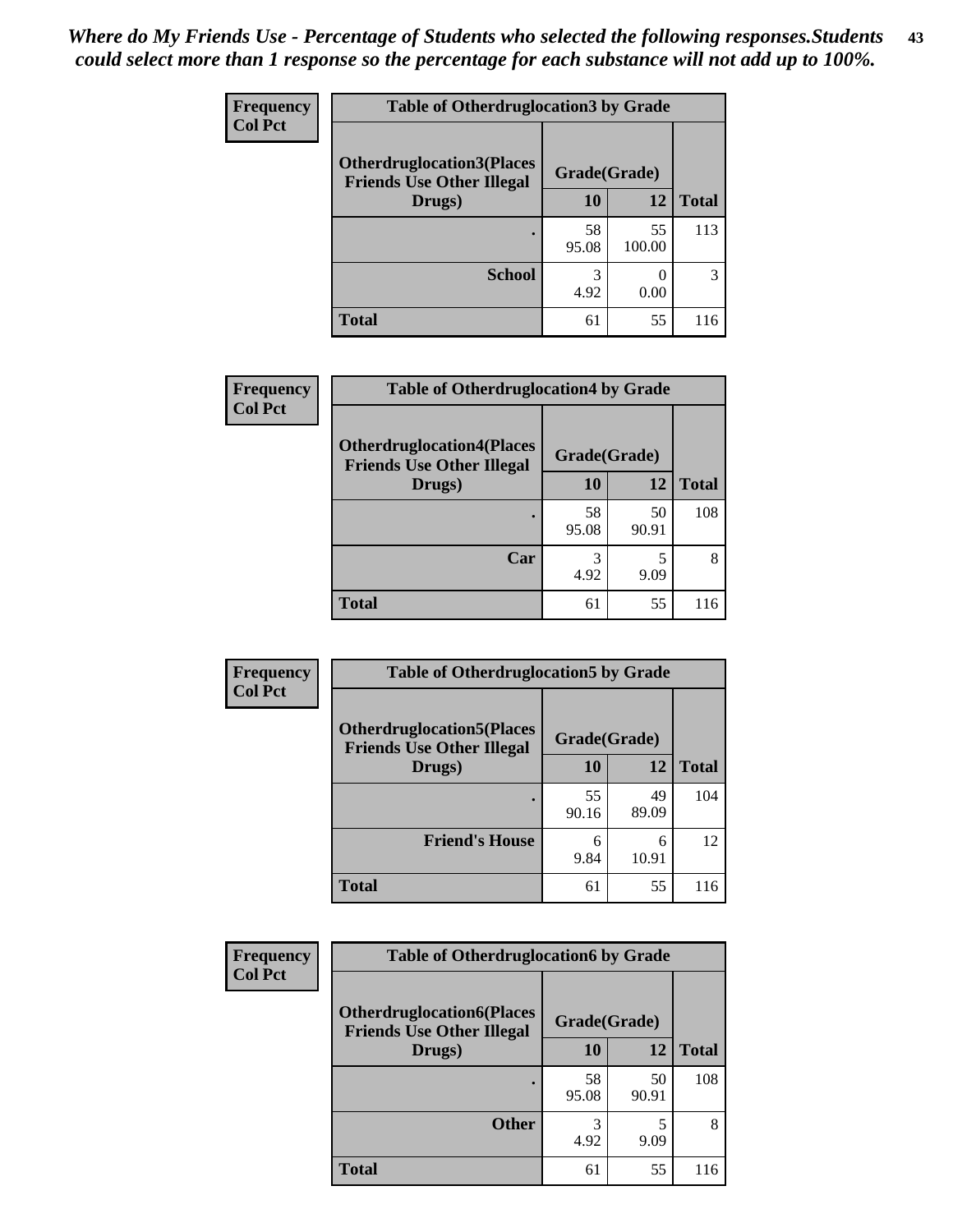*Where do My Friends Use - Percentage of Students who selected the following responses.Students could select more than 1 response so the percentage for each substance will not add up to 100%.*

| Frequency<br>Col Pct | Table of Otherdruglocation3 by Grade | | |
|---|---|---|---|
| Otherdruglocation3(Places Friends Use Other Illegal Drugs) | Grade(Grade) | | |
| | 10 | 12 | Total |
| . | 58<br>95.08 | 55<br>100.00 | 113 |
| School | 3<br>4.92 | 0<br>0.00 | 3 |
| Total | 61 | 55 | 116 |

| Frequency<br>Col Pct | Table of Otherdruglocation4 by Grade | | |
|---|---|---|---|
| Otherdruglocation4(Places Friends Use Other Illegal Drugs) | Grade(Grade) | | |
| | 10 | 12 | Total |
| . | 58<br>95.08 | 50<br>90.91 | 108 |
| Car | 3<br>4.92 | 5<br>9.09 | 8 |
| Total | 61 | 55 | 116 |

| Frequency<br>Col Pct | Table of Otherdruglocation5 by Grade | | |
|---|---|---|---|
| Otherdruglocation5(Places Friends Use Other Illegal Drugs) | Grade(Grade) | | |
| | 10 | 12 | Total |
| . | 55<br>90.16 | 49<br>89.09 | 104 |
| Friend's House | 6<br>9.84 | 6<br>10.91 | 12 |
| Total | 61 | 55 | 116 |

| Frequency<br>Col Pct | Table of Otherdruglocation6 by Grade | | |
|---|---|---|---|
| Otherdruglocation6(Places Friends Use Other Illegal Drugs) | Grade(Grade) | | |
| | 10 | 12 | Total |
| . | 58<br>95.08 | 50<br>90.91 | 108 |
| Other | 3<br>4.92 | 5<br>9.09 | 8 |
| Total | 61 | 55 | 116 |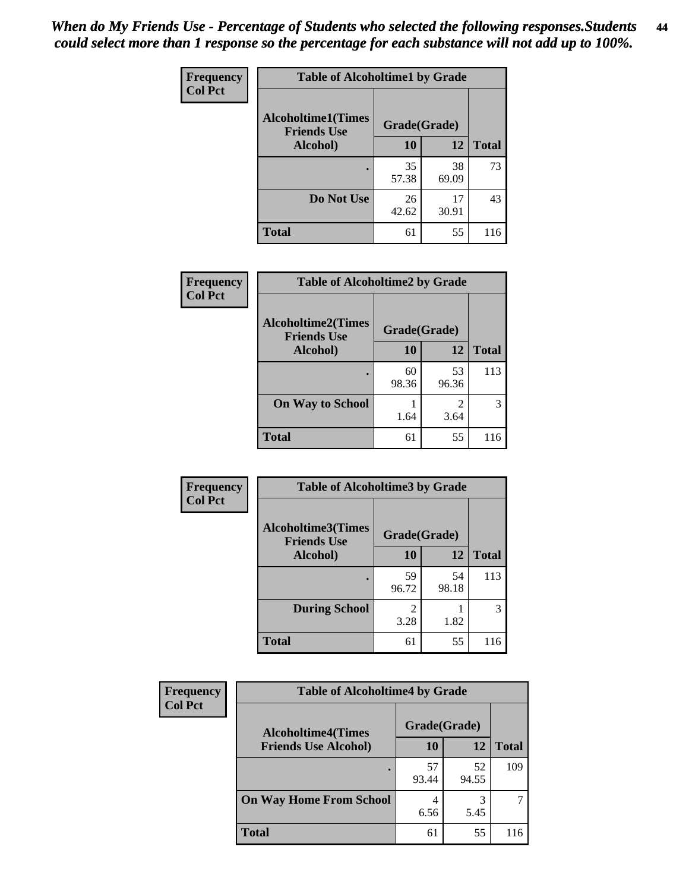*When do My Friends Use - Percentage of Students who selected the following responses.Students could select more than 1 response so the percentage for each substance will not add up to 100%.*

**Frequency**
**Col Pct**

| Table of Alcoholtime1 by Grade | | | |
|---|---|---|---|
| Alcoholtime1(Times Friends Use Alcohol) | Grade(Grade) | | Total |
| | 10 | 12 | |
| . | 35<br>57.38 | 38<br>69.09 | 73 |
| Do Not Use | 26<br>42.62 | 17<br>30.91 | 43 |
| Total | 61 | 55 | 116 |

**Frequency**
**Col Pct**

| Table of Alcoholtime2 by Grade | | | |
|---|---|---|---|
| Alcoholtime2(Times Friends Use Alcohol) | Grade(Grade) | | Total |
| | 10 | 12 | |
| . | 60<br>98.36 | 53<br>96.36 | 113 |
| On Way to School | 1<br>1.64 | 2<br>3.64 | 3 |
| Total | 61 | 55 | 116 |

**Frequency**
**Col Pct**

| Table of Alcoholtime3 by Grade | | | |
|---|---|---|---|
| Alcoholtime3(Times Friends Use Alcohol) | Grade(Grade) | | Total |
| | 10 | 12 | |
| . | 59<br>96.72 | 54<br>98.18 | 113 |
| During School | 2<br>3.28 | 1<br>1.82 | 3 |
| Total | 61 | 55 | 116 |

**Frequency**
**Col Pct**

| Table of Alcoholtime4 by Grade | | | |
|---|---|---|---|
| Alcoholtime4(Times Friends Use Alcohol) | Grade(Grade) | | Total |
| | 10 | 12 | |
| . | 57<br>93.44 | 52<br>94.55 | 109 |
| On Way Home From School | 4<br>6.56 | 3<br>5.45 | 7 |
| Total | 61 | 55 | 116 |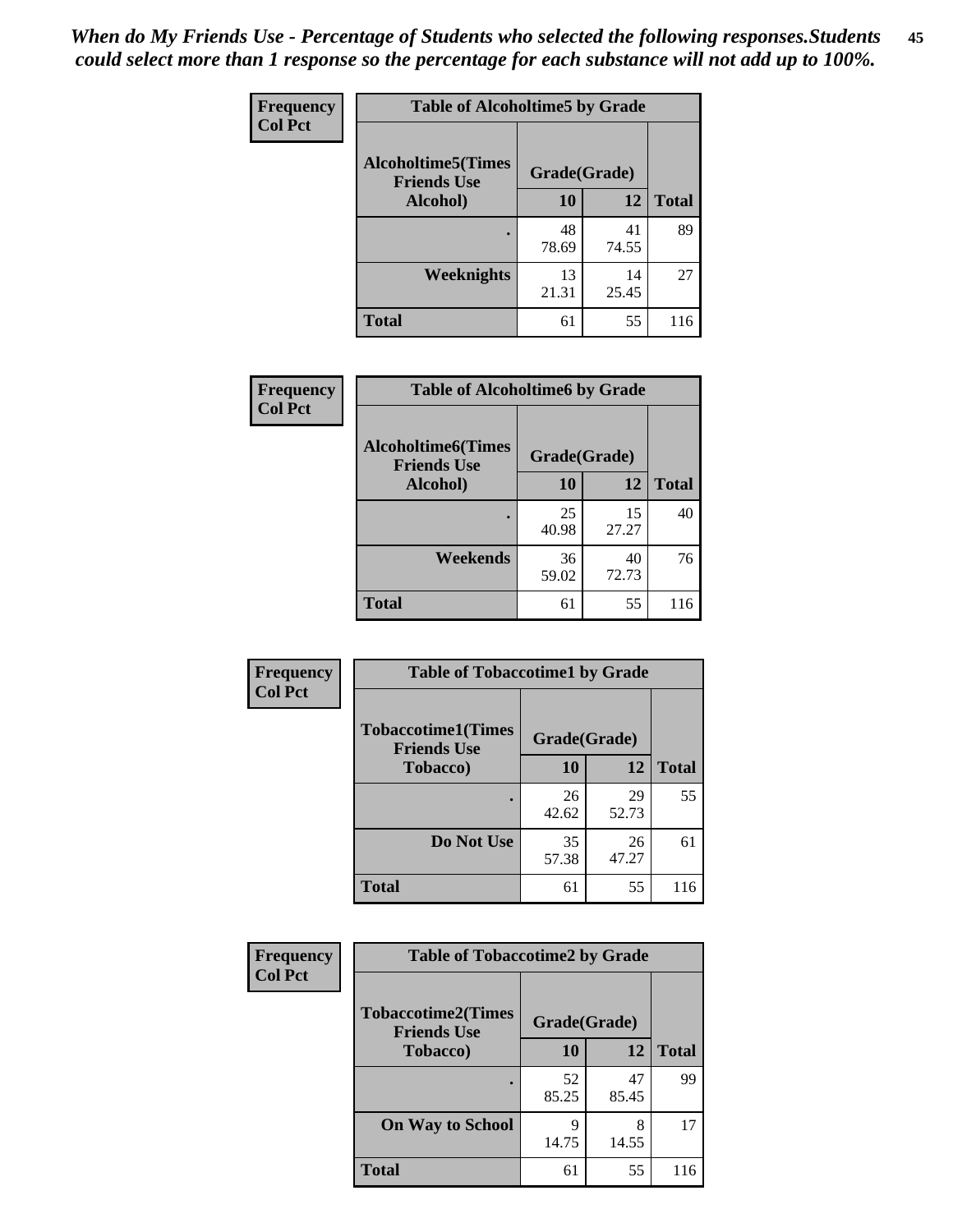*When do My Friends Use - Percentage of Students who selected the following responses.Students could select more than 1 response so the percentage for each substance will not add up to 100%.*

**Frequency**
**Col Pct**

| Table of Alcoholtime5 by Grade | | | |
|---|---|---|---|
| **Alcoholtime5(Times Friends Use Alcohol)** | **Grade(Grade)** | | **Total** |
| | **10** | **12** | |
| **.** | 48<br>78.69 | 41<br>74.55 | 89 |
| **Weeknights** | 13<br>21.31 | 14<br>25.45 | 27 |
| **Total** | 61 | 55 | 116 |

**Frequency**
**Col Pct**

| Table of Alcoholtime6 by Grade | | | |
|---|---|---|---|
| **Alcoholtime6(Times Friends Use Alcohol)** | **Grade(Grade)** | | **Total** |
| | **10** | **12** | |
| **.** | 25<br>40.98 | 15<br>27.27 | 40 |
| **Weekends** | 36<br>59.02 | 40<br>72.73 | 76 |
| **Total** | 61 | 55 | 116 |

**Frequency**
**Col Pct**

| Table of Tobaccotime1 by Grade | | | |
|---|---|---|---|
| **Tobaccotime1(Times Friends Use Tobacco)** | **Grade(Grade)** | | **Total** |
| | **10** | **12** | |
| **.** | 26<br>42.62 | 29<br>52.73 | 55 |
| **Do Not Use** | 35<br>57.38 | 26<br>47.27 | 61 |
| **Total** | 61 | 55 | 116 |

**Frequency**
**Col Pct**

| Table of Tobaccotime2 by Grade | | | |
|---|---|---|---|
| **Tobaccotime2(Times Friends Use Tobacco)** | **Grade(Grade)** | | **Total** |
| | **10** | **12** | |
| **.** | 52<br>85.25 | 47<br>85.45 | 99 |
| **On Way to School** | 9<br>14.75 | 8<br>14.55 | 17 |
| **Total** | 61 | 55 | 116 |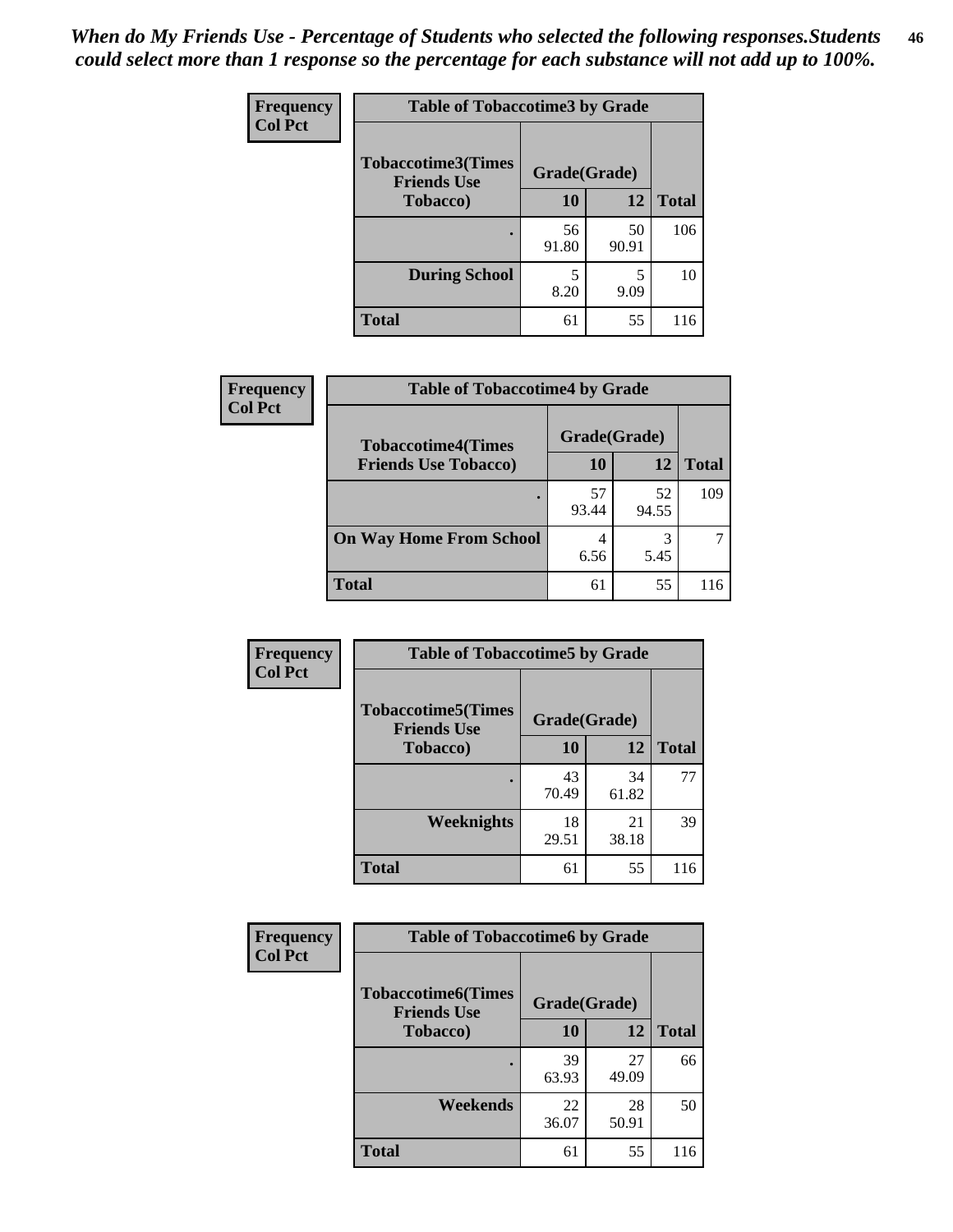*When do My Friends Use - Percentage of Students who selected the following responses.Students could select more than 1 response so the percentage for each substance will not add up to 100%.*

**Frequency**
**Col Pct**

| Table of Tobaccotime3 by Grade | | | |
|---|---|---|---|
| **Tobaccotime3(Times Friends Use Tobacco)** | **Grade(Grade)** | | **Total** |
| | **10** | **12** | |
| **.** | 56<br>91.80 | 50<br>90.91 | 106 |
| **During School** | 5<br>8.20 | 5<br>9.09 | 10 |
| **Total** | 61 | 55 | 116 |

**Frequency**
**Col Pct**

| Table of Tobaccotime4 by Grade | | | |
|---|---|---|---|
| **Tobaccotime4(Times Friends Use Tobacco)** | **Grade(Grade)** | | **Total** |
| | **10** | **12** | |
| **.** | 57<br>93.44 | 52<br>94.55 | 109 |
| **On Way Home From School** | 4<br>6.56 | 3<br>5.45 | 7 |
| **Total** | 61 | 55 | 116 |

**Frequency**
**Col Pct**

| Table of Tobaccotime5 by Grade | | | |
|---|---|---|---|
| **Tobaccotime5(Times Friends Use Tobacco)** | **Grade(Grade)** | | **Total** |
| | **10** | **12** | |
| **.** | 43<br>70.49 | 34<br>61.82 | 77 |
| **Weeknights** | 18<br>29.51 | 21<br>38.18 | 39 |
| **Total** | 61 | 55 | 116 |

**Frequency**
**Col Pct**

| Table of Tobaccotime6 by Grade | | | |
|---|---|---|---|
| **Tobaccotime6(Times Friends Use Tobacco)** | **Grade(Grade)** | | **Total** |
| | **10** | **12** | |
| **.** | 39<br>63.93 | 27<br>49.09 | 66 |
| **Weekends** | 22<br>36.07 | 28<br>50.91 | 50 |
| **Total** | 61 | 55 | 116 |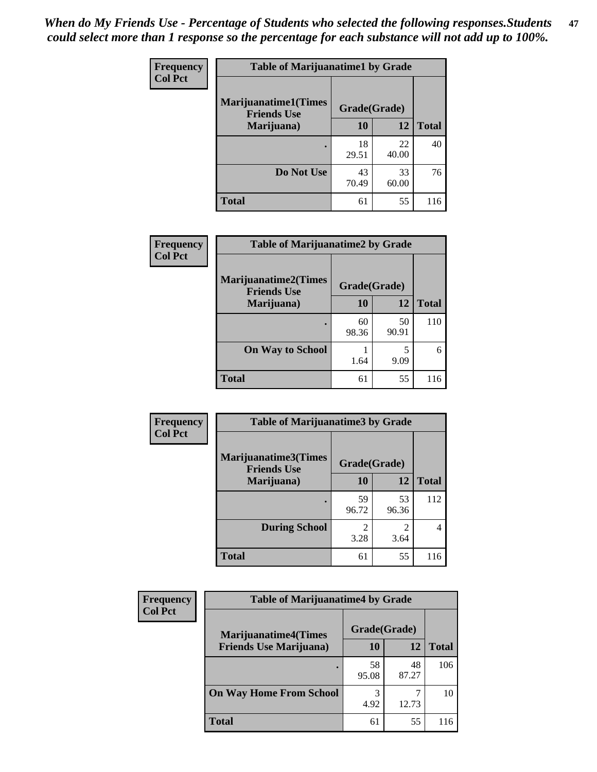*When do My Friends Use - Percentage of Students who selected the following responses.Students could select more than 1 response so the percentage for each substance will not add up to 100%.*

**Frequency**
**Col Pct**

| Table of Marijuanatime1 by Grade | | | |
|---|---|---|---|
| Marijuanatime1(Times Friends Use Marijuana) | Grade(Grade) | | Total |
| | 10 | 12 | |
| . | 18<br>29.51 | 22<br>40.00 | 40 |
| Do Not Use | 43<br>70.49 | 33<br>60.00 | 76 |
| Total | 61 | 55 | 116 |

**Frequency**
**Col Pct**

| Table of Marijuanatime2 by Grade | | | |
|---|---|---|---|
| Marijuanatime2(Times Friends Use Marijuana) | Grade(Grade) | | Total |
| | 10 | 12 | |
| . | 60<br>98.36 | 50<br>90.91 | 110 |
| On Way to School | 1<br>1.64 | 5<br>9.09 | 6 |
| Total | 61 | 55 | 116 |

**Frequency**
**Col Pct**

| Table of Marijuanatime3 by Grade | | | |
|---|---|---|---|
| Marijuanatime3(Times Friends Use Marijuana) | Grade(Grade) | | Total |
| | 10 | 12 | |
| . | 59<br>96.72 | 53<br>96.36 | 112 |
| During School | 2<br>3.28 | 2<br>3.64 | 4 |
| Total | 61 | 55 | 116 |

**Frequency**
**Col Pct**

| Table of Marijuanatime4 by Grade | | | |
|---|---|---|---|
| Marijuanatime4(Times Friends Use Marijuana) | Grade(Grade) | | Total |
| | 10 | 12 | |
| . | 58<br>95.08 | 48<br>87.27 | 106 |
| On Way Home From School | 3<br>4.92 | 7<br>12.73 | 10 |
| Total | 61 | 55 | 116 |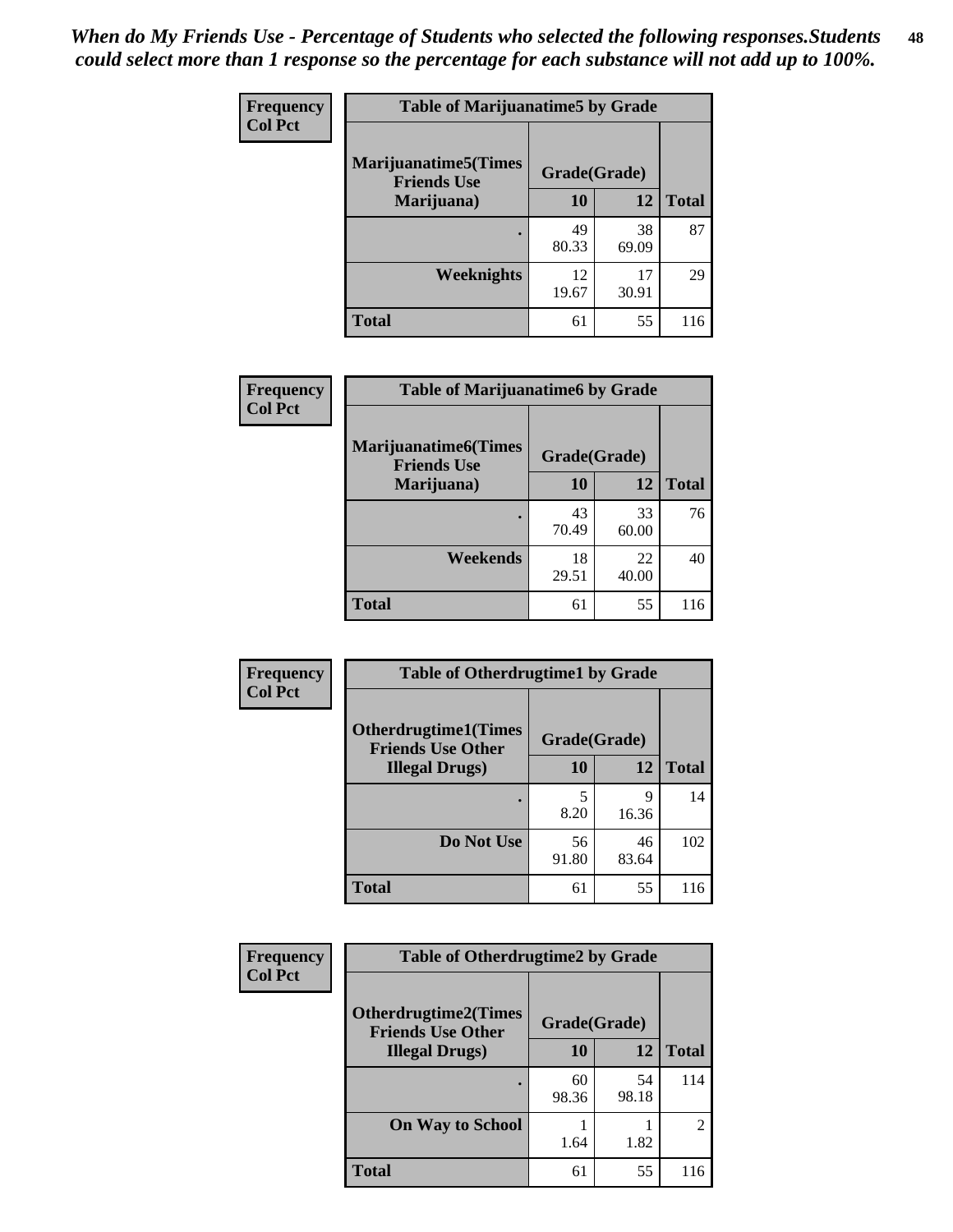*When do My Friends Use - Percentage of Students who selected the following responses.Students could select more than 1 response so the percentage for each substance will not add up to 100%.*

**Frequency**
**Col Pct**

| Table of Marijuanatime5 by Grade | | | |
|---|---|---|---|
| **Marijuanatime5(Times Friends Use Marijuana)** | **Grade(Grade)** | | |
| | **10** | **12** | **Total** |
| **.** | 49<br>80.33 | 38<br>69.09 | 87 |
| **Weeknights** | 12<br>19.67 | 17<br>30.91 | 29 |
| **Total** | 61 | 55 | 116 |

**Frequency**
**Col Pct**

| Table of Marijuanatime6 by Grade | | | |
|---|---|---|---|
| **Marijuanatime6(Times Friends Use Marijuana)** | **Grade(Grade)** | | |
| | **10** | **12** | **Total** |
| **.** | 43<br>70.49 | 33<br>60.00 | 76 |
| **Weekends** | 18<br>29.51 | 22<br>40.00 | 40 |
| **Total** | 61 | 55 | 116 |

**Frequency**
**Col Pct**

| Table of Otherdrugtime1 by Grade | | | |
|---|---|---|---|
| **Otherdrugtime1(Times Friends Use Other Illegal Drugs)** | **Grade(Grade)** | | |
| | **10** | **12** | **Total** |
| **.** | 5<br>8.20 | 9<br>16.36 | 14 |
| **Do Not Use** | 56<br>91.80 | 46<br>83.64 | 102 |
| **Total** | 61 | 55 | 116 |

**Frequency**
**Col Pct**

| Table of Otherdrugtime2 by Grade | | | |
|---|---|---|---|
| **Otherdrugtime2(Times Friends Use Other Illegal Drugs)** | **Grade(Grade)** | | |
| | **10** | **12** | **Total** |
| **.** | 60<br>98.36 | 54<br>98.18 | 114 |
| **On Way to School** | 1<br>1.64 | 1<br>1.82 | 2 |
| **Total** | 61 | 55 | 116 |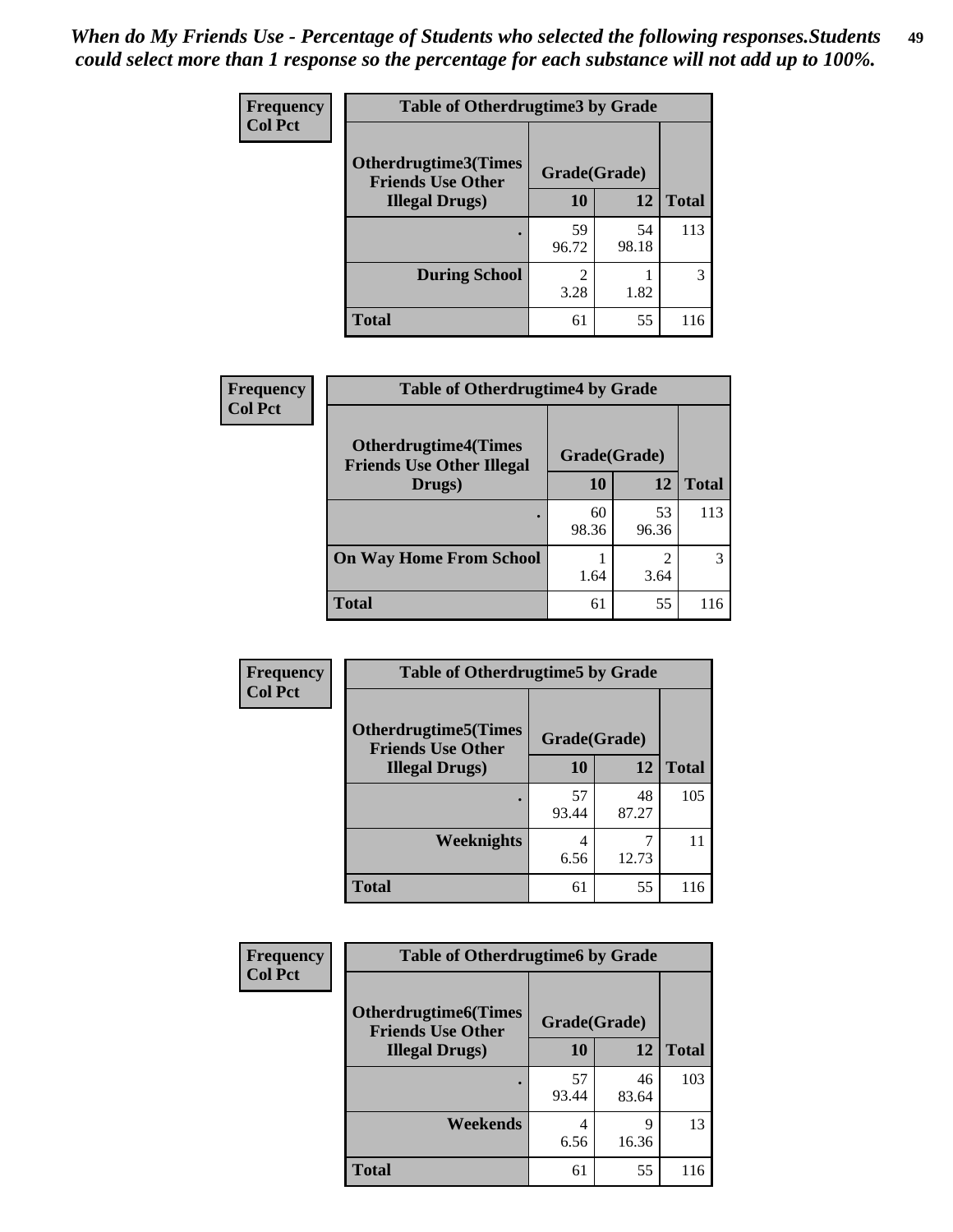*When do My Friends Use - Percentage of Students who selected the following responses.Students could select more than 1 response so the percentage for each substance will not add up to 100%.*

**Frequency**
**Col Pct**

| Table of Otherdrugtime3 by Grade | | | |
|---|---|---|---|
| Otherdrugtime3(Times Friends Use Other Illegal Drugs) | Grade(Grade) | | |
| | 10 | 12 | Total |
| . | 59<br>96.72 | 54<br>98.18 | 113 |
| During School | 2<br>3.28 | 1<br>1.82 | 3 |
| Total | 61 | 55 | 116 |

**Frequency**
**Col Pct**

| Table of Otherdrugtime4 by Grade | | | |
|---|---|---|---|
| Otherdrugtime4(Times Friends Use Other Illegal Drugs) | Grade(Grade) | | |
| | 10 | 12 | Total |
| . | 60<br>98.36 | 53<br>96.36 | 113 |
| On Way Home From School | 1<br>1.64 | 2<br>3.64 | 3 |
| Total | 61 | 55 | 116 |

**Frequency**
**Col Pct**

| Table of Otherdrugtime5 by Grade | | | |
|---|---|---|---|
| Otherdrugtime5(Times Friends Use Other Illegal Drugs) | Grade(Grade) | | |
| | 10 | 12 | Total |
| . | 57<br>93.44 | 48<br>87.27 | 105 |
| Weeknights | 4<br>6.56 | 7<br>12.73 | 11 |
| Total | 61 | 55 | 116 |

**Frequency**
**Col Pct**

| Table of Otherdrugtime6 by Grade | | | |
|---|---|---|---|
| Otherdrugtime6(Times Friends Use Other Illegal Drugs) | Grade(Grade) | | |
| | 10 | 12 | Total |
| . | 57<br>93.44 | 46<br>83.64 | 103 |
| Weekends | 4<br>6.56 | 9<br>16.36 | 13 |
| Total | 61 | 55 | 116 |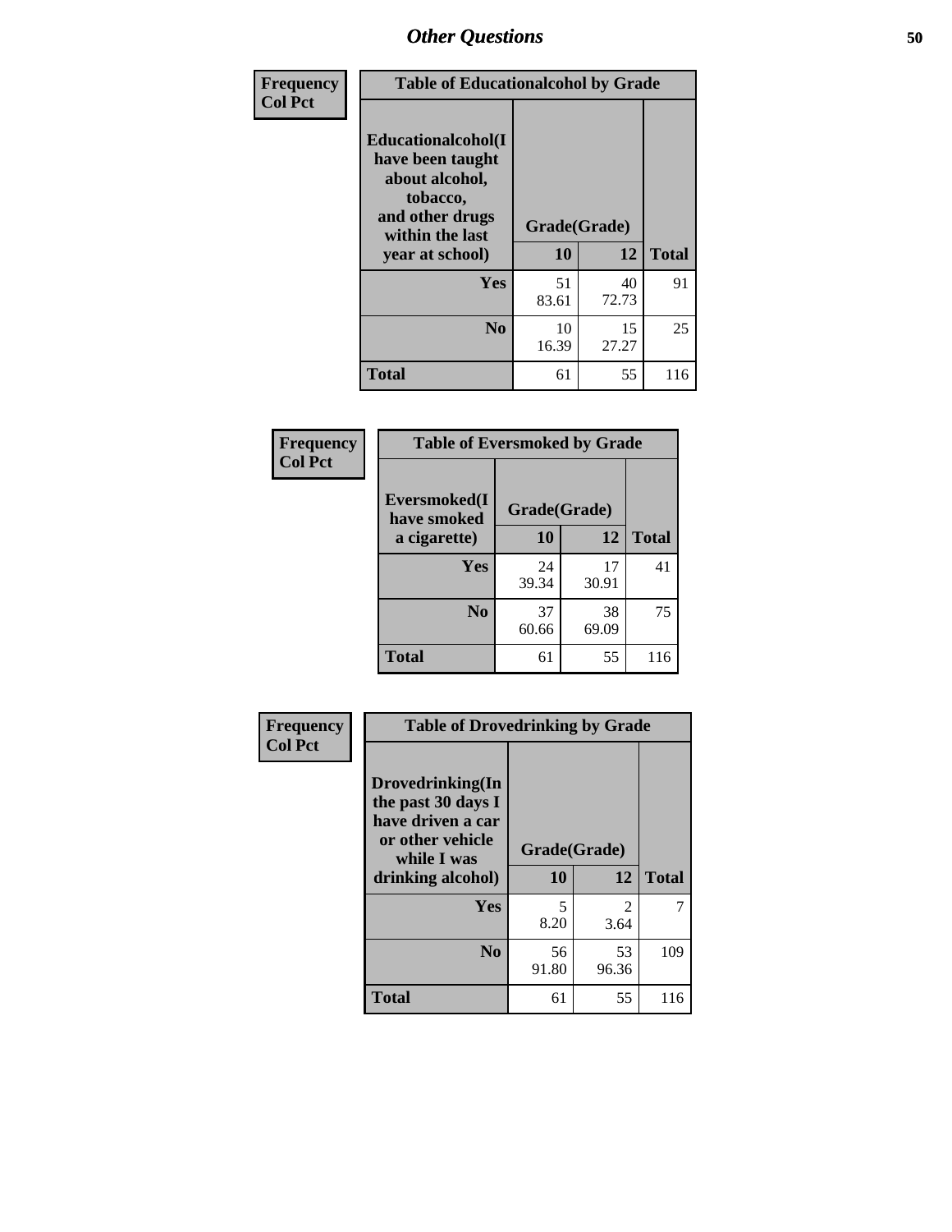| Frequency<br>Col Pct | Table of Educationalcohol by Grade | | |
|---|---|---|---|
| Educationalcohol(I have been taught about alcohol, tobacco, and other drugs within the last year at school) | Grade(Grade) | | |
| | 10 | 12 | Total |
| Yes | 51<br>83.61 | 40<br>72.73 | 91 |
| No | 10<br>16.39 | 15<br>27.27 | 25 |
| Total | 61 | 55 | 116 |

| Frequency<br>Col Pct | Table of Eversmoked by Grade | | |
|---|---|---|---|
| Eversmoked(I have smoked a cigarette) | Grade(Grade) | | |
| | 10 | 12 | Total |
| Yes | 24<br>39.34 | 17<br>30.91 | 41 |
| No | 37<br>60.66 | 38<br>69.09 | 75 |
| Total | 61 | 55 | 116 |

| Frequency<br>Col Pct | Table of Drovedrinking by Grade | | |
|---|---|---|---|
| Drovedrinking(In the past 30 days I have driven a car or other vehicle while I was drinking alcohol) | Grade(Grade) | | |
| | 10 | 12 | Total |
| Yes | 5<br>8.20 | 2<br>3.64 | 7 |
| No | 56<br>91.80 | 53<br>96.36 | 109 |
| Total | 61 | 55 | 116 |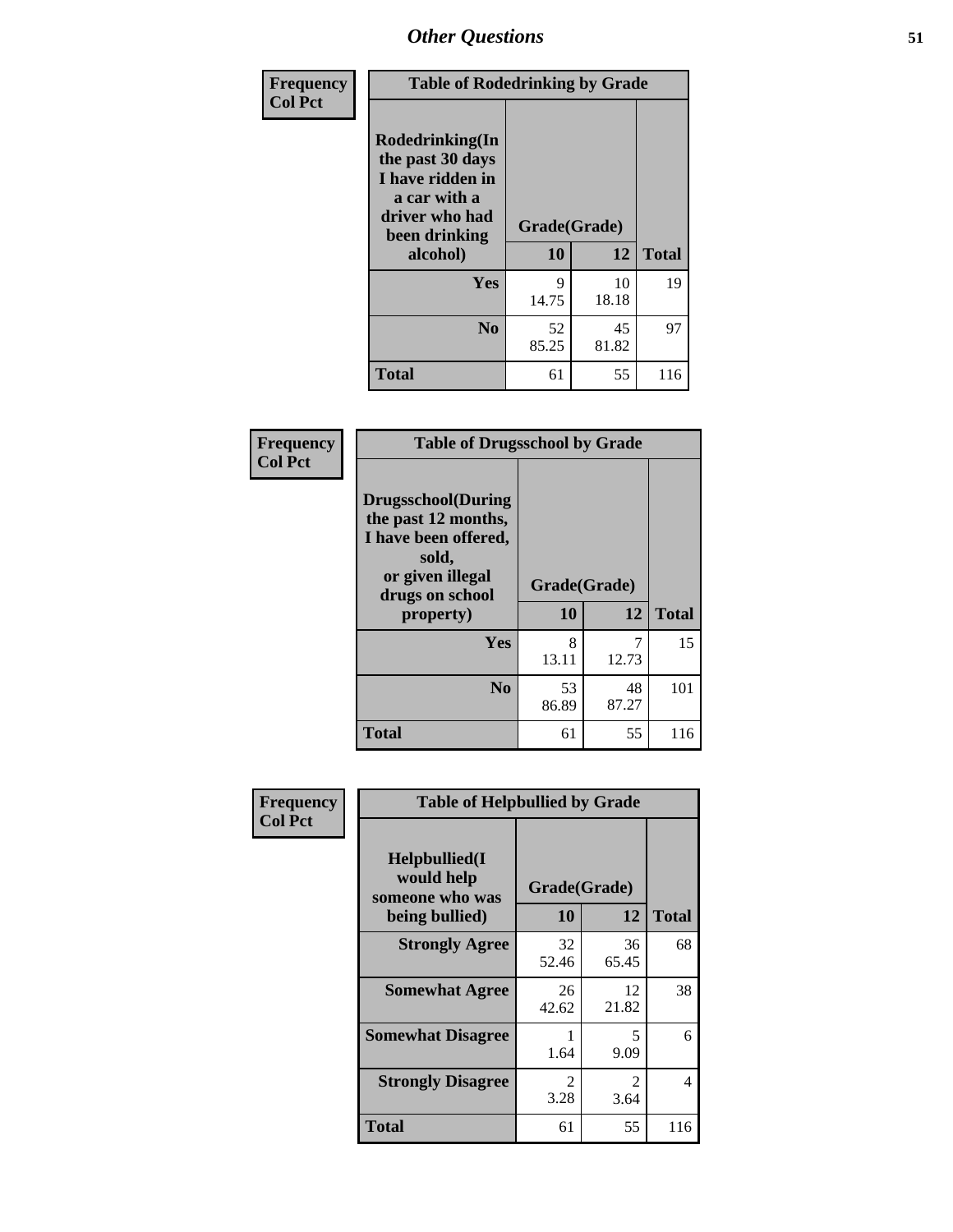## Other Questions

| Frequency Col Pct | Table of Rodedrinking by Grade | | |
|---|---|---|---|
| Rodedrinking(In the past 30 days I have ridden in a car with a driver who had been drinking alcohol) | Grade(Grade) | | |
| | 10 | 12 | Total |
| Yes | 9<br>14.75 | 10<br>18.18 | 19 |
| No | 52<br>85.25 | 45<br>81.82 | 97 |
| Total | 61 | 55 | 116 |

| Frequency Col Pct | Table of Drugsschool by Grade | | |
|---|---|---|---|
| Drugsschool(During the past 12 months, I have been offered, sold, or given illegal drugs on school property) | Grade(Grade) | | |
| | 10 | 12 | Total |
| Yes | 8<br>13.11 | 7<br>12.73 | 15 |
| No | 53<br>86.89 | 48<br>87.27 | 101 |
| Total | 61 | 55 | 116 |

| Frequency Col Pct | Table of Helpbullied by Grade | | |
|---|---|---|---|
| Helpbullied(I would help someone who was being bullied) | Grade(Grade) | | |
| | 10 | 12 | Total |
| Strongly Agree | 32<br>52.46 | 36<br>65.45 | 68 |
| Somewhat Agree | 26<br>42.62 | 12<br>21.82 | 38 |
| Somewhat Disagree | 1<br>1.64 | 5<br>9.09 | 6 |
| Strongly Disagree | 2<br>3.28 | 2<br>3.64 | 4 |
| Total | 61 | 55 | 116 |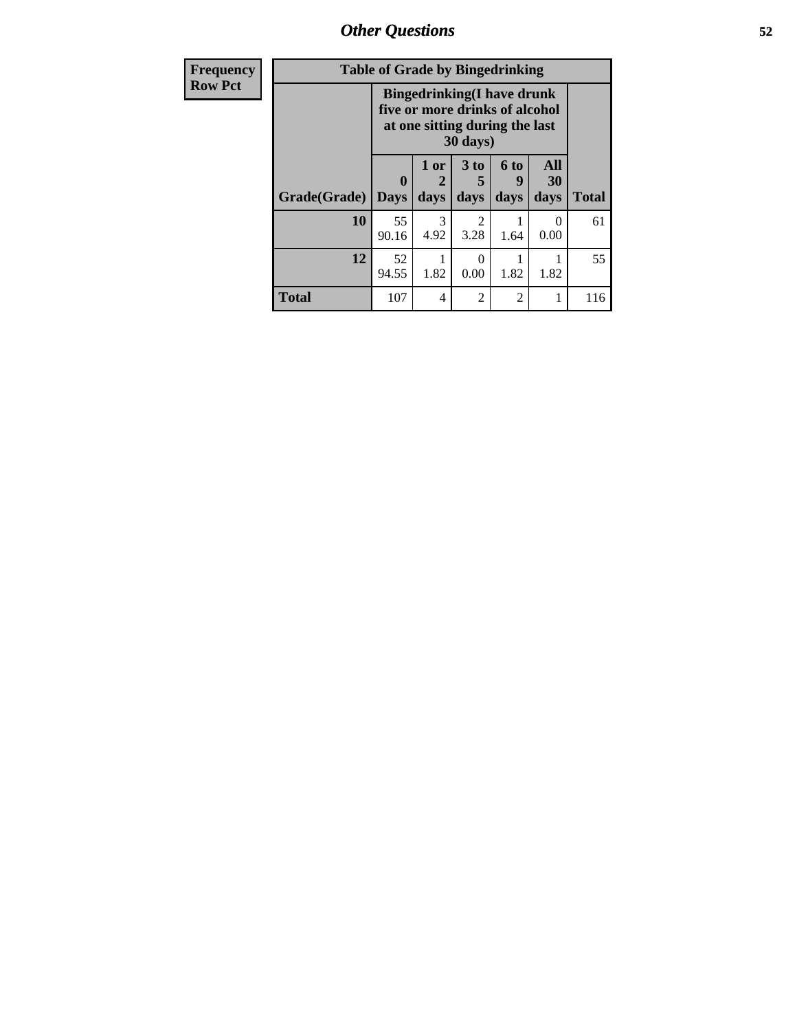# *Other Questions*

| Frequency<br>Row Pct |
|---|

| Table of Grade by Bingedrinking | | | | | | |
|---|---|---|---|---|---|---|
| | Bingedrinking(I have drunk five or more drinks of alcohol at one sitting during the last 30 days) | | | | | |
| Grade(Grade) | 0 Days | 1 or 2 days | 3 to 5 days | 6 to 9 days | All 30 days | Total |
| 10 | 55<br>90.16 | 3<br>4.92 | 2<br>3.28 | 1<br>1.64 | 0<br>0.00 | 61 |
| 12 | 52<br>94.55 | 1<br>1.82 | 0<br>0.00 | 1<br>1.82 | 1<br>1.82 | 55 |
| Total | 107 | 4 | 2 | 2 | 1 | 116 |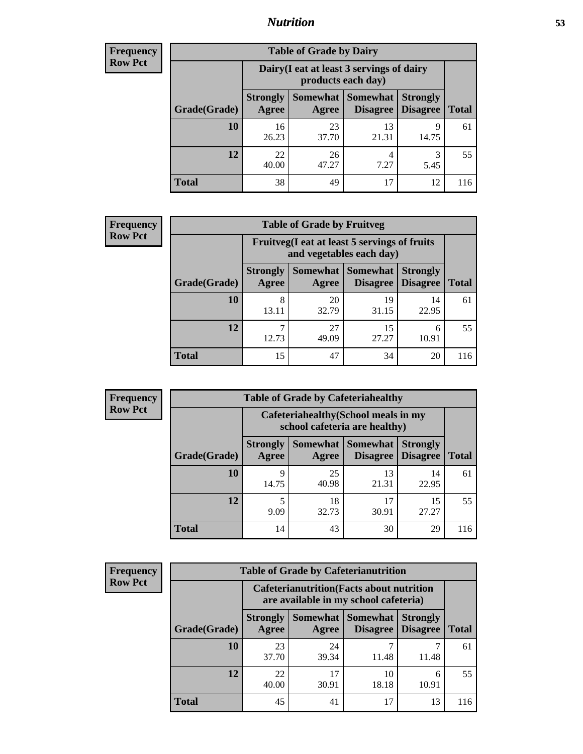## Nutrition

**Frequency**
**Row Pct**

| Table of Grade by Dairy | | | | | |
|---|---|---|---|---|---|
| | Dairy(I eat at least 3 servings of dairy products each day) | | | | |
| Grade(Grade) | Strongly Agree | Somewhat Agree | Somewhat Disagree | Strongly Disagree | Total |
| 10 | 16<br>26.23 | 23<br>37.70 | 13<br>21.31 | 9<br>14.75 | 61 |
| 12 | 22<br>40.00 | 26<br>47.27 | 4<br>7.27 | 3<br>5.45 | 55 |
| Total | 38 | 49 | 17 | 12 | 116 |

**Frequency**
**Row Pct**

| Table of Grade by Fruitveg | | | | | |
|---|---|---|---|---|---|
| | Fruitveg(I eat at least 5 servings of fruits and vegetables each day) | | | | |
| Grade(Grade) | Strongly Agree | Somewhat Agree | Somewhat Disagree | Strongly Disagree | Total |
| 10 | 8<br>13.11 | 20<br>32.79 | 19<br>31.15 | 14<br>22.95 | 61 |
| 12 | 7<br>12.73 | 27<br>49.09 | 15<br>27.27 | 6<br>10.91 | 55 |
| Total | 15 | 47 | 34 | 20 | 116 |

**Frequency**
**Row Pct**

| Table of Grade by Cafeteriahealthy | | | | | |
|---|---|---|---|---|---|
| | Cafeteriahealthy(School meals in my school cafeteria are healthy) | | | | |
| Grade(Grade) | Strongly Agree | Somewhat Agree | Somewhat Disagree | Strongly Disagree | Total |
| 10 | 9<br>14.75 | 25<br>40.98 | 13<br>21.31 | 14<br>22.95 | 61 |
| 12 | 5<br>9.09 | 18<br>32.73 | 17<br>30.91 | 15<br>27.27 | 55 |
| Total | 14 | 43 | 30 | 29 | 116 |

**Frequency**
**Row Pct**

| Table of Grade by Cafeterianutrition | | | | | |
|---|---|---|---|---|---|
| | Cafeterianutrition(Facts about nutrition are available in my school cafeteria) | | | | |
| Grade(Grade) | Strongly Agree | Somewhat Agree | Somewhat Disagree | Strongly Disagree | Total |
| 10 | 23<br>37.70 | 24<br>39.34 | 7<br>11.48 | 7<br>11.48 | 61 |
| 12 | 22<br>40.00 | 17<br>30.91 | 10<br>18.18 | 6<br>10.91 | 55 |
| Total | 45 | 41 | 17 | 13 | 116 |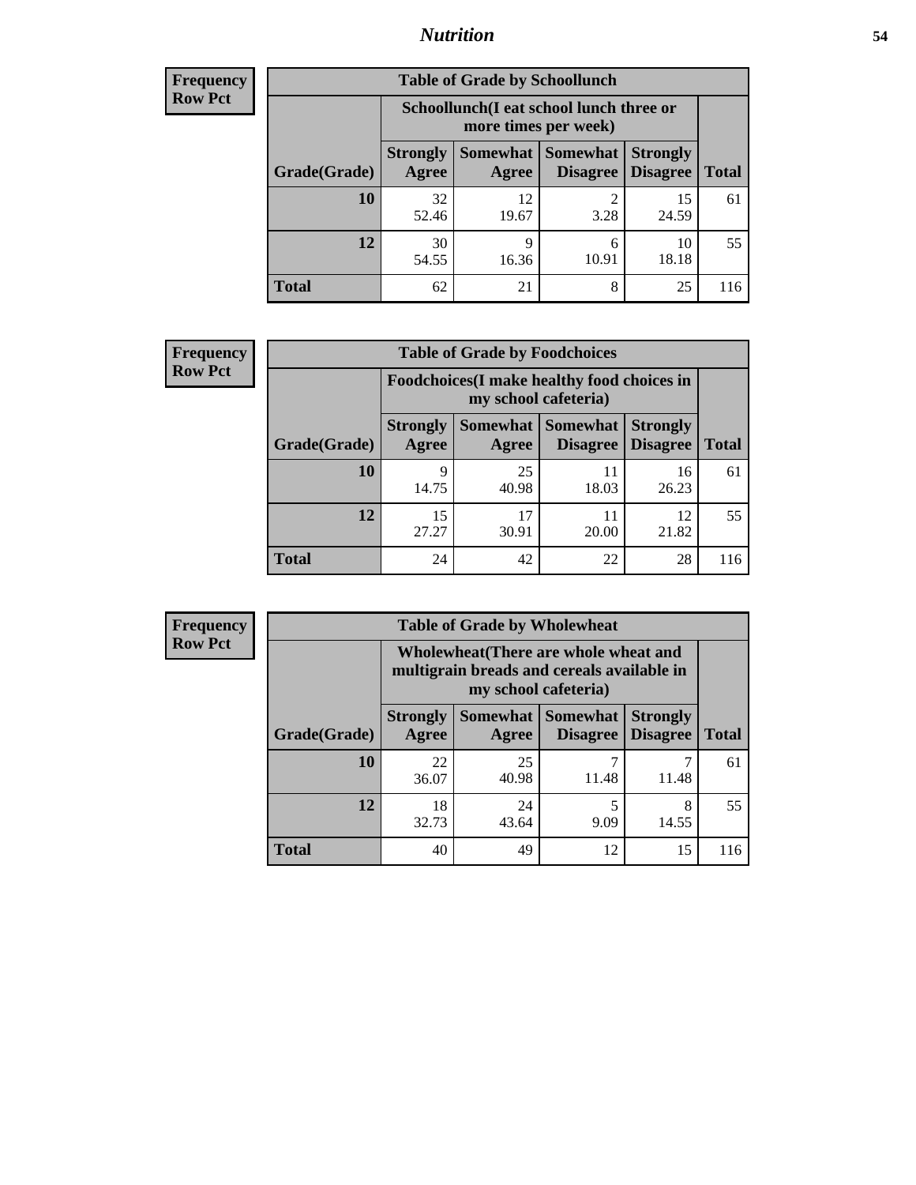**Frequency**
**Row Pct**

| Table of Grade by Schoollunch | | | | | |
|---|---|---|---|---|---|
| | Schoollunch(I eat school lunch three or more times per week) | | | | |
| Grade(Grade) | Strongly Agree | Somewhat Agree | Somewhat Disagree | Strongly Disagree | Total |
| **10** | 32<br>52.46 | 12<br>19.67 | 2<br>3.28 | 15<br>24.59 | 61 |
| **12** | 30<br>54.55 | 9<br>16.36 | 6<br>10.91 | 10<br>18.18 | 55 |
| **Total** | 62 | 21 | 8 | 25 | 116 |

**Frequency**
**Row Pct**

| Table of Grade by Foodchoices | | | | | |
|---|---|---|---|---|---|
| | Foodchoices(I make healthy food choices in my school cafeteria) | | | | |
| Grade(Grade) | Strongly Agree | Somewhat Agree | Somewhat Disagree | Strongly Disagree | Total |
| **10** | 9<br>14.75 | 25<br>40.98 | 11<br>18.03 | 16<br>26.23 | 61 |
| **12** | 15<br>27.27 | 17<br>30.91 | 11<br>20.00 | 12<br>21.82 | 55 |
| **Total** | 24 | 42 | 22 | 28 | 116 |

**Frequency**
**Row Pct**

| Table of Grade by Wholewheat | | | | | |
|---|---|---|---|---|---|
| | Wholewheat(There are whole wheat and multigrain breads and cereals available in my school cafeteria) | | | | |
| Grade(Grade) | Strongly Agree | Somewhat Agree | Somewhat Disagree | Strongly Disagree | Total |
| **10** | 22<br>36.07 | 25<br>40.98 | 7<br>11.48 | 7<br>11.48 | 61 |
| **12** | 18<br>32.73 | 24<br>43.64 | 5<br>9.09 | 8<br>14.55 | 55 |
| **Total** | 40 | 49 | 12 | 15 | 116 |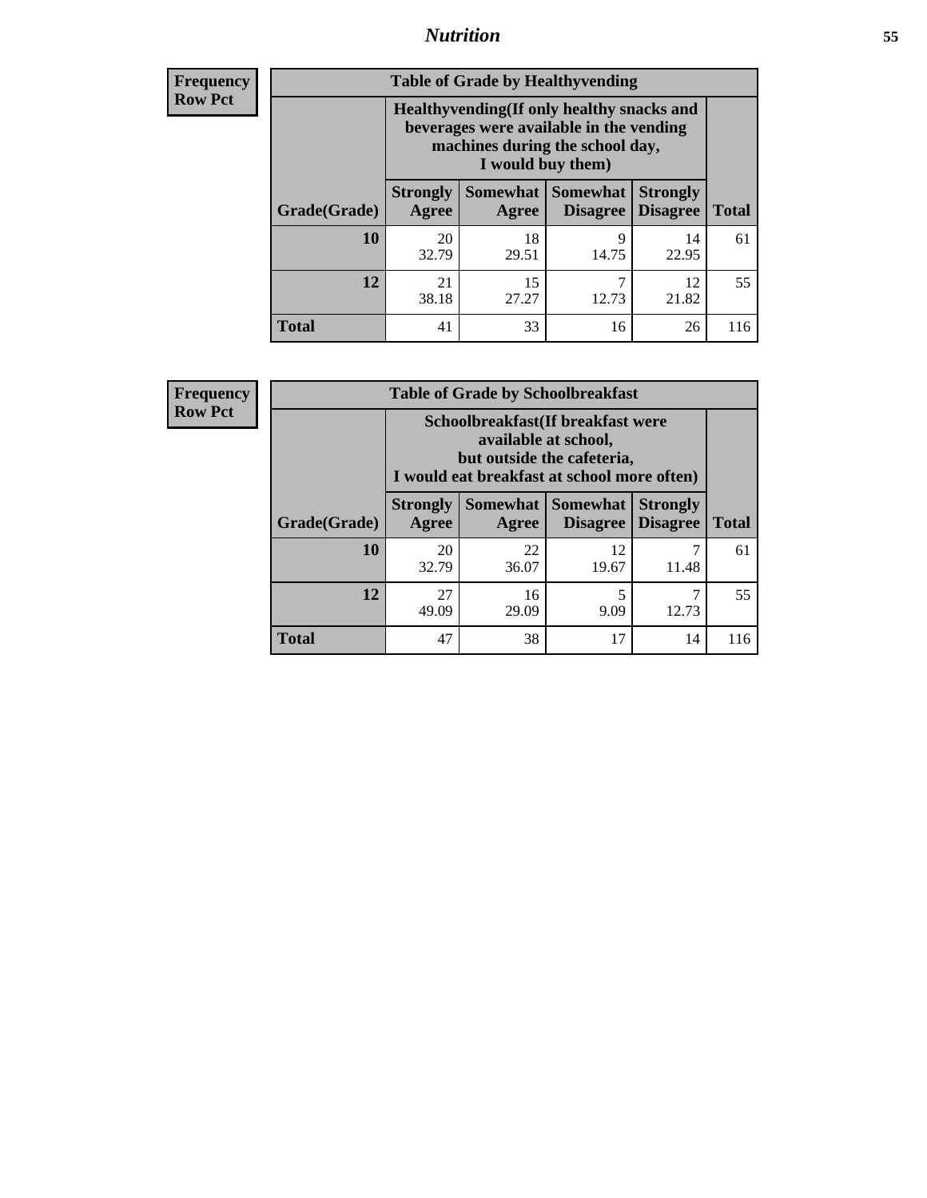| Frequency Row Pct |
|---|

| Table of Grade by Healthyvending | | | | | |
|---|---|---|---|---|---|
| | Healthyvending(If only healthy snacks and beverages were available in the vending machines during the school day, I would buy them) | | | | |
| Grade(Grade) | Strongly Agree | Somewhat Agree | Somewhat Disagree | Strongly Disagree | Total |
| 10 | 20<br>32.79 | 18<br>29.51 | 9<br>14.75 | 14<br>22.95 | 61 |
| 12 | 21<br>38.18 | 15<br>27.27 | 7<br>12.73 | 12<br>21.82 | 55 |
| Total | 41 | 33 | 16 | 26 | 116 |

| Frequency Row Pct |
|---|

| Table of Grade by Schoolbreakfast | | | | | |
|---|---|---|---|---|---|
| | Schoolbreakfast(If breakfast were available at school, but outside the cafeteria, I would eat breakfast at school more often) | | | | |
| Grade(Grade) | Strongly Agree | Somewhat Agree | Somewhat Disagree | Strongly Disagree | Total |
| 10 | 20<br>32.79 | 22<br>36.07 | 12<br>19.67 | 7<br>11.48 | 61 |
| 12 | 27<br>49.09 | 16<br>29.09 | 5<br>9.09 | 7<br>12.73 | 55 |
| Total | 47 | 38 | 17 | 14 | 116 |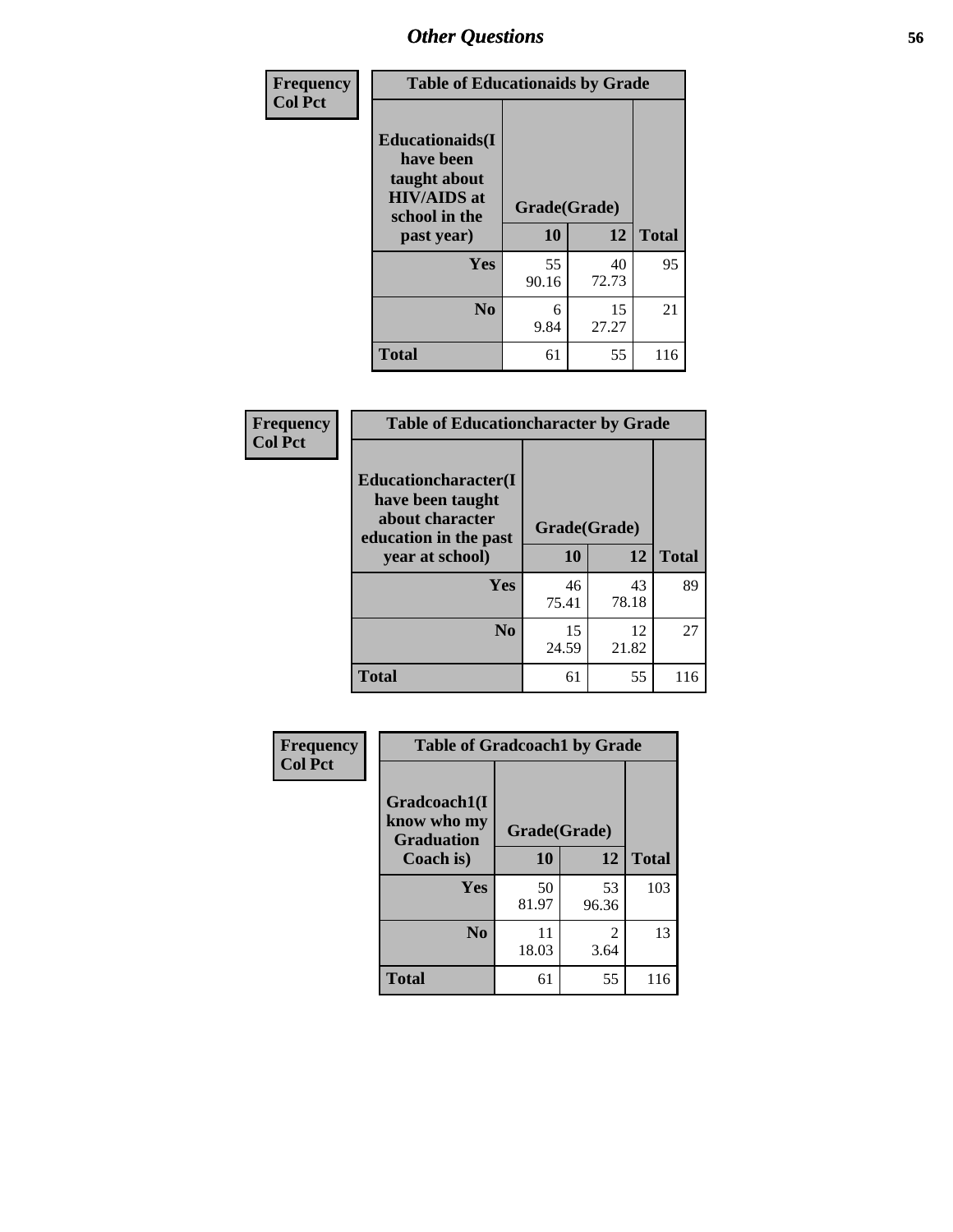## Other Questions

**Frequency**
**Col Pct**

| Table of Educationaids by Grade | | | |
|---|---|---|---|
| **Educationaids(I have been taught about HIV/AIDS at school in the past year)** | **Grade(Grade)** | | |
| | **10** | **12** | **Total** |
| **Yes** | 55<br>90.16 | 40<br>72.73 | 95 |
| **No** | 6<br>9.84 | 15<br>27.27 | 21 |
| **Total** | 61 | 55 | 116 |

**Frequency**
**Col Pct**

| Table of Educationcharacter by Grade | | | |
|---|---|---|---|
| **Educationcharacter(I have been taught about character education in the past year at school)** | **Grade(Grade)** | | |
| | **10** | **12** | **Total** |
| **Yes** | 46<br>75.41 | 43<br>78.18 | 89 |
| **No** | 15<br>24.59 | 12<br>21.82 | 27 |
| **Total** | 61 | 55 | 116 |

**Frequency**
**Col Pct**

| Table of Gradcoach1 by Grade | | | |
|---|---|---|---|
| **Gradcoach1(I know who my Graduation Coach is)** | **Grade(Grade)** | | |
| | **10** | **12** | **Total** |
| **Yes** | 50<br>81.97 | 53<br>96.36 | 103 |
| **No** | 11<br>18.03 | 2<br>3.64 | 13 |
| **Total** | 61 | 55 | 116 |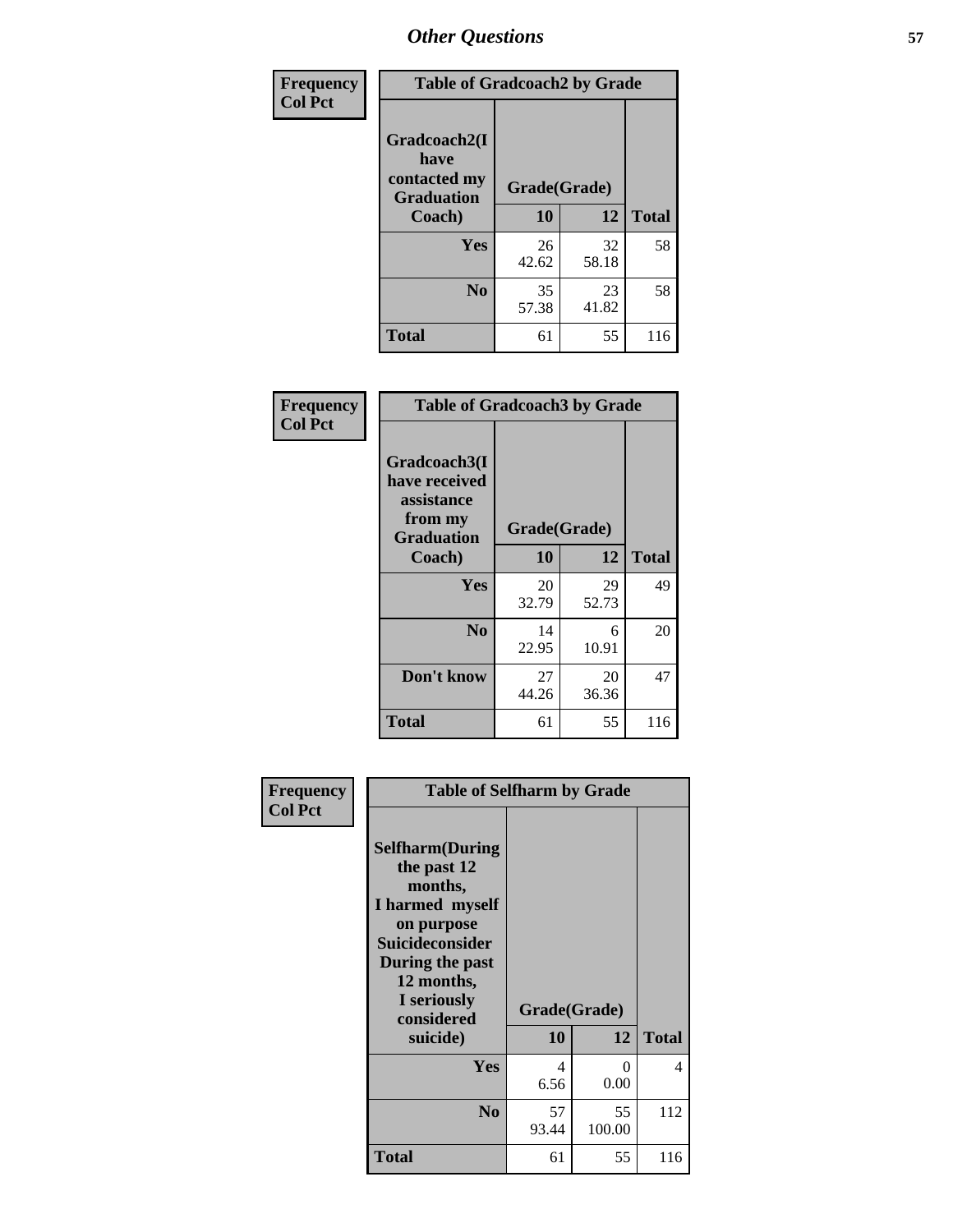| Frequency<br>Col Pct | Table of Gradcoach2 by Grade | | |
|---|---|---|---|
| Gradcoach2(I have contacted my Graduation Coach) | Grade(Grade) | | |
| | 10 | 12 | Total |
| Yes | 26<br>42.62 | 32<br>58.18 | 58 |
| No | 35<br>57.38 | 23<br>41.82 | 58 |
| Total | 61 | 55 | 116 |

| Frequency<br>Col Pct | Table of Gradcoach3 by Grade | | |
|---|---|---|---|
| Gradcoach3(I have received assistance from my Graduation Coach) | Grade(Grade) | | |
| | 10 | 12 | Total |
| Yes | 20<br>32.79 | 29<br>52.73 | 49 |
| No | 14<br>22.95 | 6<br>10.91 | 20 |
| Don't know | 27<br>44.26 | 20<br>36.36 | 47 |
| Total | 61 | 55 | 116 |

| Frequency<br>Col Pct | Table of Selfharm by Grade | | |
|---|---|---|---|
| Selfharm(During the past 12 months, I harmed myself on purpose Suicideconsider During the past 12 months, I seriously considered suicide) | Grade(Grade) | | |
| | 10 | 12 | Total |
| Yes | 4<br>6.56 | 0<br>0.00 | 4 |
| No | 57<br>93.44 | 55<br>100.00 | 112 |
| Total | 61 | 55 | 116 |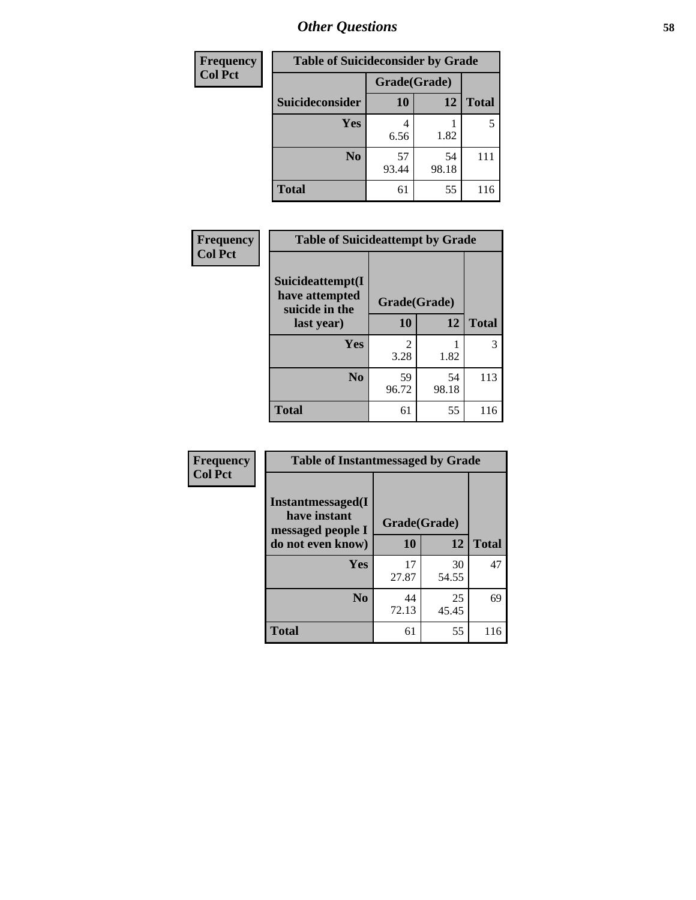## Other Questions

| Frequency Col Pct |
|---|

**Table of Suicideconsider by Grade**

| Suicideconsider | Grade(Grade) 10 | 12 | Total |
|---|---|---|---|
| Yes | 4<br>6.56 | 1<br>1.82 | 5 |
| No | 57<br>93.44 | 54<br>98.18 | 111 |
| Total | 61 | 55 | 116 |

| Frequency Col Pct |
|---|

**Table of Suicideattempt by Grade**

| Suicideattempt(I have attempted suicide in the last year) | Grade(Grade) 10 | 12 | Total |
|---|---|---|---|
| Yes | 2<br>3.28 | 1<br>1.82 | 3 |
| No | 59<br>96.72 | 54<br>98.18 | 113 |
| Total | 61 | 55 | 116 |

| Frequency Col Pct |
|---|

**Table of Instantmessaged by Grade**

| Instantmessaged(I have instant messaged people I do not even know) | Grade(Grade) 10 | 12 | Total |
|---|---|---|---|
| Yes | 17<br>27.87 | 30<br>54.55 | 47 |
| No | 44<br>72.13 | 25<br>45.45 | 69 |
| Total | 61 | 55 | 116 |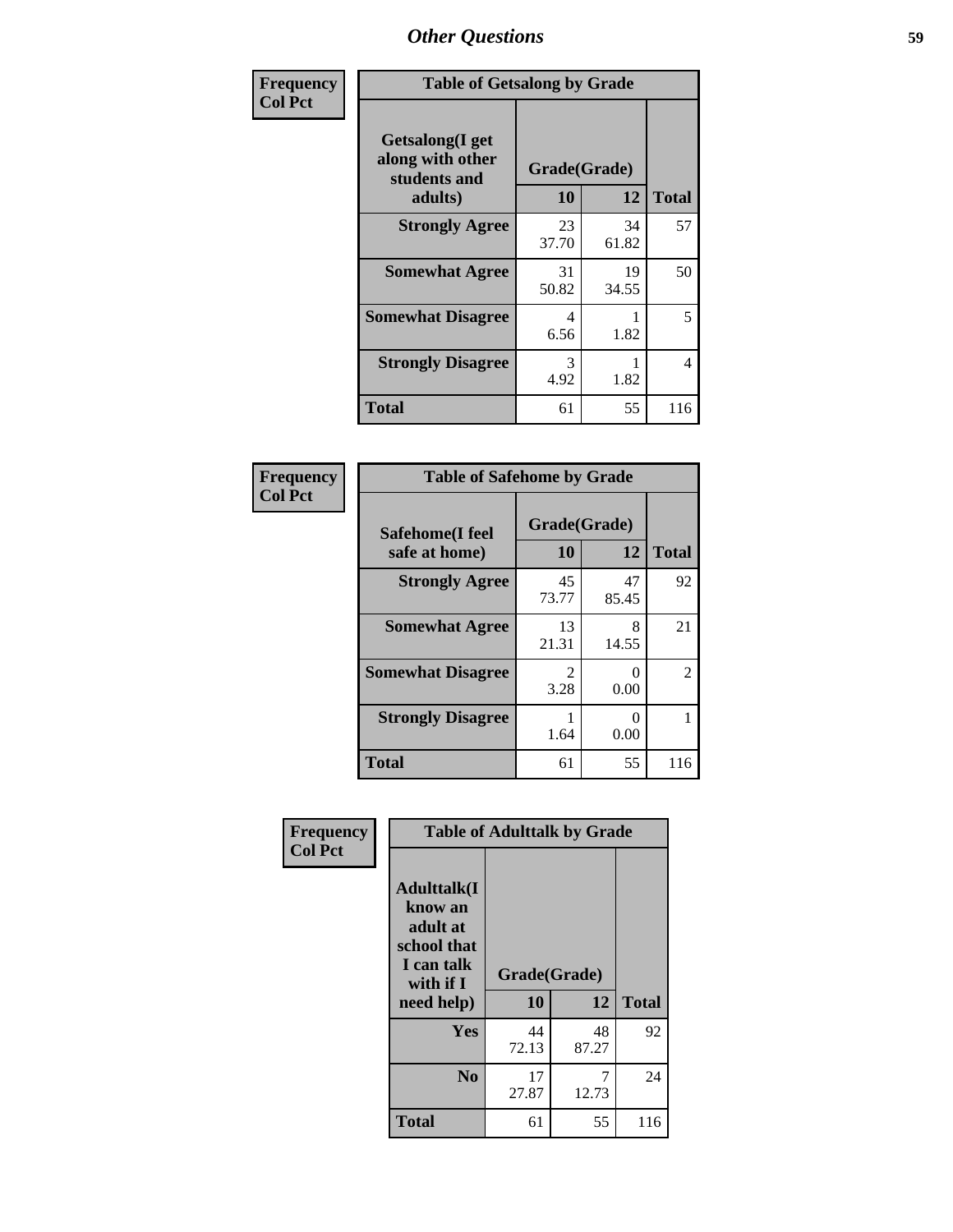# Other Questions

**Frequency**
**Col Pct**

| Getsalong(I get along with other students and adults) | Grade(Grade) 10 | 12 | Total |
|---|---|---|---|
| **Strongly Agree** | 23<br>37.70 | 34<br>61.82 | 57 |
| **Somewhat Agree** | 31<br>50.82 | 19<br>34.55 | 50 |
| **Somewhat Disagree** | 4<br>6.56 | 1<br>1.82 | 5 |
| **Strongly Disagree** | 3<br>4.92 | 1<br>1.82 | 4 |
| **Total** | 61 | 55 | 116 |

Table of Getsalong by Grade

**Frequency**
**Col Pct**

| Safehome(I feel safe at home) | Grade(Grade) 10 | 12 | Total |
|---|---|---|---|
| **Strongly Agree** | 45<br>73.77 | 47<br>85.45 | 92 |
| **Somewhat Agree** | 13<br>21.31 | 8<br>14.55 | 21 |
| **Somewhat Disagree** | 2<br>3.28 | 0<br>0.00 | 2 |
| **Strongly Disagree** | 1<br>1.64 | 0<br>0.00 | 1 |
| **Total** | 61 | 55 | 116 |

Table of Safehome by Grade

**Frequency**
**Col Pct**

| Adulttalk(I know an adult at school that I can talk with if I need help) | Grade(Grade) 10 | 12 | Total |
|---|---|---|---|
| **Yes** | 44<br>72.13 | 48<br>87.27 | 92 |
| **No** | 17<br>27.87 | 7<br>12.73 | 24 |
| **Total** | 61 | 55 | 116 |

Table of Adulttalk by Grade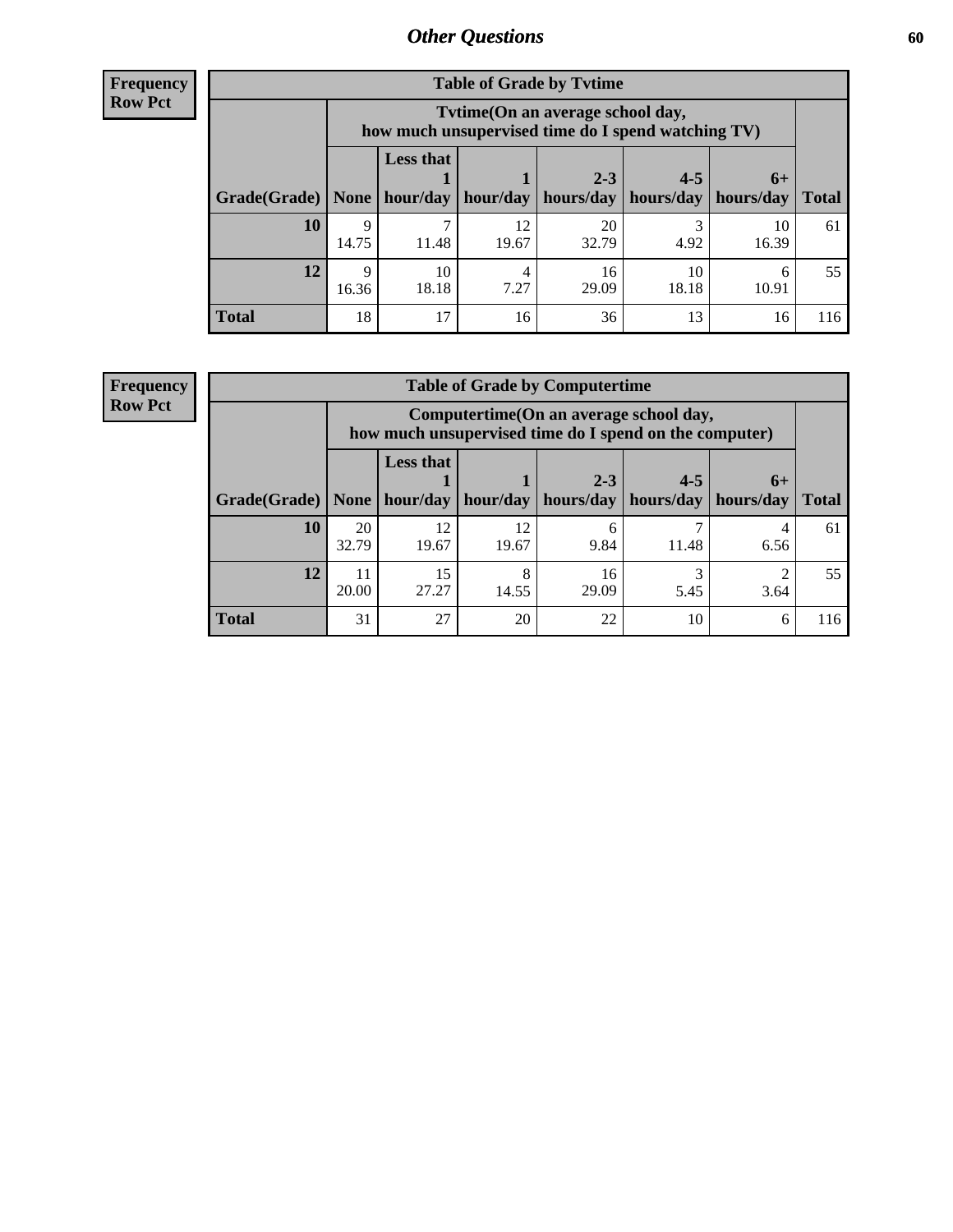**Frequency**
**Row Pct**

| Table of Grade by Tvtime | | | | | | | |
|---|---|---|---|---|---|---|---|
| | Tvtime(On an average school day, how much unsupervised time do I spend watching TV) | | | | | | |
| Grade(Grade) | None | Less that 1 hour/day | 1 hour/day | 2-3 hours/day | 4-5 hours/day | 6+ hours/day | Total |
| **10** | 9<br>14.75 | 7<br>11.48 | 12<br>19.67 | 20<br>32.79 | 3<br>4.92 | 10<br>16.39 | 61 |
| **12** | 9<br>16.36 | 10<br>18.18 | 4<br>7.27 | 16<br>29.09 | 10<br>18.18 | 6<br>10.91 | 55 |
| **Total** | 18 | 17 | 16 | 36 | 13 | 16 | 116 |

**Frequency**
**Row Pct**

| Table of Grade by Computertime | | | | | | | |
|---|---|---|---|---|---|---|---|
| | Computertime(On an average school day, how much unsupervised time do I spend on the computer) | | | | | | |
| Grade(Grade) | None | Less that 1 hour/day | 1 hour/day | 2-3 hours/day | 4-5 hours/day | 6+ hours/day | Total |
| **10** | 20<br>32.79 | 12<br>19.67 | 12<br>19.67 | 6<br>9.84 | 7<br>11.48 | 4<br>6.56 | 61 |
| **12** | 11<br>20.00 | 15<br>27.27 | 8<br>14.55 | 16<br>29.09 | 3<br>5.45 | 2<br>3.64 | 55 |
| **Total** | 31 | 27 | 20 | 22 | 10 | 6 | 116 |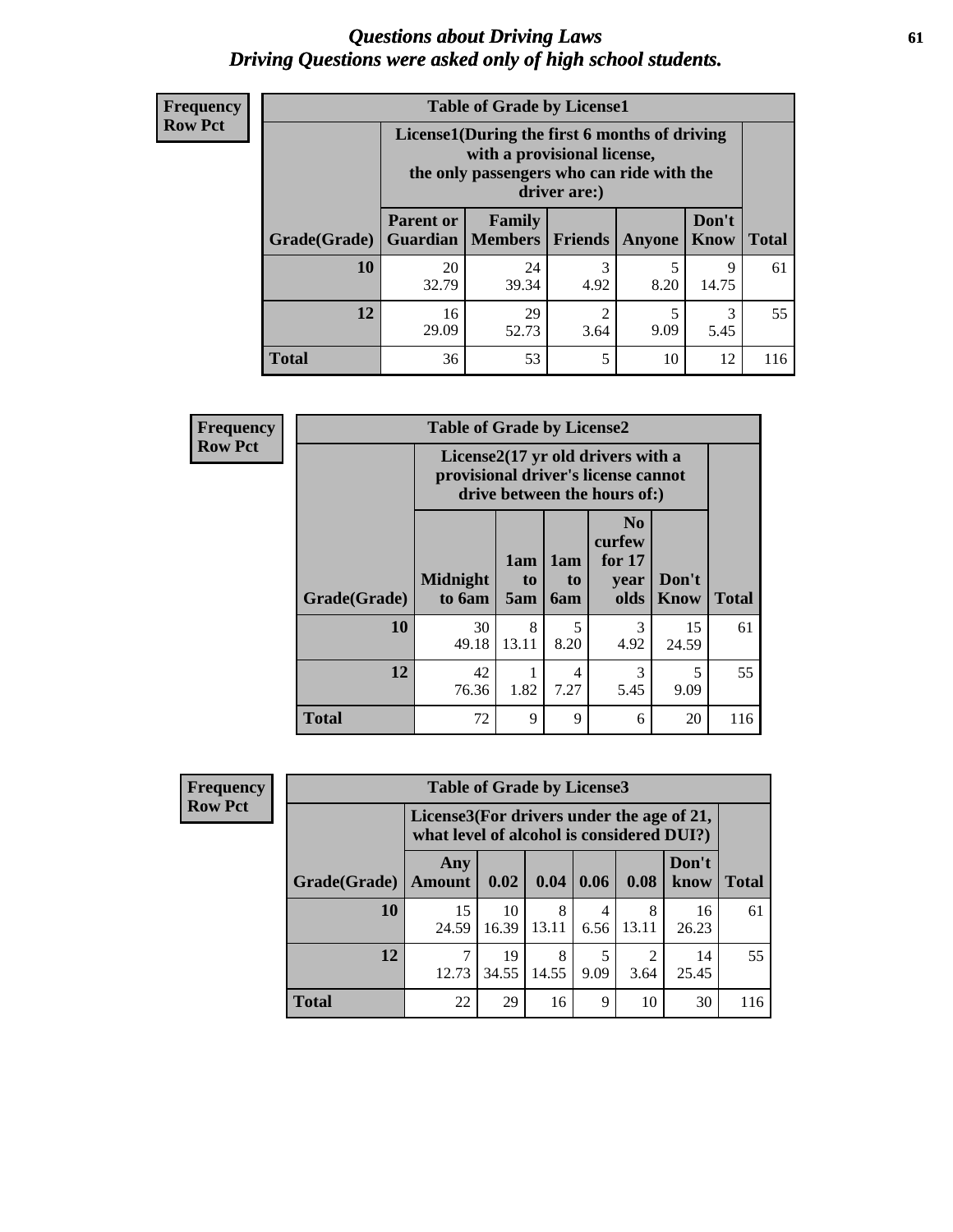# *Questions about Driving Laws*
# *Driving Questions were asked only of high school students.*

**Frequency**
**Row Pct**

| Table of Grade by License1 | | | | | | |
|---|---|---|---|---|---|---|
| | License1(During the first 6 months of driving with a provisional license, the only passengers who can ride with the driver are:) | | | | | |
| Grade(Grade) | Parent or Guardian | Family Members | Friends | Anyone | Don't Know | Total |
| 10 | 20<br>32.79 | 24<br>39.34 | 3<br>4.92 | 5<br>8.20 | 9<br>14.75 | 61 |
| 12 | 16<br>29.09 | 29<br>52.73 | 2<br>3.64 | 5<br>9.09 | 3<br>5.45 | 55 |
| Total | 36 | 53 | 5 | 10 | 12 | 116 |

**Frequency**
**Row Pct**

| Table of Grade by License2 | | | | | | |
|---|---|---|---|---|---|---|
| | License2(17 yr old drivers with a provisional driver's license cannot drive between the hours of:) | | | | | |
| Grade(Grade) | Midnight to 6am | 1am to 5am | 1am to 6am | No curfew for 17 year olds | Don't Know | Total |
| 10 | 30<br>49.18 | 8<br>13.11 | 5<br>8.20 | 3<br>4.92 | 15<br>24.59 | 61 |
| 12 | 42<br>76.36 | 1<br>1.82 | 4<br>7.27 | 3<br>5.45 | 5<br>9.09 | 55 |
| Total | 72 | 9 | 9 | 6 | 20 | 116 |

**Frequency**
**Row Pct**

| Table of Grade by License3 | | | | | | | |
|---|---|---|---|---|---|---|---|
| | License3(For drivers under the age of 21, what level of alcohol is considered DUI?) | | | | | | |
| Grade(Grade) | Any Amount | 0.02 | 0.04 | 0.06 | 0.08 | Don't know | Total |
| 10 | 15<br>24.59 | 10<br>16.39 | 8<br>13.11 | 4<br>6.56 | 8<br>13.11 | 16<br>26.23 | 61 |
| 12 | 7<br>12.73 | 19<br>34.55 | 8<br>14.55 | 5<br>9.09 | 2<br>3.64 | 14<br>25.45 | 55 |
| Total | 22 | 29 | 16 | 9 | 10 | 30 | 116 |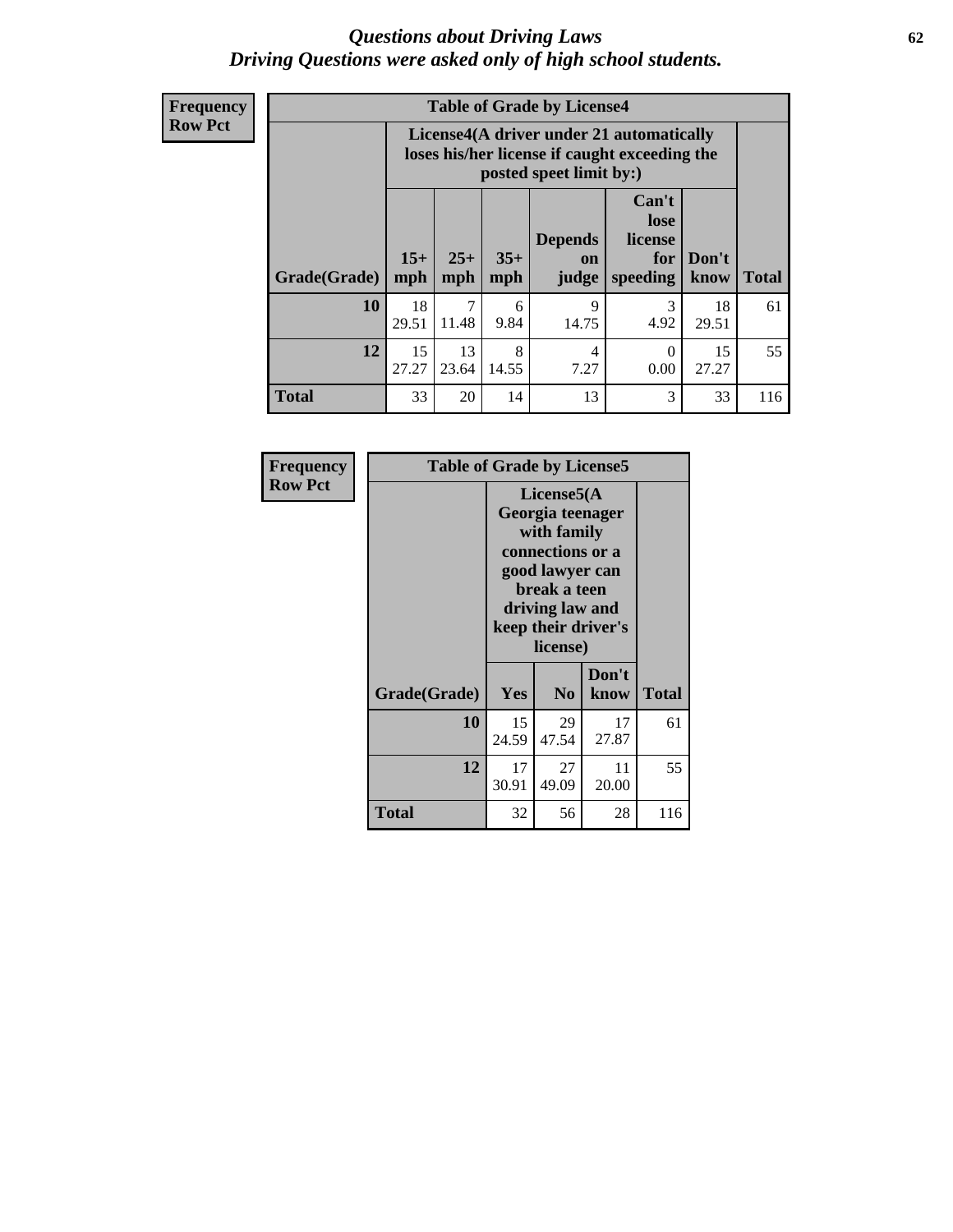# *Questions about Driving Laws*
## *Driving Questions were asked only of high school students.*

**Frequency**
**Row Pct**

| Table of Grade by License4 | | | | | | | |
|---|---|---|---|---|---|---|---|
| | License4(A driver under 21 automatically loses his/her license if caught exceeding the posted speet limit by:) | | | | | | |
| Grade(Grade) | 15+ mph | 25+ mph | 35+ mph | Depends on judge | Can't lose license for speeding | Don't know | Total |
| **10** | 18<br>29.51 | 7<br>11.48 | 6<br>9.84 | 9<br>14.75 | 3<br>4.92 | 18<br>29.51 | 61 |
| **12** | 15<br>27.27 | 13<br>23.64 | 8<br>14.55 | 4<br>7.27 | 0<br>0.00 | 15<br>27.27 | 55 |
| **Total** | 33 | 20 | 14 | 13 | 3 | 33 | 116 |

**Frequency**
**Row Pct**

| Table of Grade by License5 | | | | |
|---|---|---|---|---|
| | License5(A Georgia teenager with family connections or a good lawyer can break a teen driving law and keep their driver's license) | | | |
| Grade(Grade) | Yes | No | Don't know | Total |
| **10** | 15<br>24.59 | 29<br>47.54 | 17<br>27.87 | 61 |
| **12** | 17<br>30.91 | 27<br>49.09 | 11<br>20.00 | 55 |
| **Total** | 32 | 56 | 28 | 116 |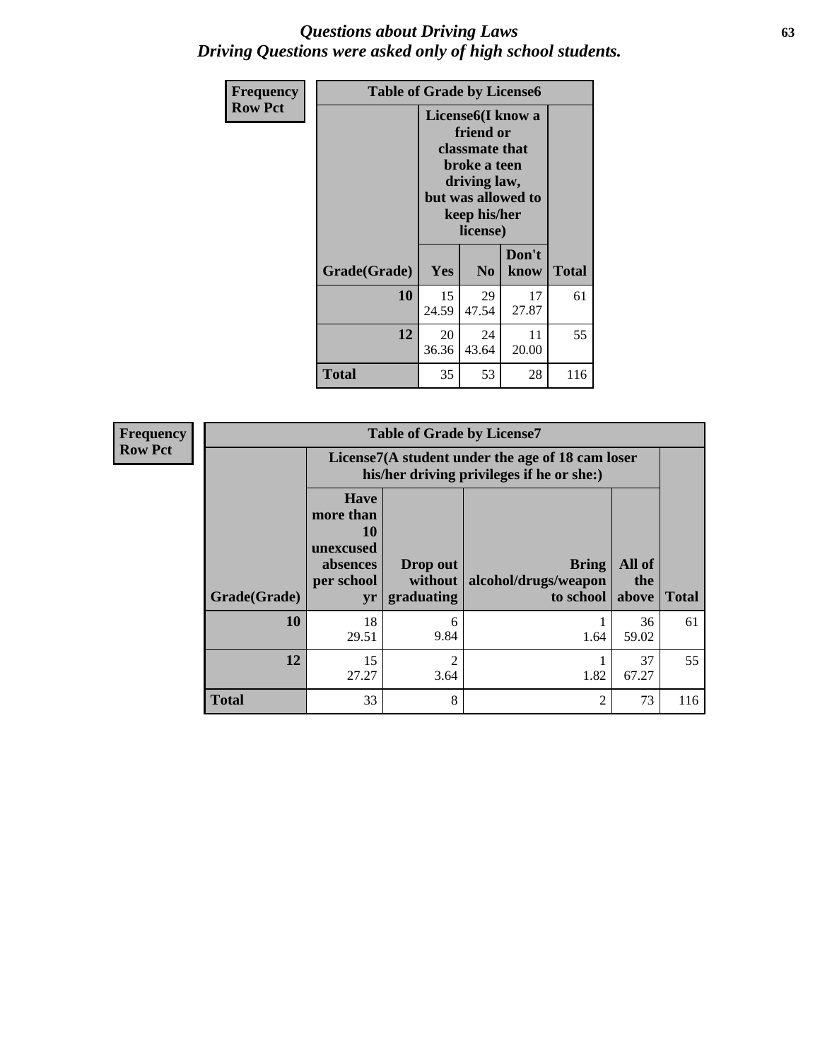# *Questions about Driving Laws*
## *Driving Questions were asked only of high school students.*

**Frequency**
**Row Pct**

| Table of Grade by License6 | | | | |
|---|---|---|---|---|
| | License6(I know a friend or classmate that broke a teen driving law, but was allowed to keep his/her license) | | | |
| Grade(Grade) | Yes | No | Don't know | Total |
| **10** | 15<br>24.59 | 29<br>47.54 | 17<br>27.87 | 61 |
| **12** | 20<br>36.36 | 24<br>43.64 | 11<br>20.00 | 55 |
| **Total** | 35 | 53 | 28 | 116 |

**Frequency**
**Row Pct**

| Table of Grade by License7 | | | | | |
|---|---|---|---|---|---|
| | License7(A student under the age of 18 cam loser his/her driving privileges if he or she:) | | | | |
| Grade(Grade) | Have more than 10 unexcused absences per school yr | Drop out without graduating | Bring alcohol/drugs/weapon to school | All of the above | Total |
| **10** | 18<br>29.51 | 6<br>9.84 | 1<br>1.64 | 36<br>59.02 | 61 |
| **12** | 15<br>27.27 | 2<br>3.64 | 1<br>1.82 | 37<br>67.27 | 55 |
| **Total** | 33 | 8 | 2 | 73 | 116 |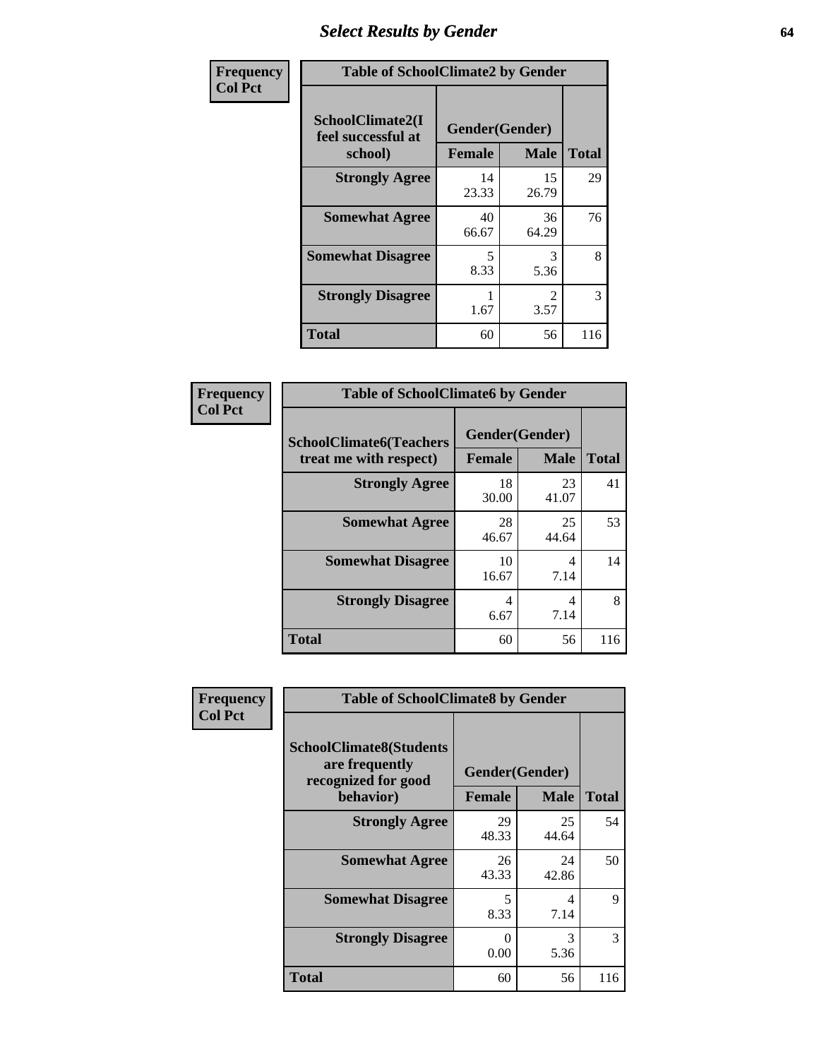# Select Results by Gender

| Frequency<br>Col Pct | Table of SchoolClimate2 by Gender | | |
|---|---|---|---|
| SchoolClimate2(I feel successful at school) | Gender(Gender) | | |
| | Female | Male | Total |
| Strongly Agree | 14<br>23.33 | 15<br>26.79 | 29 |
| Somewhat Agree | 40<br>66.67 | 36<br>64.29 | 76 |
| Somewhat Disagree | 5<br>8.33 | 3<br>5.36 | 8 |
| Strongly Disagree | 1<br>1.67 | 2<br>3.57 | 3 |
| Total | 60 | 56 | 116 |

| Frequency<br>Col Pct | Table of SchoolClimate6 by Gender | | |
|---|---|---|---|
| SchoolClimate6(Teachers treat me with respect) | Gender(Gender) | | |
| | Female | Male | Total |
| Strongly Agree | 18<br>30.00 | 23<br>41.07 | 41 |
| Somewhat Agree | 28<br>46.67 | 25<br>44.64 | 53 |
| Somewhat Disagree | 10<br>16.67 | 4<br>7.14 | 14 |
| Strongly Disagree | 4<br>6.67 | 4<br>7.14 | 8 |
| Total | 60 | 56 | 116 |

| Frequency<br>Col Pct | Table of SchoolClimate8 by Gender | | |
|---|---|---|---|
| SchoolClimate8(Students are frequently recognized for good behavior) | Gender(Gender) | | |
| | Female | Male | Total |
| Strongly Agree | 29<br>48.33 | 25<br>44.64 | 54 |
| Somewhat Agree | 26<br>43.33 | 24<br>42.86 | 50 |
| Somewhat Disagree | 5<br>8.33 | 4<br>7.14 | 9 |
| Strongly Disagree | 0<br>0.00 | 3<br>5.36 | 3 |
| Total | 60 | 56 | 116 |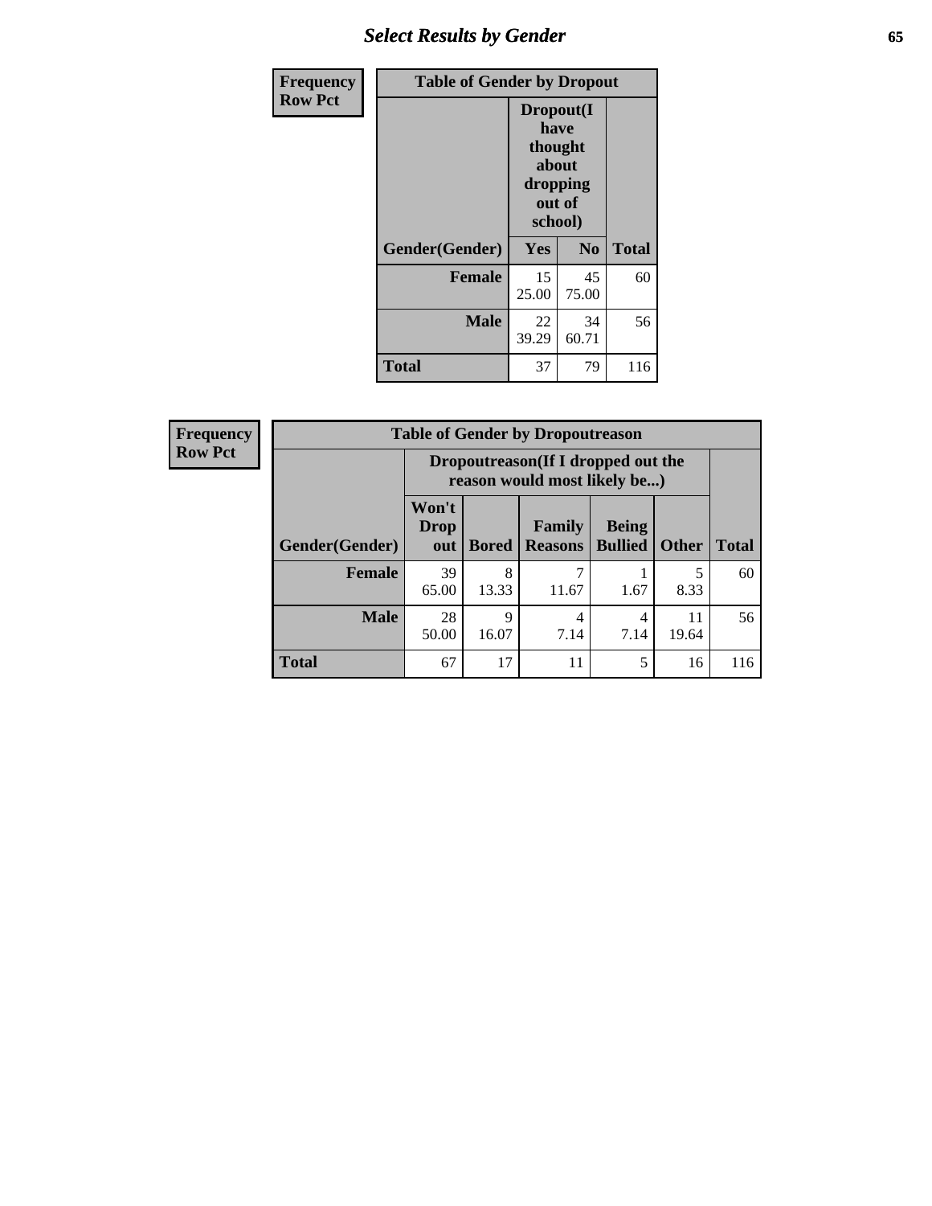| Frequency<br>Row Pct | Table of Gender by Dropout | | |
|---|---|---|---|
| | Dropout(I have thought about dropping out of school) | | |
| Gender(Gender) | Yes | No | Total |
| Female | 15<br>25.00 | 45<br>75.00 | 60 |
| Male | 22<br>39.29 | 34<br>60.71 | 56 |
| Total | 37 | 79 | 116 |

| Frequency<br>Row Pct | Table of Gender by Dropoutreason | | | | | |
|---|---|---|---|---|---|---|
| | Dropoutreason(If I dropped out the reason would most likely be...) | | | | | |
| Gender(Gender) | Won't Drop out | Bored | Family Reasons | Being Bullied | Other | Total |
| Female | 39<br>65.00 | 8<br>13.33 | 7<br>11.67 | 1<br>1.67 | 5<br>8.33 | 60 |
| Male | 28<br>50.00 | 9<br>16.07 | 4<br>7.14 | 4<br>7.14 | 11<br>19.64 | 56 |
| Total | 67 | 17 | 11 | 5 | 16 | 116 |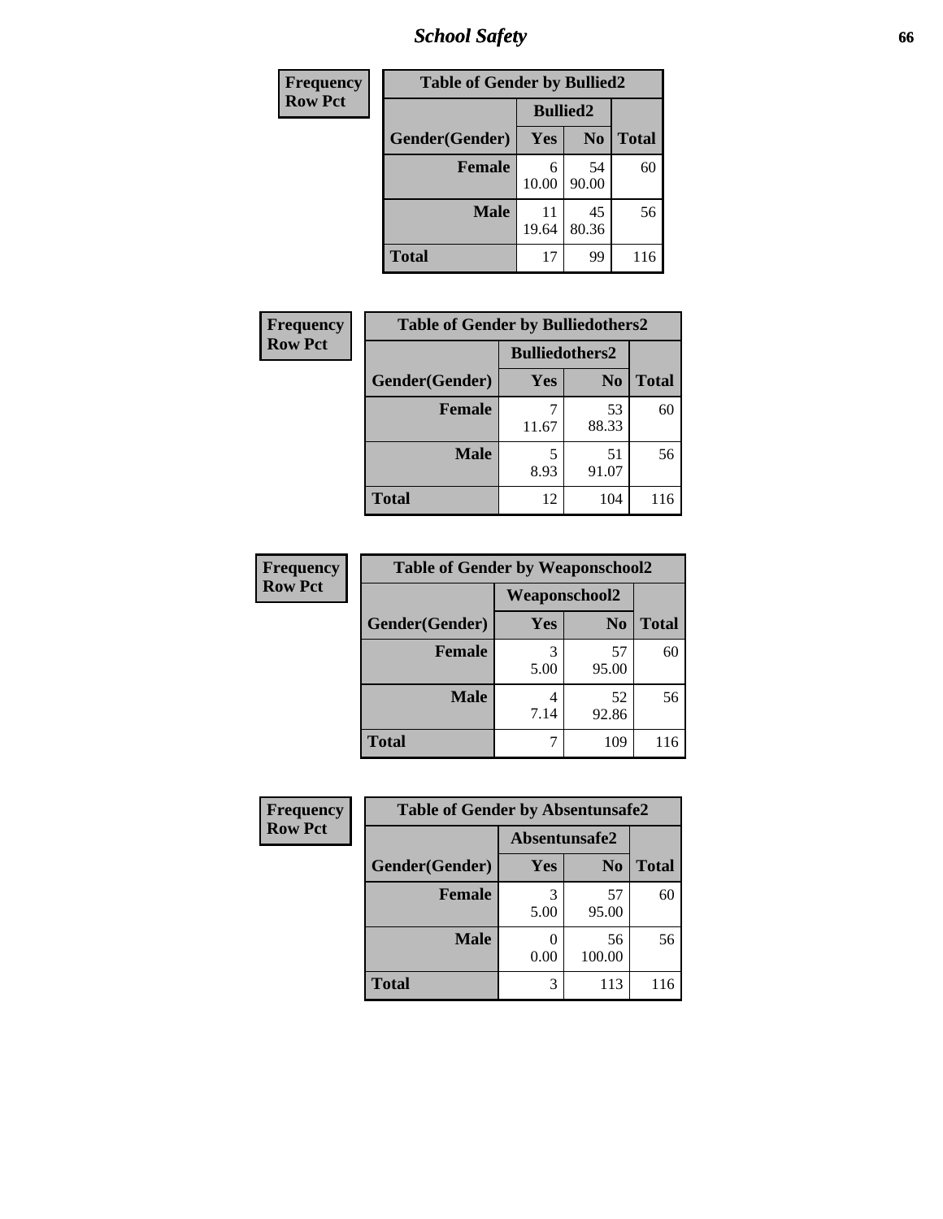| Frequency<br>Row Pct |
|---|

| Table of Gender by Bullied2 | | | |
|---|---|---|---|
| | Bullied2 | | |
| Gender(Gender) | Yes | No | Total |
| Female | 6<br>10.00 | 54<br>90.00 | 60 |
| Male | 11<br>19.64 | 45<br>80.36 | 56 |
| Total | 17 | 99 | 116 |

| Frequency<br>Row Pct |
|---|

| Table of Gender by Bulliedothers2 | | | |
|---|---|---|---|
| | Bulliedothers2 | | |
| Gender(Gender) | Yes | No | Total |
| Female | 7<br>11.67 | 53<br>88.33 | 60 |
| Male | 5<br>8.93 | 51<br>91.07 | 56 |
| Total | 12 | 104 | 116 |

| Frequency<br>Row Pct |
|---|

| Table of Gender by Weaponschool2 | | | |
|---|---|---|---|
| | Weaponschool2 | | |
| Gender(Gender) | Yes | No | Total |
| Female | 3<br>5.00 | 57<br>95.00 | 60 |
| Male | 4<br>7.14 | 52<br>92.86 | 56 |
| Total | 7 | 109 | 116 |

| Frequency<br>Row Pct |
|---|

| Table of Gender by Absentunsafe2 | | | |
|---|---|---|---|
| | Absentunsafe2 | | |
| Gender(Gender) | Yes | No | Total |
| Female | 3<br>5.00 | 57<br>95.00 | 60 |
| Male | 0<br>0.00 | 56<br>100.00 | 56 |
| Total | 3 | 113 | 116 |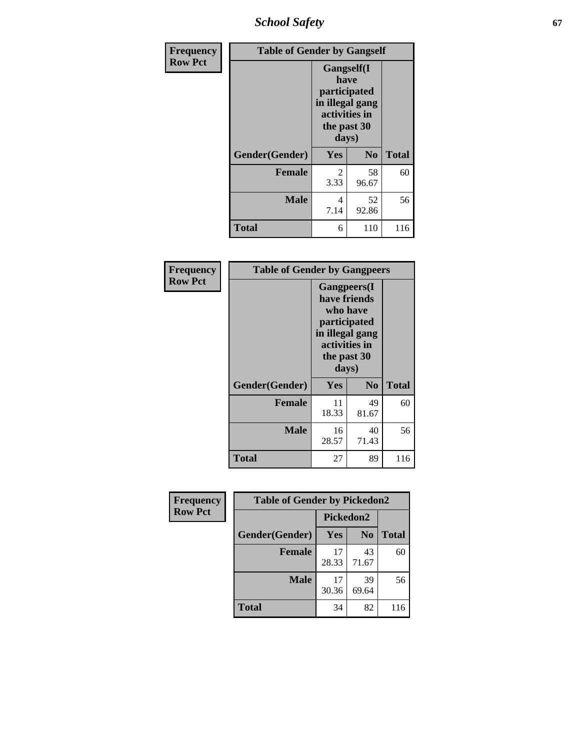| Frequency Row Pct | Table of Gender by Gangself | | |
|---|---|---|---|
| | Gangself(I have participated in illegal gang activities in the past 30 days) | | |
| Gender(Gender) | Yes | No | Total |
| Female | 2<br>3.33 | 58<br>96.67 | 60 |
| Male | 4<br>7.14 | 52<br>92.86 | 56 |
| Total | 6 | 110 | 116 |

| Frequency Row Pct | Table of Gender by Gangpeers | | |
|---|---|---|---|
| | Gangpeers(I have friends who have participated in illegal gang activities in the past 30 days) | | |
| Gender(Gender) | Yes | No | Total |
| Female | 11<br>18.33 | 49<br>81.67 | 60 |
| Male | 16<br>28.57 | 40<br>71.43 | 56 |
| Total | 27 | 89 | 116 |

| Frequency Row Pct | Table of Gender by Pickedon2 | | |
|---|---|---|---|
| | Pickedon2 | | |
| Gender(Gender) | Yes | No | Total |
| Female | 17<br>28.33 | 43<br>71.67 | 60 |
| Male | 17<br>30.36 | 39<br>69.64 | 56 |
| Total | 34 | 82 | 116 |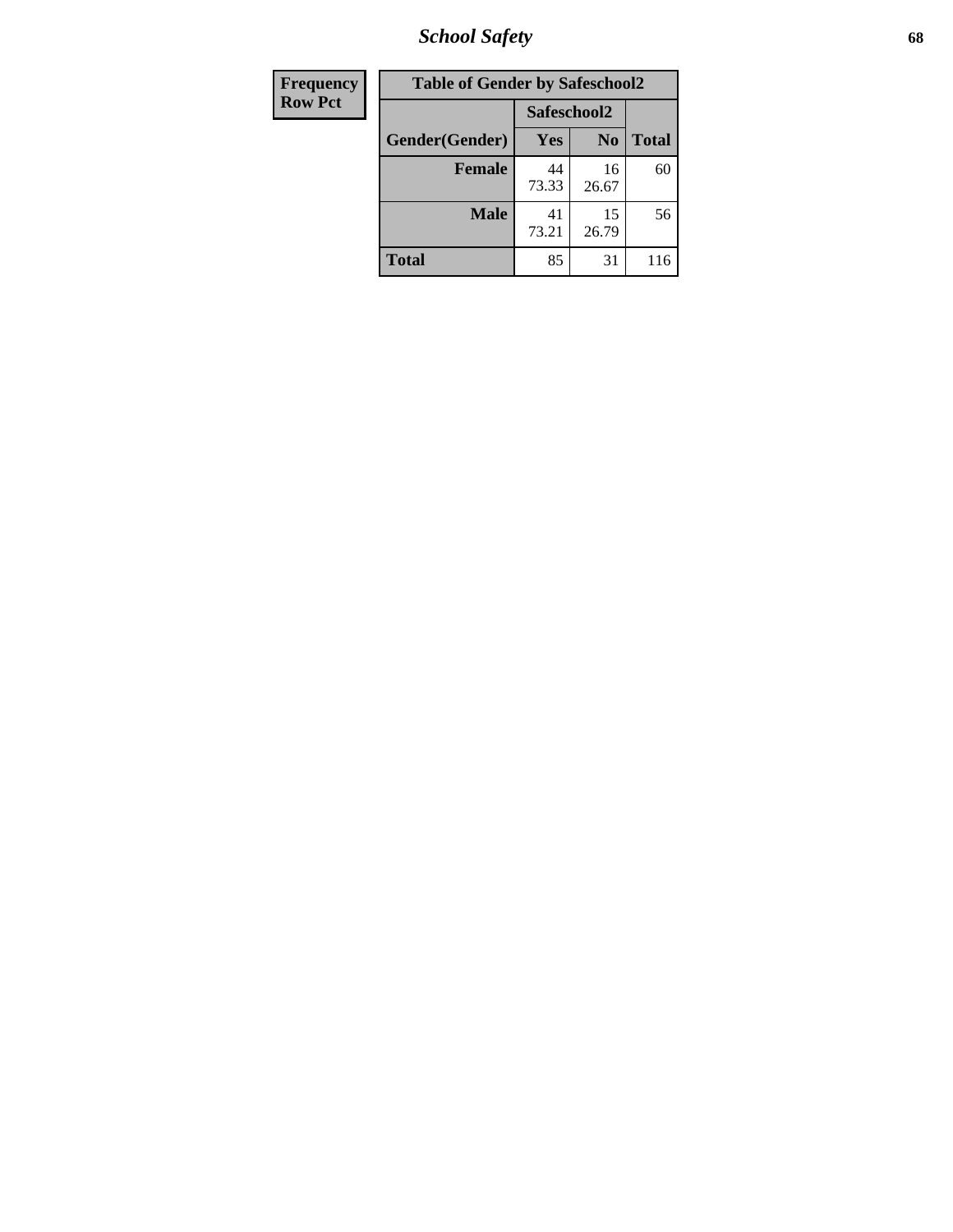| Frequency Row Pct |
|---|

**Table of Gender by Safeschool2**

| Gender(Gender) | Safeschool2 Yes | Safeschool2 No | Total |
|---|---|---|---|
| **Female** | 44<br>73.33 | 16<br>26.67 | 60 |
| **Male** | 41<br>73.21 | 15<br>26.79 | 56 |
| **Total** | 85 | 31 | 116 |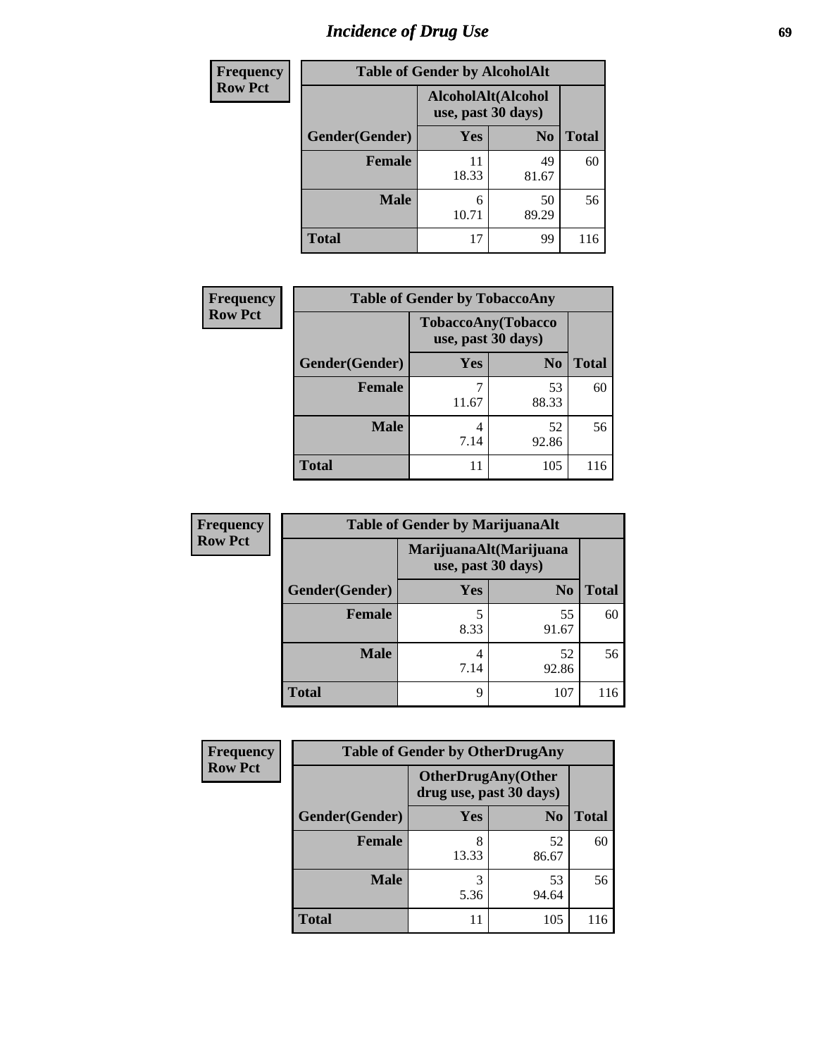# Incidence of Drug Use

**Frequency**
**Row Pct**

| Table of Gender by AlcoholAlt | | | |
|---|---|---|---|
| | AlcoholAlt(Alcohol use, past 30 days) | | |
| Gender(Gender) | Yes | No | Total |
| Female | 11<br>18.33 | 49<br>81.67 | 60 |
| Male | 6<br>10.71 | 50<br>89.29 | 56 |
| Total | 17 | 99 | 116 |

**Frequency**
**Row Pct**

| Table of Gender by TobaccoAny | | | |
|---|---|---|---|
| | TobaccoAny(Tobacco use, past 30 days) | | |
| Gender(Gender) | Yes | No | Total |
| Female | 7<br>11.67 | 53<br>88.33 | 60 |
| Male | 4<br>7.14 | 52<br>92.86 | 56 |
| Total | 11 | 105 | 116 |

**Frequency**
**Row Pct**

| Table of Gender by MarijuanaAlt | | | |
|---|---|---|---|
| | MarijuanaAlt(Marijuana use, past 30 days) | | |
| Gender(Gender) | Yes | No | Total |
| Female | 5<br>8.33 | 55<br>91.67 | 60 |
| Male | 4<br>7.14 | 52<br>92.86 | 56 |
| Total | 9 | 107 | 116 |

**Frequency**
**Row Pct**

| Table of Gender by OtherDrugAny | | | |
|---|---|---|---|
| | OtherDrugAny(Other drug use, past 30 days) | | |
| Gender(Gender) | Yes | No | Total |
| Female | 8<br>13.33 | 52<br>86.67 | 60 |
| Male | 3<br>5.36 | 53<br>94.64 | 56 |
| Total | 11 | 105 | 116 |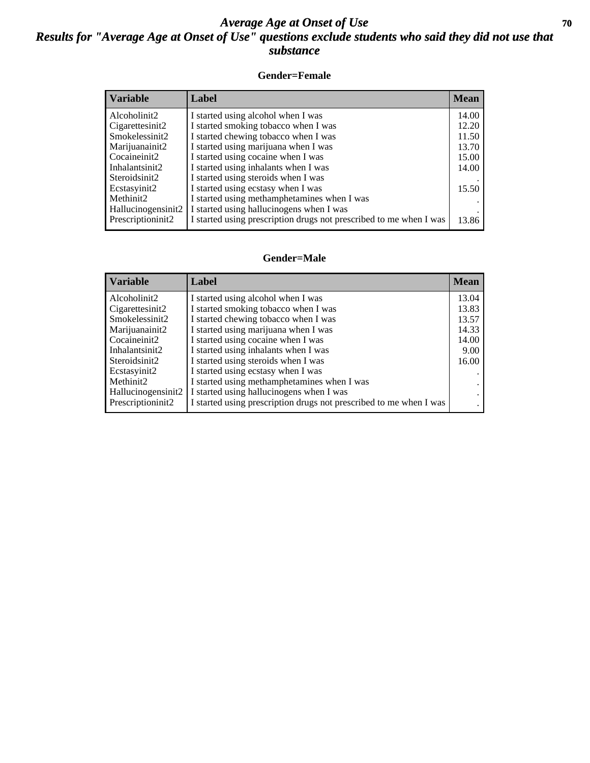# Average Age at Onset of Use

## Results for "Average Age at Onset of Use" questions exclude students who said they did not use that substance

### Gender=Female

| Variable | Label | Mean |
|---|---|---|
| Alcoholinit2 | I started using alcohol when I was | 14.00 |
| Cigarettesinit2 | I started smoking tobacco when I was | 12.20 |
| Smokelessinit2 | I started chewing tobacco when I was | 11.50 |
| Marijuanainit2 | I started using marijuana when I was | 13.70 |
| Cocaineinit2 | I started using cocaine when I was | 15.00 |
| Inhalantsinit2 | I started using inhalants when I was | 14.00 |
| Steroidsinit2 | I started using steroids when I was | . |
| Ecstasyinit2 | I started using ecstasy when I was | 15.50 |
| Methinit2 | I started using methamphetamines when I was | . |
| Hallucinogensinit2 | I started using hallucinogens when I was | . |
| Prescriptioninit2 | I started using prescription drugs not prescribed to me when I was | 13.86 |

### Gender=Male

| Variable | Label | Mean |
|---|---|---|
| Alcoholinit2 | I started using alcohol when I was | 13.04 |
| Cigarettesinit2 | I started smoking tobacco when I was | 13.83 |
| Smokelessinit2 | I started chewing tobacco when I was | 13.57 |
| Marijuanainit2 | I started using marijuana when I was | 14.33 |
| Cocaineinit2 | I started using cocaine when I was | 14.00 |
| Inhalantsinit2 | I started using inhalants when I was | 9.00 |
| Steroidsinit2 | I started using steroids when I was | 16.00 |
| Ecstasyinit2 | I started using ecstasy when I was | . |
| Methinit2 | I started using methamphetamines when I was | . |
| Hallucinogensinit2 | I started using hallucinogens when I was | . |
| Prescriptioninit2 | I started using prescription drugs not prescribed to me when I was | . |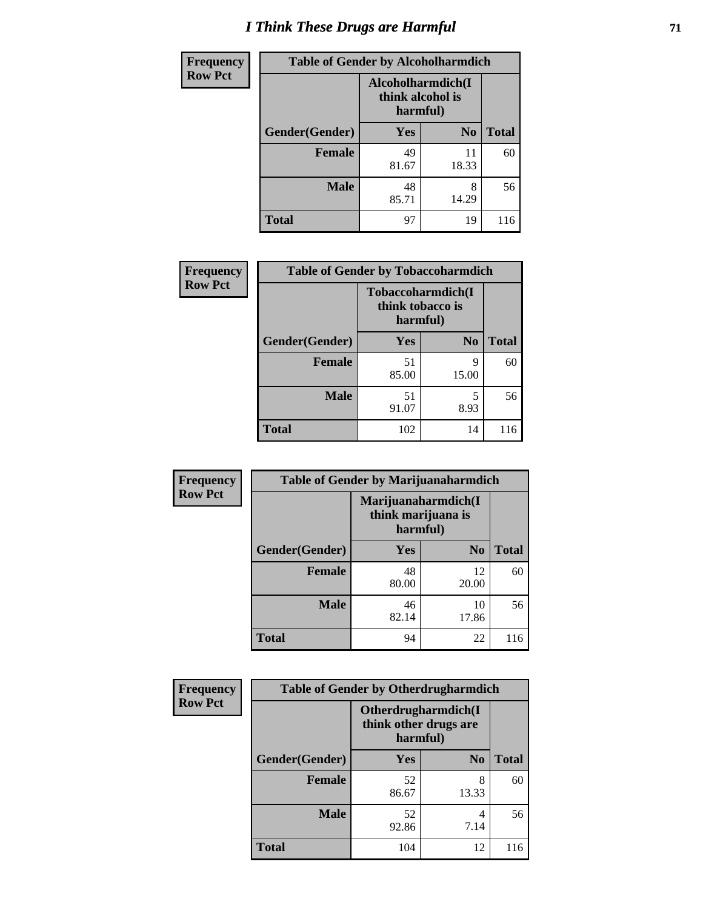# I Think These Drugs are Harmful

| Frequency Row Pct | Table of Gender by Alcoholharmdich | | |
|---|---|---|---|
| | Alcoholharmdich(I think alcohol is harmful) | | |
| Gender(Gender) | Yes | No | Total |
| Female | 49<br>81.67 | 11<br>18.33 | 60 |
| Male | 48<br>85.71 | 8<br>14.29 | 56 |
| Total | 97 | 19 | 116 |

| Frequency Row Pct | Table of Gender by Tobaccoharmdich | | |
|---|---|---|---|
| | Tobaccoharmdich(I think tobacco is harmful) | | |
| Gender(Gender) | Yes | No | Total |
| Female | 51<br>85.00 | 9<br>15.00 | 60 |
| Male | 51<br>91.07 | 5<br>8.93 | 56 |
| Total | 102 | 14 | 116 |

| Frequency Row Pct | Table of Gender by Marijuanaharmdich | | |
|---|---|---|---|
| | Marijuanaharmdich(I think marijuana is harmful) | | |
| Gender(Gender) | Yes | No | Total |
| Female | 48<br>80.00 | 12<br>20.00 | 60 |
| Male | 46<br>82.14 | 10<br>17.86 | 56 |
| Total | 94 | 22 | 116 |

| Frequency Row Pct | Table of Gender by Otherdrugharmdich | | |
|---|---|---|---|
| | Otherdrugharmdich(I think other drugs are harmful) | | |
| Gender(Gender) | Yes | No | Total |
| Female | 52<br>86.67 | 8<br>13.33 | 60 |
| Male | 52<br>92.86 | 4<br>7.14 | 56 |
| Total | 104 | 12 | 116 |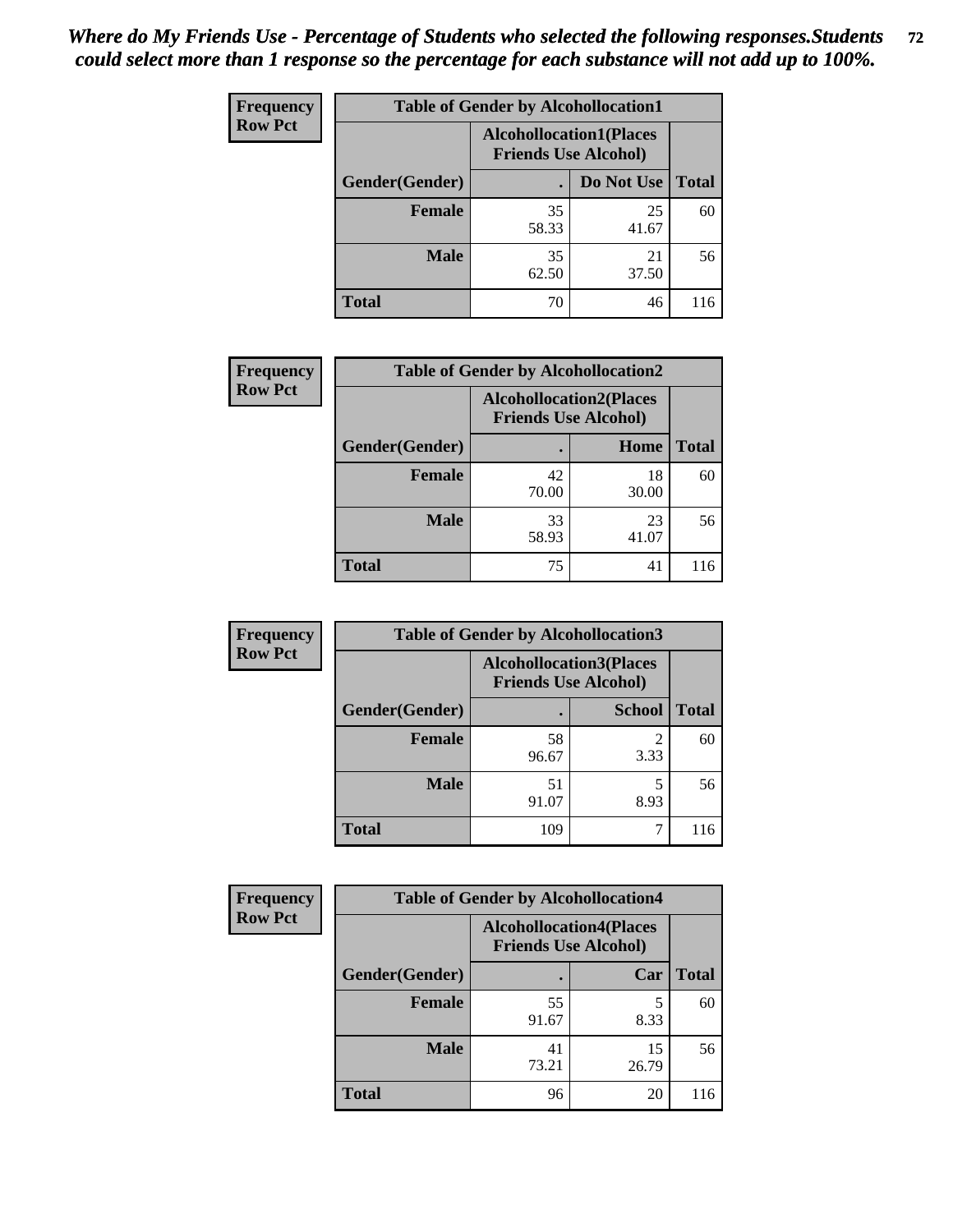*Where do My Friends Use - Percentage of Students who selected the following responses.Students could select more than 1 response so the percentage for each substance will not add up to 100%.*

**Frequency**
**Row Pct**

| Table of Gender by Alcohollocation1 | | | |
|---|---|---|---|
| | Alcohollocation1(Places Friends Use Alcohol) | | |
| Gender(Gender) | . | Do Not Use | Total |
| **Female** | 35<br>58.33 | 25<br>41.67 | 60 |
| **Male** | 35<br>62.50 | 21<br>37.50 | 56 |
| **Total** | 70 | 46 | 116 |

**Frequency**
**Row Pct**

| Table of Gender by Alcohollocation2 | | | |
|---|---|---|---|
| | Alcohollocation2(Places Friends Use Alcohol) | | |
| Gender(Gender) | . | Home | Total |
| **Female** | 42<br>70.00 | 18<br>30.00 | 60 |
| **Male** | 33<br>58.93 | 23<br>41.07 | 56 |
| **Total** | 75 | 41 | 116 |

**Frequency**
**Row Pct**

| Table of Gender by Alcohollocation3 | | | |
|---|---|---|---|
| | Alcohollocation3(Places Friends Use Alcohol) | | |
| Gender(Gender) | . | School | Total |
| **Female** | 58<br>96.67 | 2<br>3.33 | 60 |
| **Male** | 51<br>91.07 | 5<br>8.93 | 56 |
| **Total** | 109 | 7 | 116 |

**Frequency**
**Row Pct**

| Table of Gender by Alcohollocation4 | | | |
|---|---|---|---|
| | Alcohollocation4(Places Friends Use Alcohol) | | |
| Gender(Gender) | . | Car | Total |
| **Female** | 55<br>91.67 | 5<br>8.33 | 60 |
| **Male** | 41<br>73.21 | 15<br>26.79 | 56 |
| **Total** | 96 | 20 | 116 |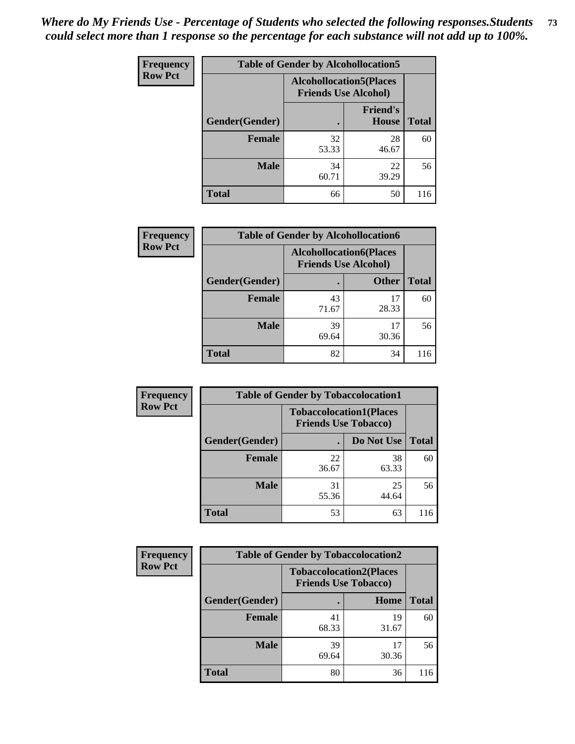*Where do My Friends Use - Percentage of Students who selected the following responses.Students could select more than 1 response so the percentage for each substance will not add up to 100%.*

**Frequency**
**Row Pct**

| Table of Gender by Alcohollocation5 | | | |
|---|---|---|---|
| | Alcohollocation5(Places Friends Use Alcohol) | | |
| Gender(Gender) | . | Friend's House | Total |
| **Female** | 32<br>53.33 | 28<br>46.67 | 60 |
| **Male** | 34<br>60.71 | 22<br>39.29 | 56 |
| **Total** | 66 | 50 | 116 |

**Frequency**
**Row Pct**

| Table of Gender by Alcohollocation6 | | | |
|---|---|---|---|
| | Alcohollocation6(Places Friends Use Alcohol) | | |
| Gender(Gender) | . | Other | Total |
| **Female** | 43<br>71.67 | 17<br>28.33 | 60 |
| **Male** | 39<br>69.64 | 17<br>30.36 | 56 |
| **Total** | 82 | 34 | 116 |

**Frequency**
**Row Pct**

| Table of Gender by Tobaccolocation1 | | | |
|---|---|---|---|
| | Tobaccolocation1(Places Friends Use Tobacco) | | |
| Gender(Gender) | . | Do Not Use | Total |
| **Female** | 22<br>36.67 | 38<br>63.33 | 60 |
| **Male** | 31<br>55.36 | 25<br>44.64 | 56 |
| **Total** | 53 | 63 | 116 |

**Frequency**
**Row Pct**

| Table of Gender by Tobaccolocation2 | | | |
|---|---|---|---|
| | Tobaccolocation2(Places Friends Use Tobacco) | | |
| Gender(Gender) | . | Home | Total |
| **Female** | 41<br>68.33 | 19<br>31.67 | 60 |
| **Male** | 39<br>69.64 | 17<br>30.36 | 56 |
| **Total** | 80 | 36 | 116 |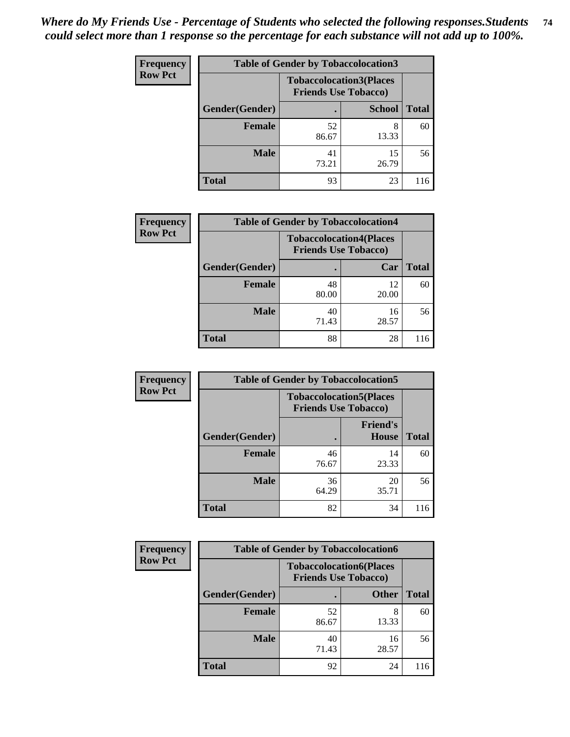*Where do My Friends Use - Percentage of Students who selected the following responses.Students could select more than 1 response so the percentage for each substance will not add up to 100%.*

**Frequency**
**Row Pct**

| Table of Gender by Tobaccolocation3 | | | |
|---|---|---|---|
| | Tobaccolocation3(Places Friends Use Tobacco) | | |
| Gender(Gender) | . | School | Total |
| Female | 52<br>86.67 | 8<br>13.33 | 60 |
| Male | 41<br>73.21 | 15<br>26.79 | 56 |
| Total | 93 | 23 | 116 |

**Frequency**
**Row Pct**

| Table of Gender by Tobaccolocation4 | | | |
|---|---|---|---|
| | Tobaccolocation4(Places Friends Use Tobacco) | | |
| Gender(Gender) | . | Car | Total |
| Female | 48<br>80.00 | 12<br>20.00 | 60 |
| Male | 40<br>71.43 | 16<br>28.57 | 56 |
| Total | 88 | 28 | 116 |

**Frequency**
**Row Pct**

| Table of Gender by Tobaccolocation5 | | | |
|---|---|---|---|
| | Tobaccolocation5(Places Friends Use Tobacco) | | |
| Gender(Gender) | . | Friend's House | Total |
| Female | 46<br>76.67 | 14<br>23.33 | 60 |
| Male | 36<br>64.29 | 20<br>35.71 | 56 |
| Total | 82 | 34 | 116 |

**Frequency**
**Row Pct**

| Table of Gender by Tobaccolocation6 | | | |
|---|---|---|---|
| | Tobaccolocation6(Places Friends Use Tobacco) | | |
| Gender(Gender) | . | Other | Total |
| Female | 52<br>86.67 | 8<br>13.33 | 60 |
| Male | 40<br>71.43 | 16<br>28.57 | 56 |
| Total | 92 | 24 | 116 |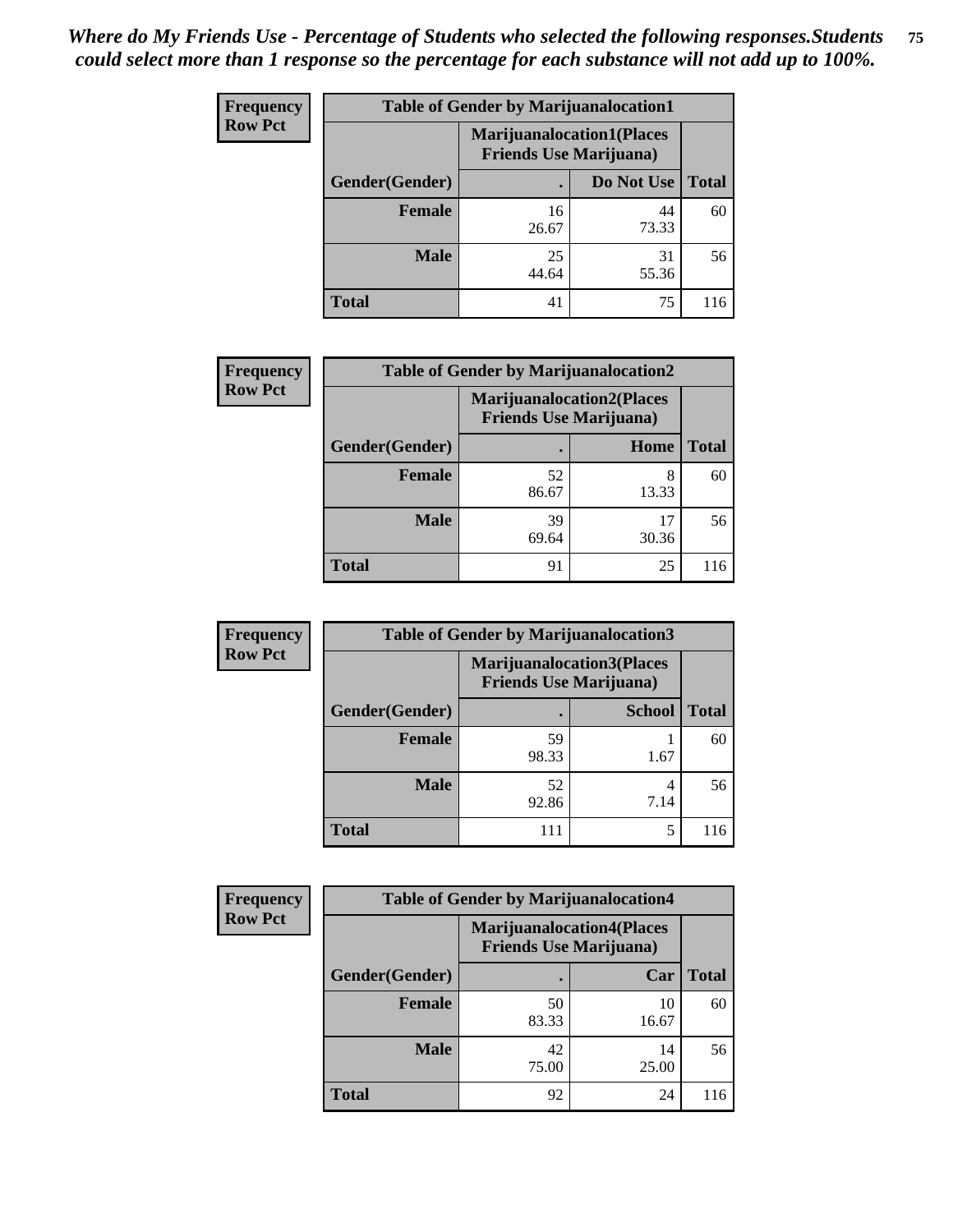*Where do My Friends Use - Percentage of Students who selected the following responses.Students could select more than 1 response so the percentage for each substance will not add up to 100%.*

**Frequency**
**Row Pct**

| Table of Gender by Marijuanalocation1 | | | |
|---|---|---|---|
| | Marijuanalocation1(Places Friends Use Marijuana) | | |
| Gender(Gender) | . | Do Not Use | Total |
| **Female** | 16<br>26.67 | 44<br>73.33 | 60 |
| **Male** | 25<br>44.64 | 31<br>55.36 | 56 |
| **Total** | 41 | 75 | 116 |

**Frequency**
**Row Pct**

| Table of Gender by Marijuanalocation2 | | | |
|---|---|---|---|
| | Marijuanalocation2(Places Friends Use Marijuana) | | |
| Gender(Gender) | . | Home | Total |
| **Female** | 52<br>86.67 | 8<br>13.33 | 60 |
| **Male** | 39<br>69.64 | 17<br>30.36 | 56 |
| **Total** | 91 | 25 | 116 |

**Frequency**
**Row Pct**

| Table of Gender by Marijuanalocation3 | | | |
|---|---|---|---|
| | Marijuanalocation3(Places Friends Use Marijuana) | | |
| Gender(Gender) | . | School | Total |
| **Female** | 59<br>98.33 | 1<br>1.67 | 60 |
| **Male** | 52<br>92.86 | 4<br>7.14 | 56 |
| **Total** | 111 | 5 | 116 |

**Frequency**
**Row Pct**

| Table of Gender by Marijuanalocation4 | | | |
|---|---|---|---|
| | Marijuanalocation4(Places Friends Use Marijuana) | | |
| Gender(Gender) | . | Car | Total |
| **Female** | 50<br>83.33 | 10<br>16.67 | 60 |
| **Male** | 42<br>75.00 | 14<br>25.00 | 56 |
| **Total** | 92 | 24 | 116 |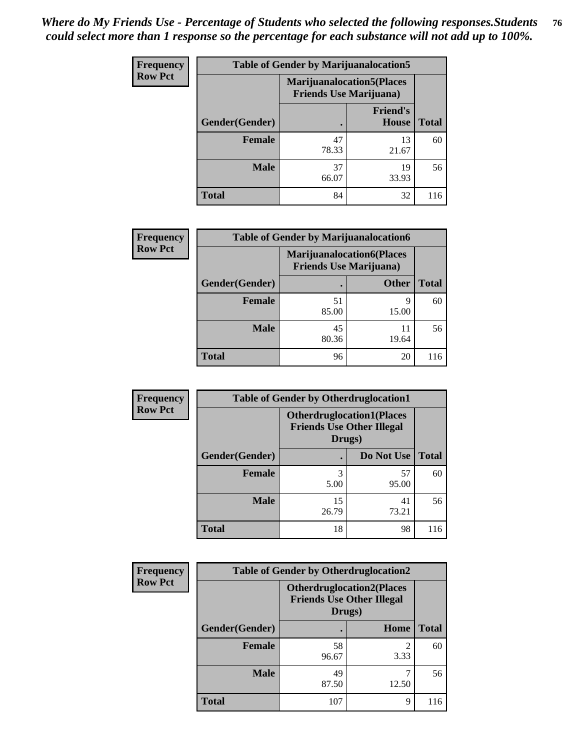*Where do My Friends Use - Percentage of Students who selected the following responses.Students could select more than 1 response so the percentage for each substance will not add up to 100%.*

**Frequency / Row Pct**

| Table of Gender by Marijuanalocation5 | | | |
|---|---|---|---|
| | Marijuanalocation5(Places Friends Use Marijuana) | | |
| Gender(Gender) | . | Friend's House | Total |
| **Female** | 47<br>78.33 | 13<br>21.67 | 60 |
| **Male** | 37<br>66.07 | 19<br>33.93 | 56 |
| **Total** | 84 | 32 | 116 |

**Frequency / Row Pct**

| Table of Gender by Marijuanalocation6 | | | |
|---|---|---|---|
| | Marijuanalocation6(Places Friends Use Marijuana) | | |
| Gender(Gender) | . | Other | Total |
| **Female** | 51<br>85.00 | 9<br>15.00 | 60 |
| **Male** | 45<br>80.36 | 11<br>19.64 | 56 |
| **Total** | 96 | 20 | 116 |

**Frequency / Row Pct**

| Table of Gender by Otherdruglocation1 | | | |
|---|---|---|---|
| | Otherdruglocation1(Places Friends Use Other Illegal Drugs) | | |
| Gender(Gender) | . | Do Not Use | Total |
| **Female** | 3<br>5.00 | 57<br>95.00 | 60 |
| **Male** | 15<br>26.79 | 41<br>73.21 | 56 |
| **Total** | 18 | 98 | 116 |

**Frequency / Row Pct**

| Table of Gender by Otherdruglocation2 | | | |
|---|---|---|---|
| | Otherdruglocation2(Places Friends Use Other Illegal Drugs) | | |
| Gender(Gender) | . | Home | Total |
| **Female** | 58<br>96.67 | 2<br>3.33 | 60 |
| **Male** | 49<br>87.50 | 7<br>12.50 | 56 |
| **Total** | 107 | 9 | 116 |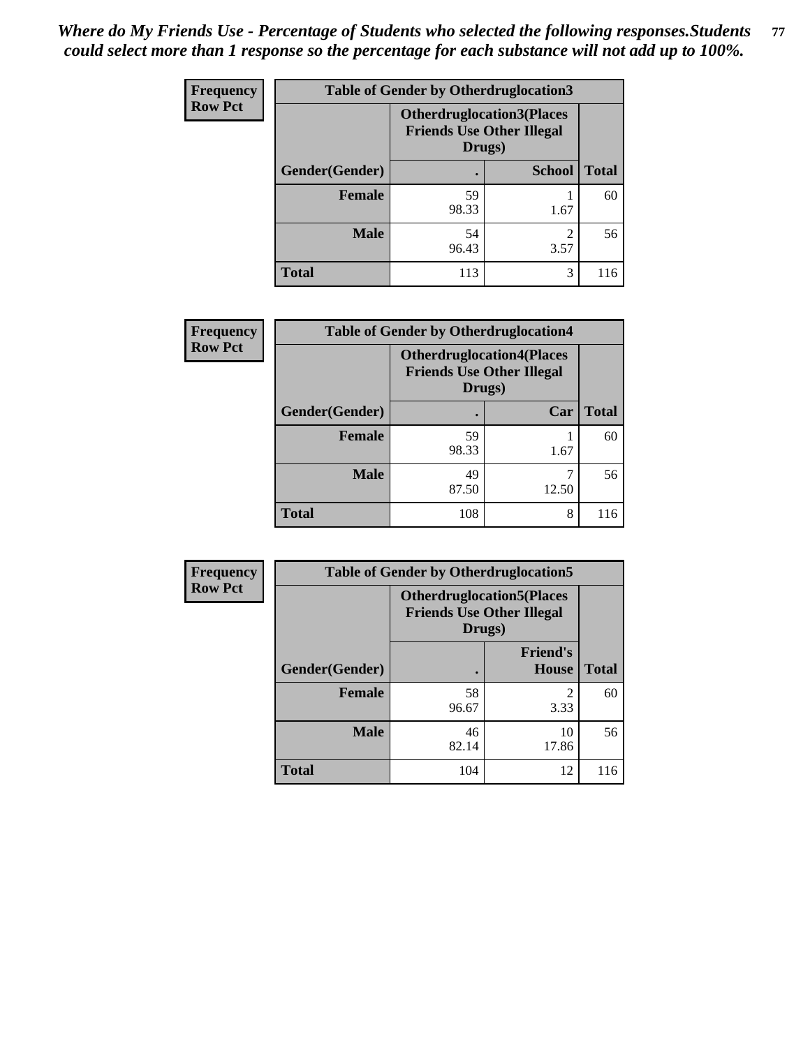*Where do My Friends Use - Percentage of Students who selected the following responses.Students could select more than 1 response so the percentage for each substance will not add up to 100%.*

| Frequency Row Pct | Table of Gender by Otherdruglocation3 | | |
|---|---|---|---|
| | **Otherdruglocation3(Places Friends Use Other Illegal Drugs)** | | |
| **Gender(Gender)** | **.** | **School** | **Total** |
| **Female** | 59<br>98.33 | 1<br>1.67 | 60 |
| **Male** | 54<br>96.43 | 2<br>3.57 | 56 |
| **Total** | 113 | 3 | 116 |

| Frequency Row Pct | Table of Gender by Otherdruglocation4 | | |
|---|---|---|---|
| | **Otherdruglocation4(Places Friends Use Other Illegal Drugs)** | | |
| **Gender(Gender)** | **.** | **Car** | **Total** |
| **Female** | 59<br>98.33 | 1<br>1.67 | 60 |
| **Male** | 49<br>87.50 | 7<br>12.50 | 56 |
| **Total** | 108 | 8 | 116 |

| Frequency Row Pct | Table of Gender by Otherdruglocation5 | | |
|---|---|---|---|
| | **Otherdruglocation5(Places Friends Use Other Illegal Drugs)** | | |
| **Gender(Gender)** | **.** | **Friend's House** | **Total** |
| **Female** | 58<br>96.67 | 2<br>3.33 | 60 |
| **Male** | 46<br>82.14 | 10<br>17.86 | 56 |
| **Total** | 104 | 12 | 116 |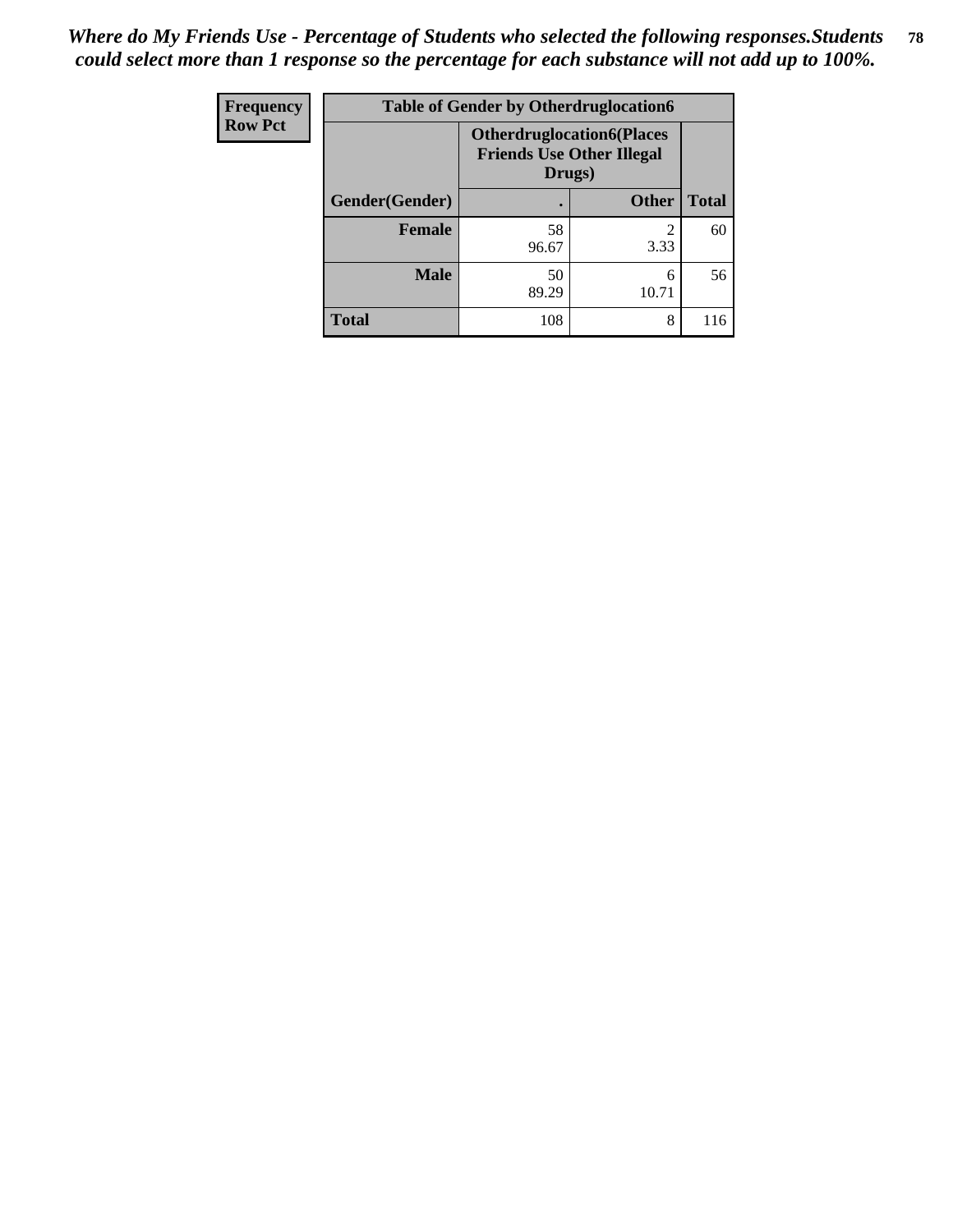*Where do My Friends Use - Percentage of Students who selected the following responses.Students could select more than 1 response so the percentage for each substance will not add up to 100%.*

| Frequency Row Pct | Table of Gender by Otherdruglocation6 | | |
|---|---|---|---|
| | Otherdruglocation6(Places Friends Use Other Illegal Drugs) | | |
| Gender(Gender) | . | Other | Total |
| Female | 58<br>96.67 | 2<br>3.33 | 60 |
| Male | 50<br>89.29 | 6<br>10.71 | 56 |
| Total | 108 | 8 | 116 |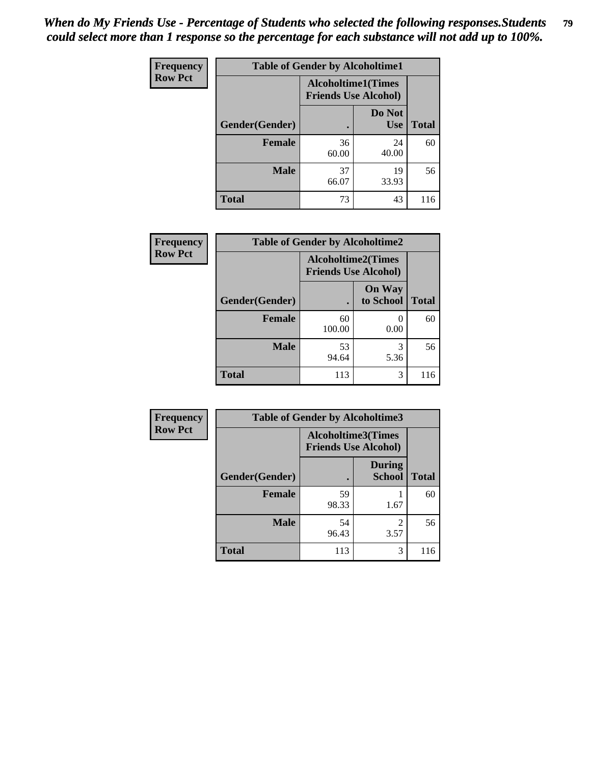*When do My Friends Use - Percentage of Students who selected the following responses.Students could select more than 1 response so the percentage for each substance will not add up to 100%.*

**Frequency**
**Row Pct**

| Table of Gender by Alcoholtime1 | | | |
|---|---|---|---|
| | Alcoholtime1(Times Friends Use Alcohol) | | |
| Gender(Gender) | . | Do Not Use | Total |
| **Female** | 36<br>60.00 | 24<br>40.00 | 60 |
| **Male** | 37<br>66.07 | 19<br>33.93 | 56 |
| **Total** | 73 | 43 | 116 |

**Frequency**
**Row Pct**

| Table of Gender by Alcoholtime2 | | | |
|---|---|---|---|
| | Alcoholtime2(Times Friends Use Alcohol) | | |
| Gender(Gender) | . | On Way to School | Total |
| **Female** | 60<br>100.00 | 0<br>0.00 | 60 |
| **Male** | 53<br>94.64 | 3<br>5.36 | 56 |
| **Total** | 113 | 3 | 116 |

**Frequency**
**Row Pct**

| Table of Gender by Alcoholtime3 | | | |
|---|---|---|---|
| | Alcoholtime3(Times Friends Use Alcohol) | | |
| Gender(Gender) | . | During School | Total |
| **Female** | 59<br>98.33 | 1<br>1.67 | 60 |
| **Male** | 54<br>96.43 | 2<br>3.57 | 56 |
| **Total** | 113 | 3 | 116 |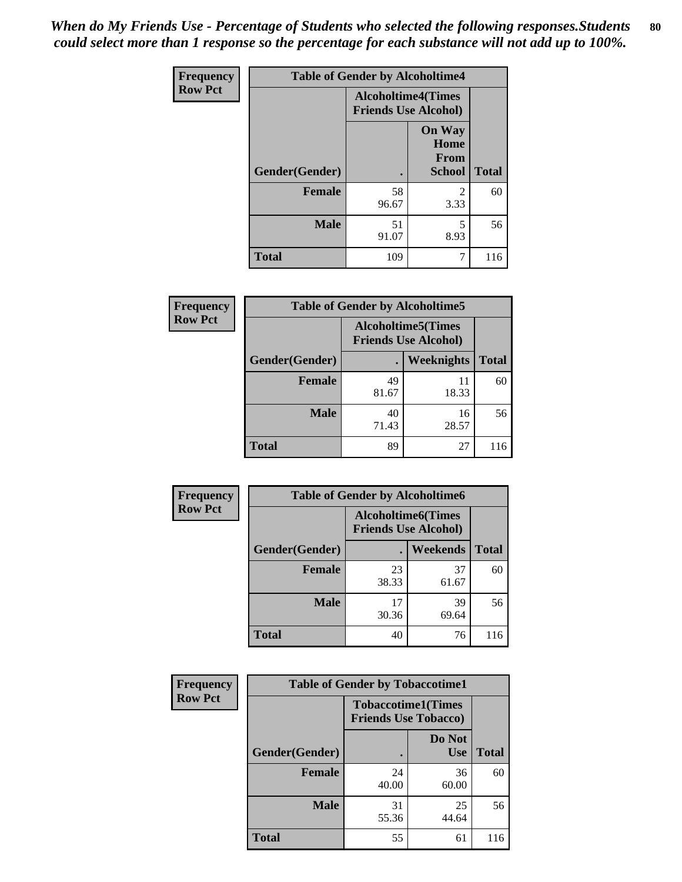*When do My Friends Use - Percentage of Students who selected the following responses.Students could select more than 1 response so the percentage for each substance will not add up to 100%.*

**Frequency**
**Row Pct**

| Table of Gender by Alcoholtime4 | | | |
|---|---|---|---|
| | Alcoholtime4(Times Friends Use Alcohol) | | |
| Gender(Gender) | . | On Way Home From School | Total |
| **Female** | 58<br>96.67 | 2<br>3.33 | 60 |
| **Male** | 51<br>91.07 | 5<br>8.93 | 56 |
| **Total** | 109 | 7 | 116 |

**Frequency**
**Row Pct**

| Table of Gender by Alcoholtime5 | | | |
|---|---|---|---|
| | Alcoholtime5(Times Friends Use Alcohol) | | |
| Gender(Gender) | . | Weeknights | Total |
| **Female** | 49<br>81.67 | 11<br>18.33 | 60 |
| **Male** | 40<br>71.43 | 16<br>28.57 | 56 |
| **Total** | 89 | 27 | 116 |

**Frequency**
**Row Pct**

| Table of Gender by Alcoholtime6 | | | |
|---|---|---|---|
| | Alcoholtime6(Times Friends Use Alcohol) | | |
| Gender(Gender) | . | Weekends | Total |
| **Female** | 23<br>38.33 | 37<br>61.67 | 60 |
| **Male** | 17<br>30.36 | 39<br>69.64 | 56 |
| **Total** | 40 | 76 | 116 |

**Frequency**
**Row Pct**

| Table of Gender by Tobaccotime1 | | | |
|---|---|---|---|
| | Tobaccotime1(Times Friends Use Tobacco) | | |
| Gender(Gender) | . | Do Not Use | Total |
| **Female** | 24<br>40.00 | 36<br>60.00 | 60 |
| **Male** | 31<br>55.36 | 25<br>44.64 | 56 |
| **Total** | 55 | 61 | 116 |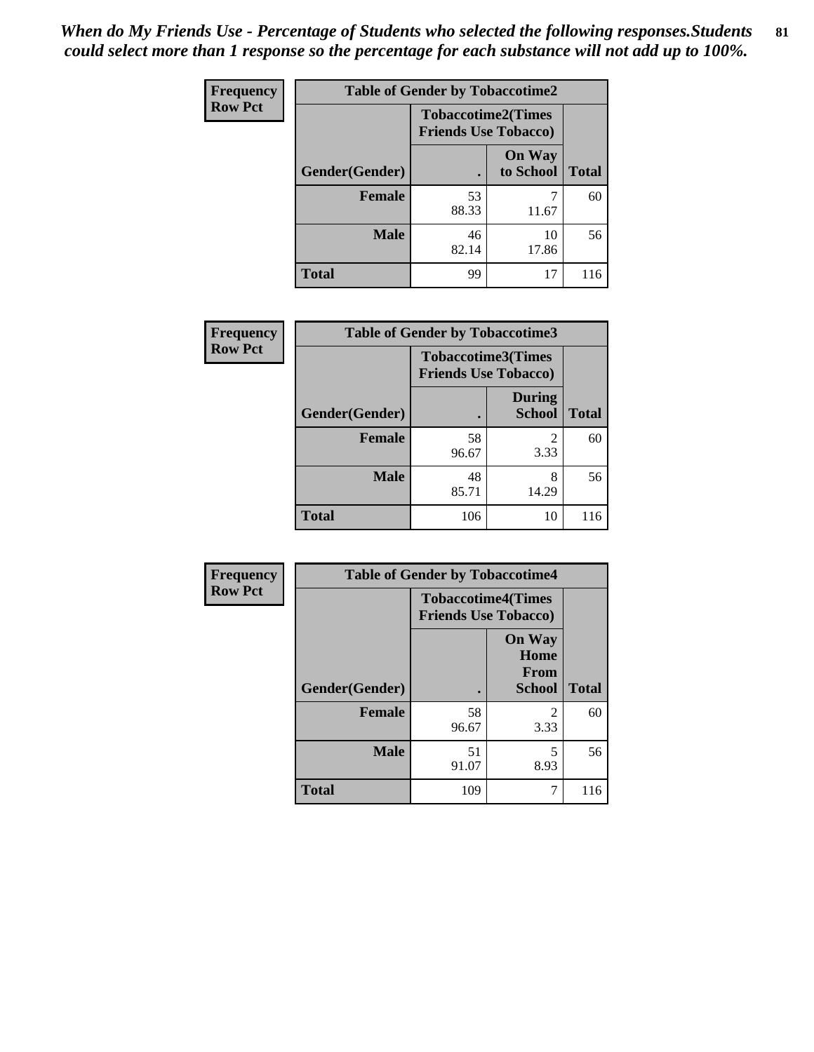*When do My Friends Use - Percentage of Students who selected the following responses.Students could select more than 1 response so the percentage for each substance will not add up to 100%.*

**Frequency**
**Row Pct**

**Table of Gender by Tobaccotime2**

| Gender(Gender) | Tobaccotime2(Times Friends Use Tobacco) | | Total |
|---|---|---|---|
| | . | On Way to School | |
| **Female** | 53<br>88.33 | 7<br>11.67 | 60 |
| **Male** | 46<br>82.14 | 10<br>17.86 | 56 |
| **Total** | 99 | 17 | 116 |

**Frequency**
**Row Pct**

**Table of Gender by Tobaccotime3**

| Gender(Gender) | Tobaccotime3(Times Friends Use Tobacco) | | Total |
|---|---|---|---|
| | . | During School | |
| **Female** | 58<br>96.67 | 2<br>3.33 | 60 |
| **Male** | 48<br>85.71 | 8<br>14.29 | 56 |
| **Total** | 106 | 10 | 116 |

**Frequency**
**Row Pct**

**Table of Gender by Tobaccotime4**

| Gender(Gender) | Tobaccotime4(Times Friends Use Tobacco) | | Total |
|---|---|---|---|
| | . | On Way Home From School | |
| **Female** | 58<br>96.67 | 2<br>3.33 | 60 |
| **Male** | 51<br>91.07 | 5<br>8.93 | 56 |
| **Total** | 109 | 7 | 116 |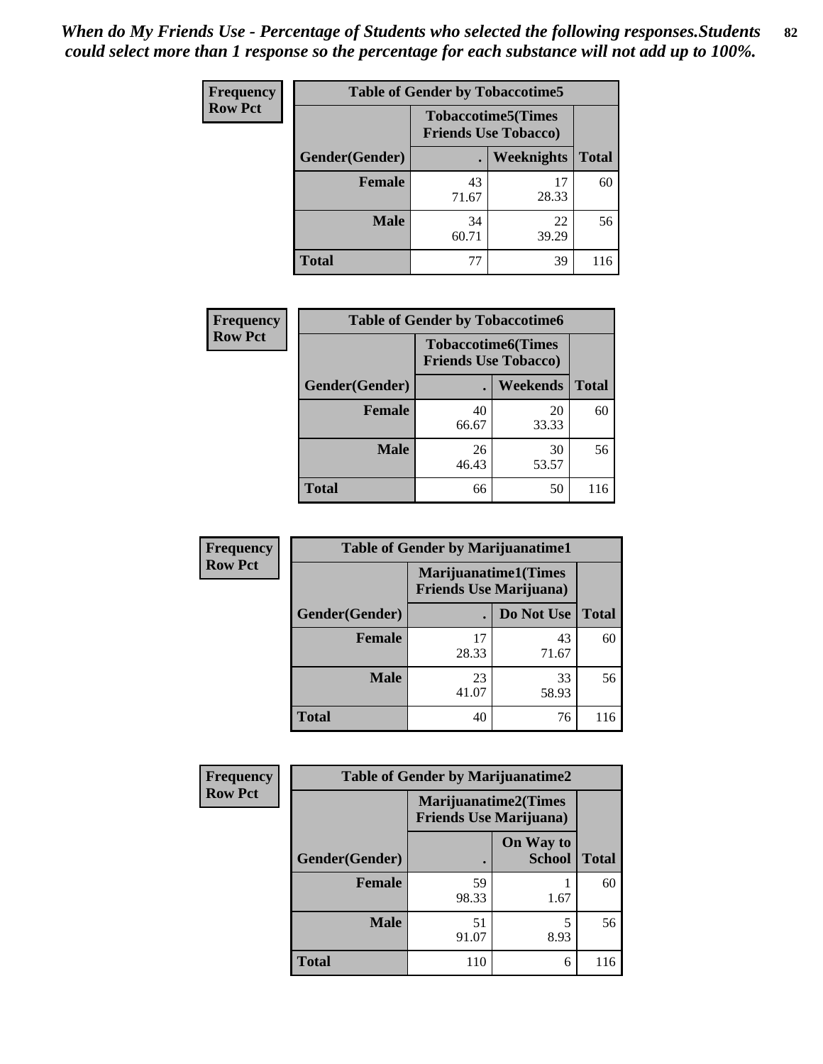*When do My Friends Use - Percentage of Students who selected the following responses.Students could select more than 1 response so the percentage for each substance will not add up to 100%.*

**Frequency**
**Row Pct**

| Table of Gender by Tobaccotime5 | | | |
|---|---|---|---|
| | Tobaccotime5(Times Friends Use Tobacco) | | |
| Gender(Gender) | . | Weeknights | Total |
| **Female** | 43<br>71.67 | 17<br>28.33 | 60 |
| **Male** | 34<br>60.71 | 22<br>39.29 | 56 |
| **Total** | 77 | 39 | 116 |

**Frequency**
**Row Pct**

| Table of Gender by Tobaccotime6 | | | |
|---|---|---|---|
| | Tobaccotime6(Times Friends Use Tobacco) | | |
| Gender(Gender) | . | Weekends | Total |
| **Female** | 40<br>66.67 | 20<br>33.33 | 60 |
| **Male** | 26<br>46.43 | 30<br>53.57 | 56 |
| **Total** | 66 | 50 | 116 |

**Frequency**
**Row Pct**

| Table of Gender by Marijuanatime1 | | | |
|---|---|---|---|
| | Marijuanatime1(Times Friends Use Marijuana) | | |
| Gender(Gender) | . | Do Not Use | Total |
| **Female** | 17<br>28.33 | 43<br>71.67 | 60 |
| **Male** | 23<br>41.07 | 33<br>58.93 | 56 |
| **Total** | 40 | 76 | 116 |

**Frequency**
**Row Pct**

| Table of Gender by Marijuanatime2 | | | |
|---|---|---|---|
| | Marijuanatime2(Times Friends Use Marijuana) | | |
| Gender(Gender) | . | On Way to School | Total |
| **Female** | 59<br>98.33 | 1<br>1.67 | 60 |
| **Male** | 51<br>91.07 | 5<br>8.93 | 56 |
| **Total** | 110 | 6 | 116 |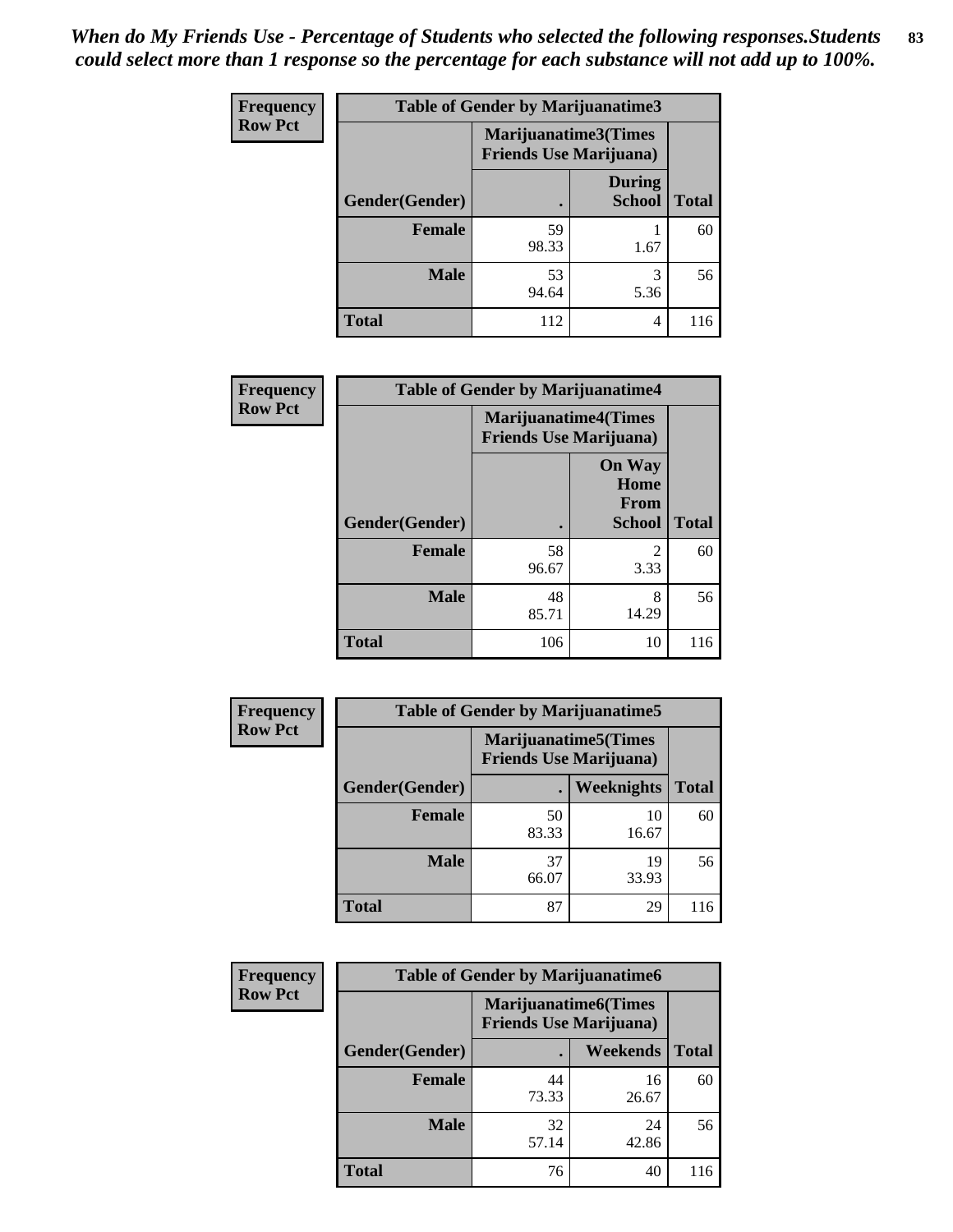*When do My Friends Use - Percentage of Students who selected the following responses.Students could select more than 1 response so the percentage for each substance will not add up to 100%.*

**Frequency**
**Row Pct**

| Table of Gender by Marijuanatime3 | | | |
|---|---|---|---|
| | Marijuanatime3(Times Friends Use Marijuana) | | |
| Gender(Gender) | . | During School | Total |
| **Female** | 59<br>98.33 | 1<br>1.67 | 60 |
| **Male** | 53<br>94.64 | 3<br>5.36 | 56 |
| **Total** | 112 | 4 | 116 |

**Frequency**
**Row Pct**

| Table of Gender by Marijuanatime4 | | | |
|---|---|---|---|
| | Marijuanatime4(Times Friends Use Marijuana) | | |
| Gender(Gender) | . | On Way Home From School | Total |
| **Female** | 58<br>96.67 | 2<br>3.33 | 60 |
| **Male** | 48<br>85.71 | 8<br>14.29 | 56 |
| **Total** | 106 | 10 | 116 |

**Frequency**
**Row Pct**

| Table of Gender by Marijuanatime5 | | | |
|---|---|---|---|
| | Marijuanatime5(Times Friends Use Marijuana) | | |
| Gender(Gender) | . | Weeknights | Total |
| **Female** | 50<br>83.33 | 10<br>16.67 | 60 |
| **Male** | 37<br>66.07 | 19<br>33.93 | 56 |
| **Total** | 87 | 29 | 116 |

**Frequency**
**Row Pct**

| Table of Gender by Marijuanatime6 | | | |
|---|---|---|---|
| | Marijuanatime6(Times Friends Use Marijuana) | | |
| Gender(Gender) | . | Weekends | Total |
| **Female** | 44<br>73.33 | 16<br>26.67 | 60 |
| **Male** | 32<br>57.14 | 24<br>42.86 | 56 |
| **Total** | 76 | 40 | 116 |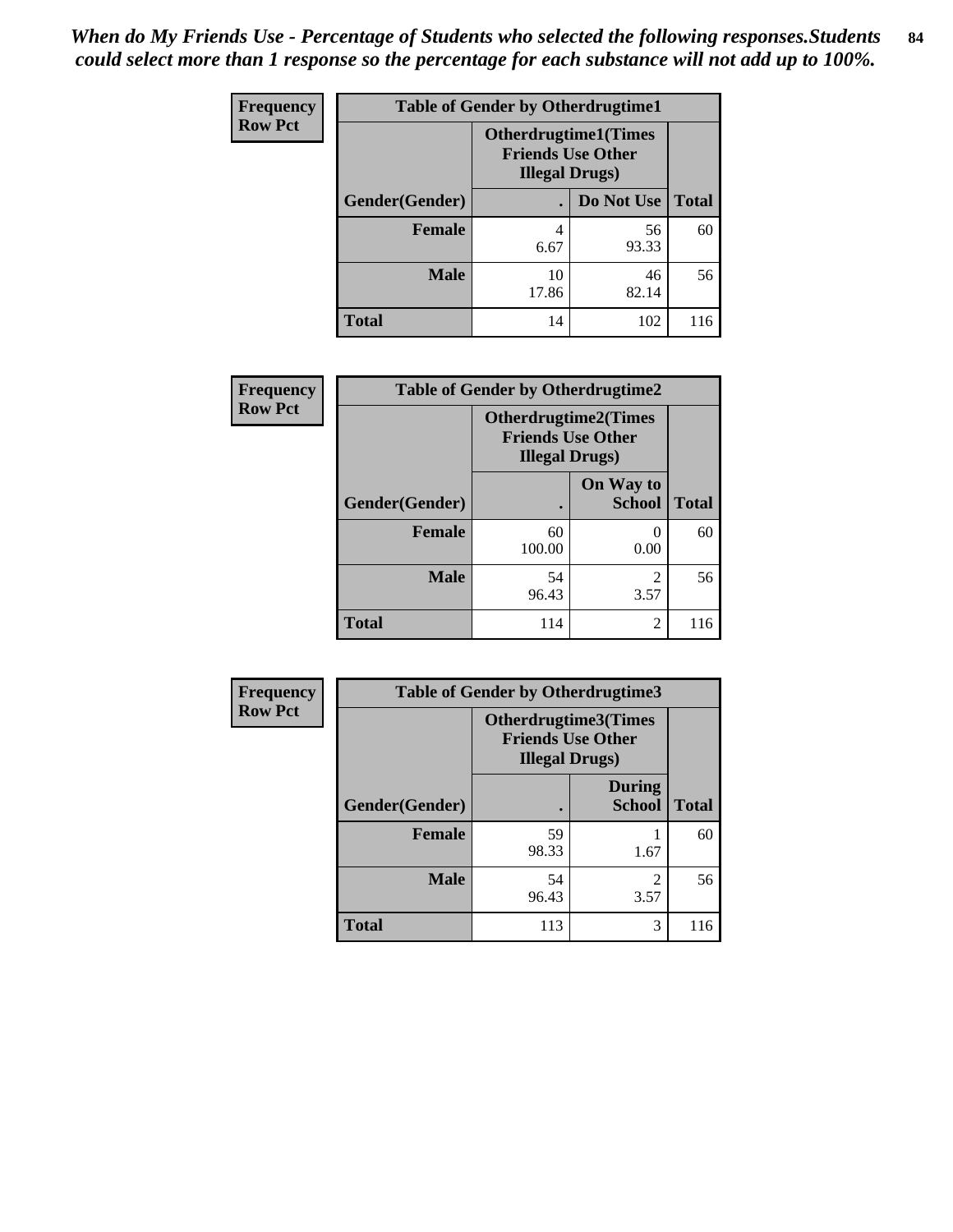*When do My Friends Use - Percentage of Students who selected the following responses.Students could select more than 1 response so the percentage for each substance will not add up to 100%.*

**Frequency**
**Row Pct**

| Table of Gender by Otherdrugtime1 | | | |
|---|---|---|---|
| | Otherdrugtime1(Times Friends Use Other Illegal Drugs) | | |
| Gender(Gender) | . | Do Not Use | Total |
| **Female** | 4<br>6.67 | 56<br>93.33 | 60 |
| **Male** | 10<br>17.86 | 46<br>82.14 | 56 |
| **Total** | 14 | 102 | 116 |

**Frequency**
**Row Pct**

| Table of Gender by Otherdrugtime2 | | | |
|---|---|---|---|
| | Otherdrugtime2(Times Friends Use Other Illegal Drugs) | | |
| Gender(Gender) | . | On Way to School | Total |
| **Female** | 60<br>100.00 | 0<br>0.00 | 60 |
| **Male** | 54<br>96.43 | 2<br>3.57 | 56 |
| **Total** | 114 | 2 | 116 |

**Frequency**
**Row Pct**

| Table of Gender by Otherdrugtime3 | | | |
|---|---|---|---|
| | Otherdrugtime3(Times Friends Use Other Illegal Drugs) | | |
| Gender(Gender) | . | During School | Total |
| **Female** | 59<br>98.33 | 1<br>1.67 | 60 |
| **Male** | 54<br>96.43 | 2<br>3.57 | 56 |
| **Total** | 113 | 3 | 116 |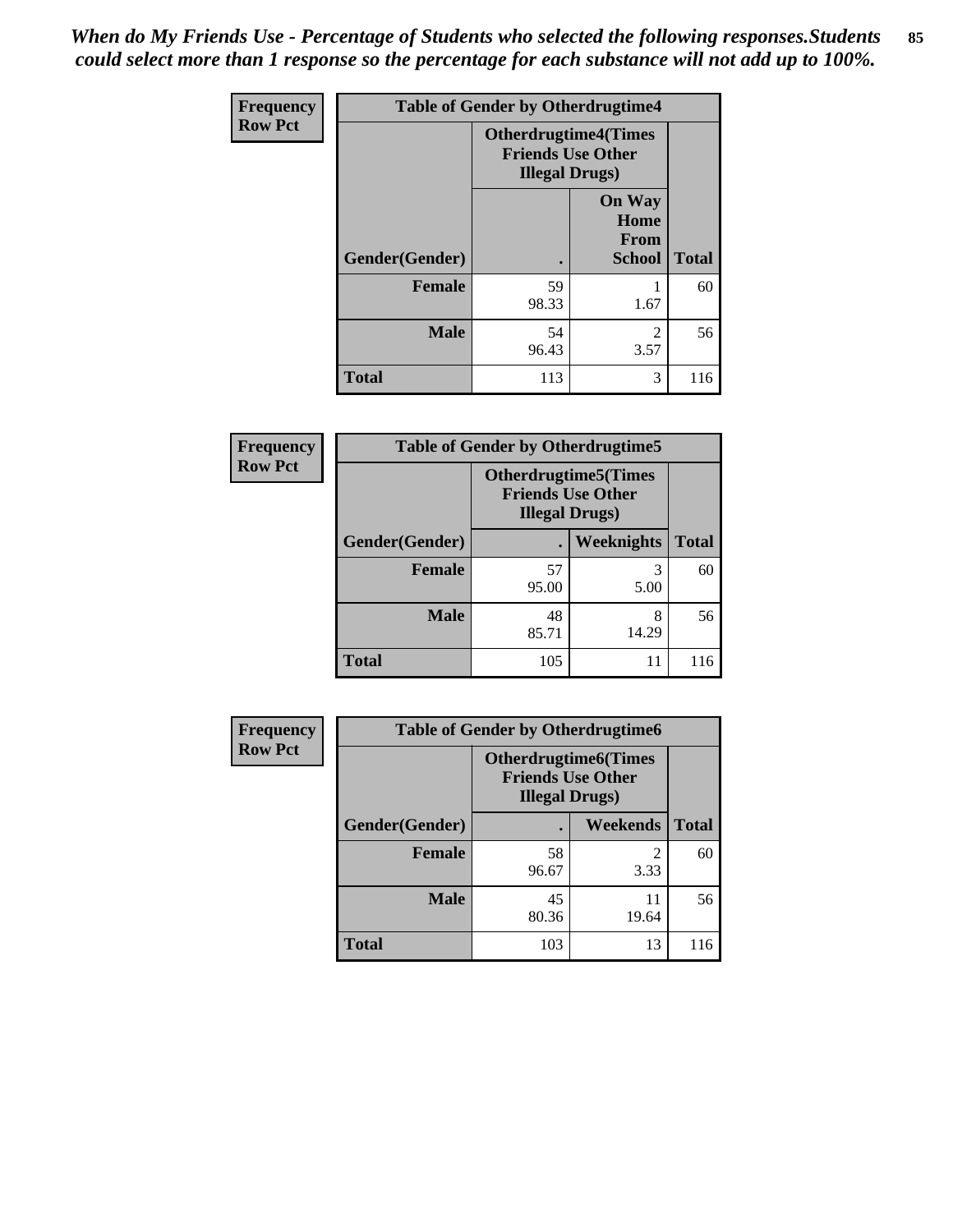*When do My Friends Use - Percentage of Students who selected the following responses.Students could select more than 1 response so the percentage for each substance will not add up to 100%.*

**Frequency**
**Row Pct**

| Table of Gender by Otherdrugtime4 | | | |
|---|---|---|---|
| | Otherdrugtime4(Times Friends Use Other Illegal Drugs) | | |
| Gender(Gender) | . | On Way Home From School | Total |
| Female | 59<br>98.33 | 1<br>1.67 | 60 |
| Male | 54<br>96.43 | 2<br>3.57 | 56 |
| Total | 113 | 3 | 116 |

**Frequency**
**Row Pct**

| Table of Gender by Otherdrugtime5 | | | |
|---|---|---|---|
| | Otherdrugtime5(Times Friends Use Other Illegal Drugs) | | |
| Gender(Gender) | . | Weeknights | Total |
| Female | 57<br>95.00 | 3<br>5.00 | 60 |
| Male | 48<br>85.71 | 8<br>14.29 | 56 |
| Total | 105 | 11 | 116 |

**Frequency**
**Row Pct**

| Table of Gender by Otherdrugtime6 | | | |
|---|---|---|---|
| | Otherdrugtime6(Times Friends Use Other Illegal Drugs) | | |
| Gender(Gender) | . | Weekends | Total |
| Female | 58<br>96.67 | 2<br>3.33 | 60 |
| Male | 45<br>80.36 | 11<br>19.64 | 56 |
| Total | 103 | 13 | 116 |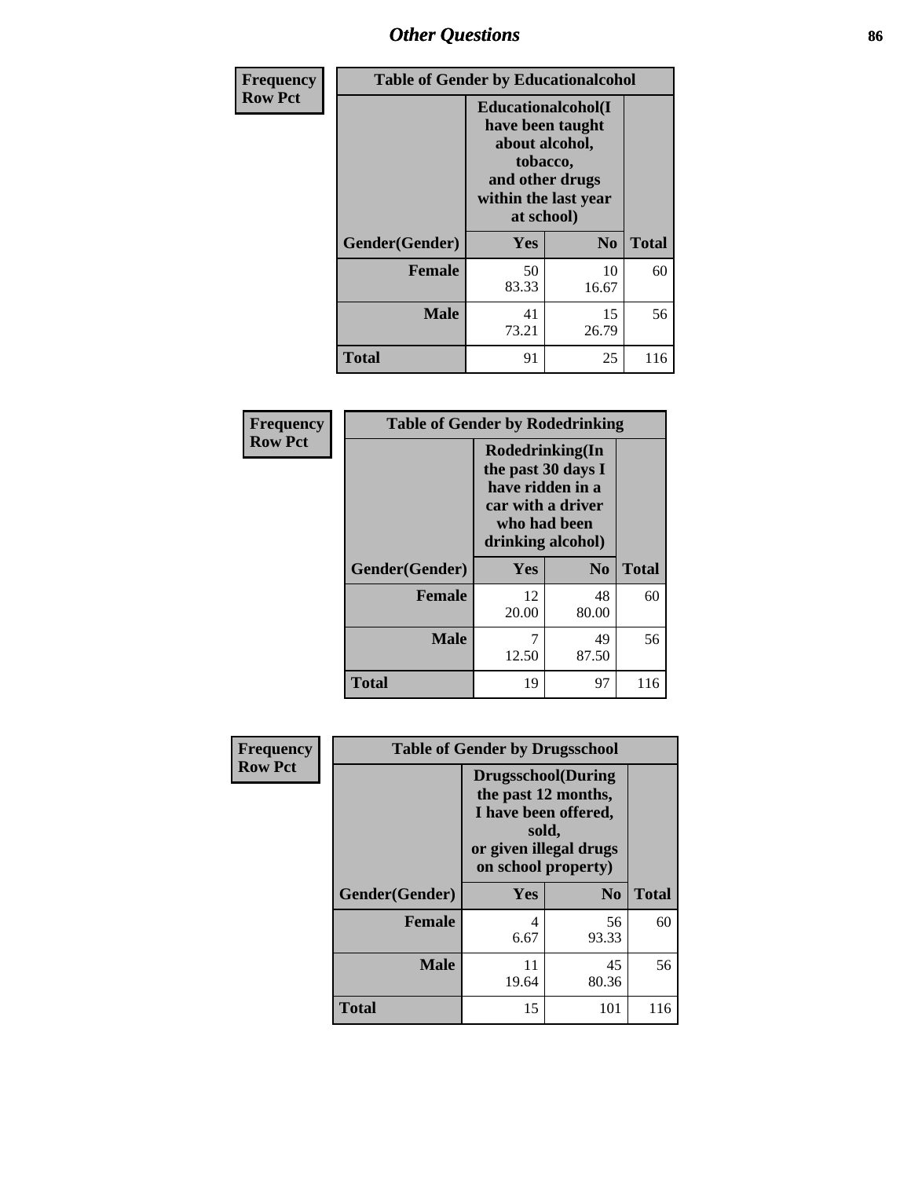# Other Questions

**Frequency**
**Row Pct**

| Table of Gender by Educationalcohol | | | |
|---|---|---|---|
| | Educationalcohol(I have been taught about alcohol, tobacco, and other drugs within the last year at school) | | |
| Gender(Gender) | Yes | No | Total |
| Female | 50<br>83.33 | 10<br>16.67 | 60 |
| Male | 41<br>73.21 | 15<br>26.79 | 56 |
| Total | 91 | 25 | 116 |

**Frequency**
**Row Pct**

| Table of Gender by Rodedrinking | | | |
|---|---|---|---|
| | Rodedrinking(In the past 30 days I have ridden in a car with a driver who had been drinking alcohol) | | |
| Gender(Gender) | Yes | No | Total |
| Female | 12<br>20.00 | 48<br>80.00 | 60 |
| Male | 7<br>12.50 | 49<br>87.50 | 56 |
| Total | 19 | 97 | 116 |

**Frequency**
**Row Pct**

| Table of Gender by Drugsschool | | | |
|---|---|---|---|
| | Drugsschool(During the past 12 months, I have been offered, sold, or given illegal drugs on school property) | | |
| Gender(Gender) | Yes | No | Total |
| Female | 4<br>6.67 | 56<br>93.33 | 60 |
| Male | 11<br>19.64 | 45<br>80.36 | 56 |
| Total | 15 | 101 | 116 |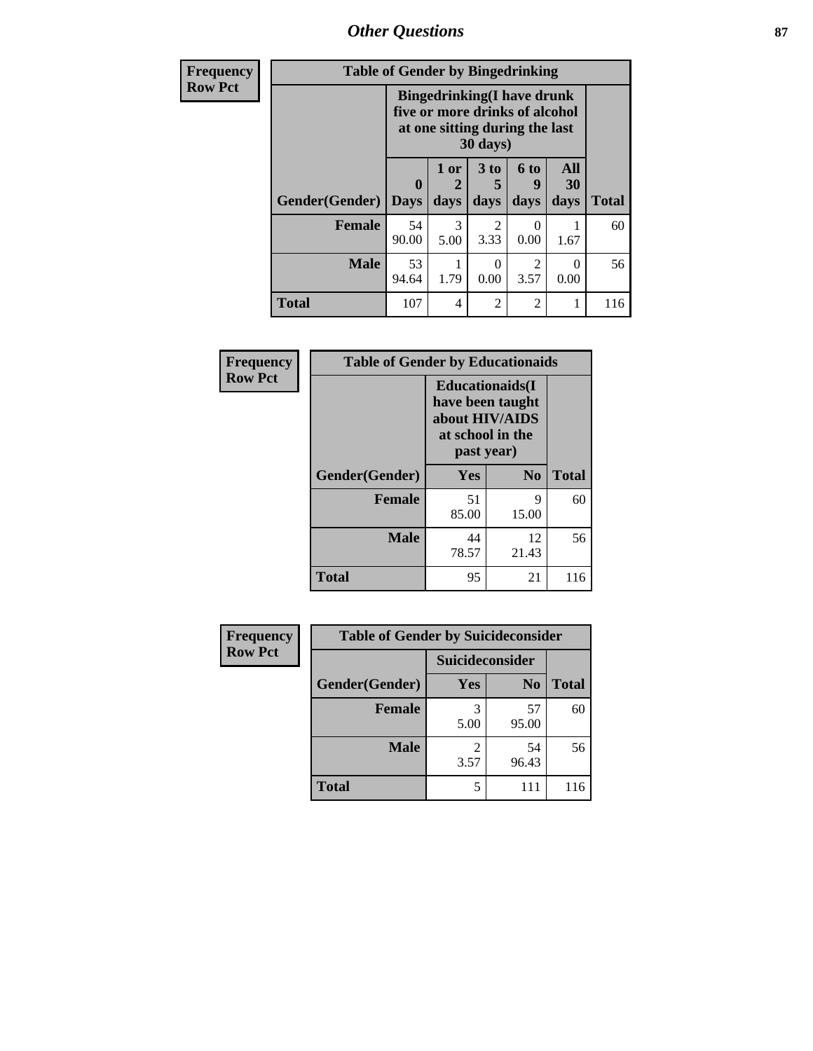| Frequency<br>Row Pct | Table of Gender by Bingedrinking | | | | | |
|---|---|---|---|---|---|---|
| | Bingedrinking(I have drunk five or more drinks of alcohol at one sitting during the last 30 days) | | | | | |
| Gender(Gender) | 0 Days | 1 or 2 days | 3 to 5 days | 6 to 9 days | All 30 days | Total |
| Female | 54<br>90.00 | 3<br>5.00 | 2<br>3.33 | 0<br>0.00 | 1<br>1.67 | 60 |
| Male | 53<br>94.64 | 1<br>1.79 | 0<br>0.00 | 2<br>3.57 | 0<br>0.00 | 56 |
| Total | 107 | 4 | 2 | 2 | 1 | 116 |

| Frequency<br>Row Pct | Table of Gender by Educationaids | |
|---|---|---|
| | Educationaids(I have been taught about HIV/AIDS at school in the past year) | | |
| Gender(Gender) | Yes | No | Total |
| Female | 51<br>85.00 | 9<br>15.00 | 60 |
| Male | 44<br>78.57 | 12<br>21.43 | 56 |
| Total | 95 | 21 | 116 |

| Frequency<br>Row Pct | Table of Gender by Suicideconsider | |
|---|---|---|
| | Suicideconsider | | |
| Gender(Gender) | Yes | No | Total |
| Female | 3<br>5.00 | 57<br>95.00 | 60 |
| Male | 2<br>3.57 | 54<br>96.43 | 56 |
| Total | 5 | 111 | 116 |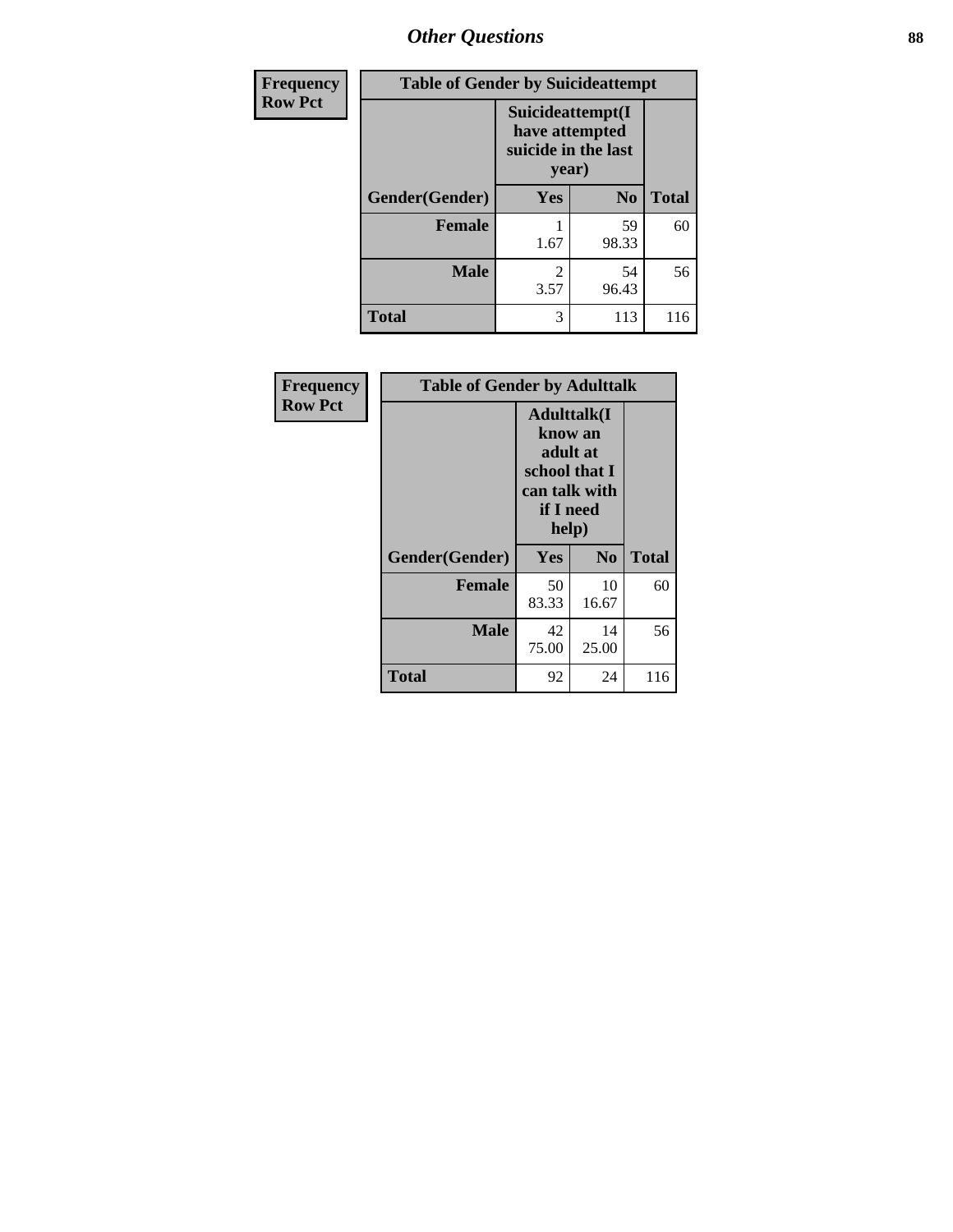## Other Questions

| Frequency Row Pct | Table of Gender by Suicideattempt | | |
|---|---|---|---|
| | Suicideattempt(I have attempted suicide in the last year) | | |
| Gender(Gender) | Yes | No | Total |
| Female | 1<br>1.67 | 59<br>98.33 | 60 |
| Male | 2<br>3.57 | 54<br>96.43 | 56 |
| Total | 3 | 113 | 116 |

| Frequency Row Pct | Table of Gender by Adulttalk | | |
|---|---|---|---|
| | Adulttalk(I know an adult at school that I can talk with if I need help) | | |
| Gender(Gender) | Yes | No | Total |
| Female | 50<br>83.33 | 10<br>16.67 | 60 |
| Male | 42<br>75.00 | 14<br>25.00 | 56 |
| Total | 92 | 24 | 116 |